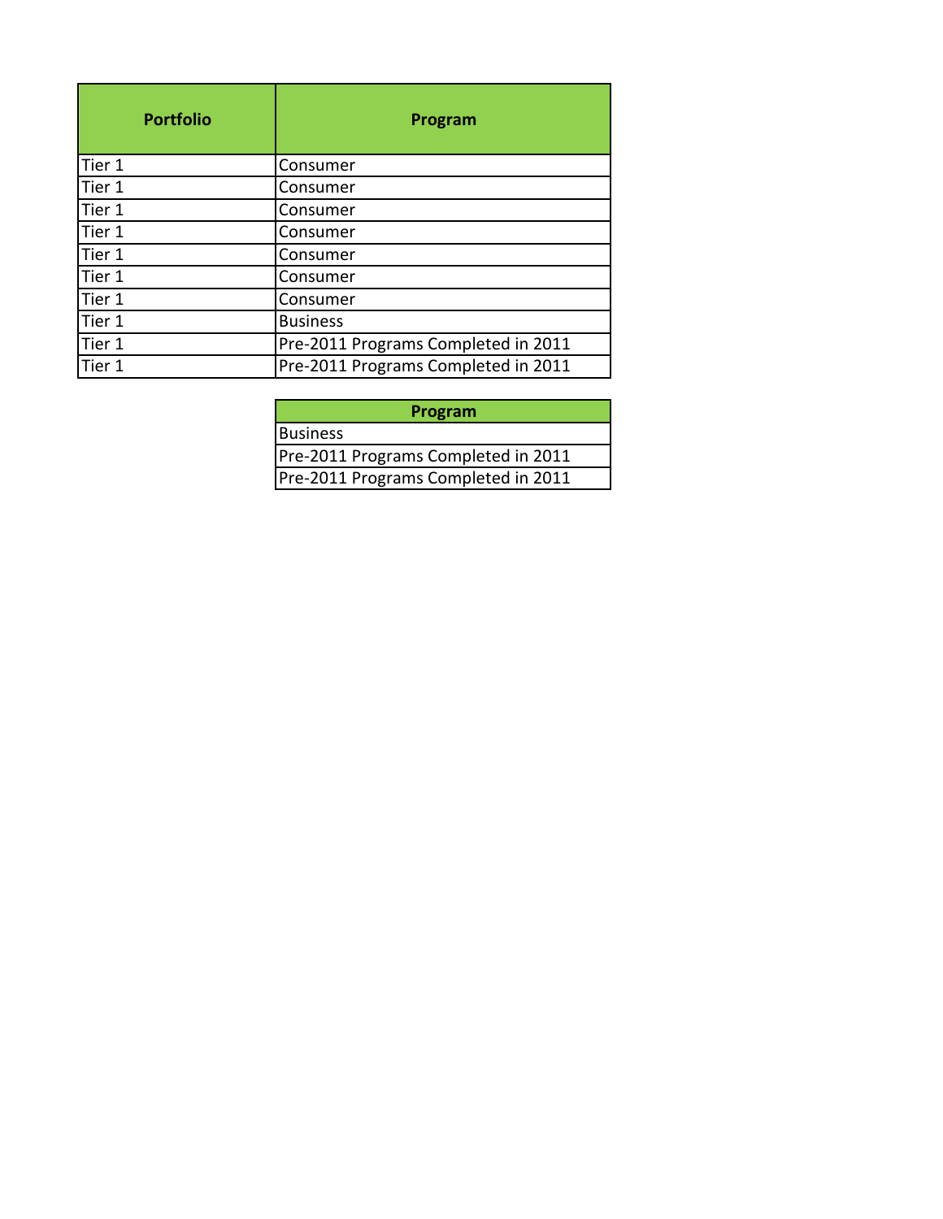| Portfolio | Program |
| --- | --- |
| Tier 1 | Consumer |
| Tier 1 | Consumer |
| Tier 1 | Consumer |
| Tier 1 | Consumer |
| Tier 1 | Consumer |
| Tier 1 | Consumer |
| Tier 1 | Consumer |
| Tier 1 | Business |
| Tier 1 | Pre-2011 Programs Completed in 2011 |
| Tier 1 | Pre-2011 Programs Completed in 2011 |

| Program |
| --- |
| Business |
| Pre-2011 Programs Completed in 2011 |
| Pre-2011 Programs Completed in 2011 |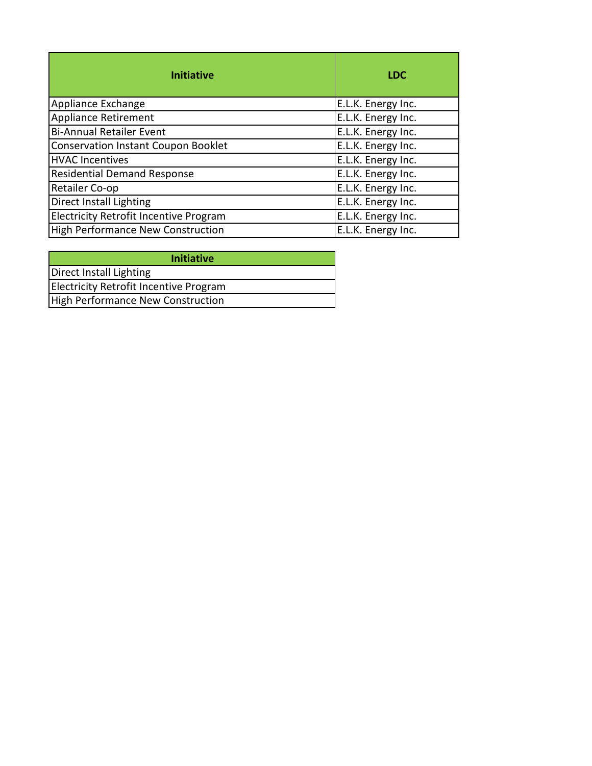| Initiative | LDC |
|---|---|
| Appliance Exchange | E.L.K. Energy Inc. |
| Appliance Retirement | E.L.K. Energy Inc. |
| Bi-Annual Retailer Event | E.L.K. Energy Inc. |
| Conservation Instant Coupon Booklet | E.L.K. Energy Inc. |
| HVAC Incentives | E.L.K. Energy Inc. |
| Residential Demand Response | E.L.K. Energy Inc. |
| Retailer Co-op | E.L.K. Energy Inc. |
| Direct Install Lighting | E.L.K. Energy Inc. |
| Electricity Retrofit Incentive Program | E.L.K. Energy Inc. |
| High Performance New Construction | E.L.K. Energy Inc. |

| Initiative |
|---|
| Direct Install Lighting |
| Electricity Retrofit Incentive Program |
| High Performance New Construction |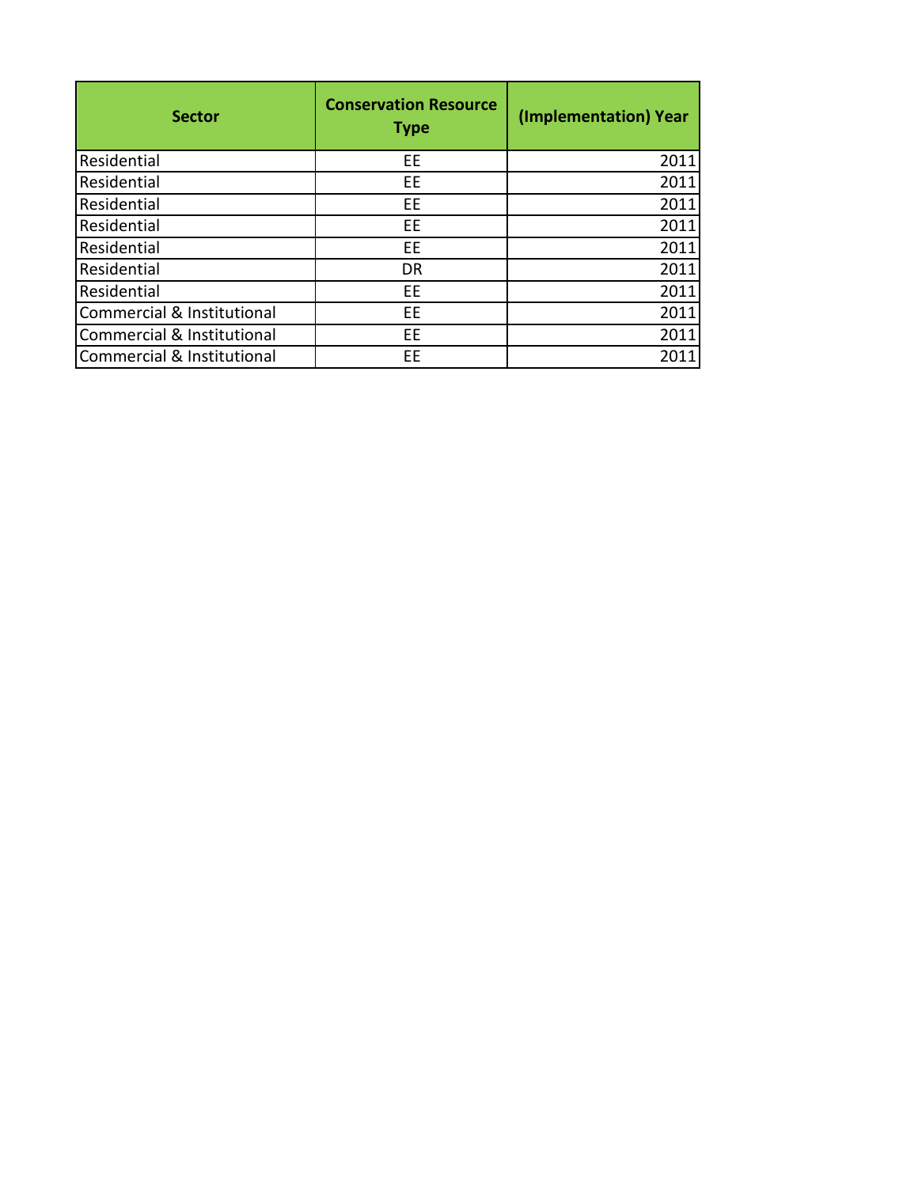| Sector | Conservation Resource Type | (Implementation) Year |
|---|---|---|
| Residential | EE | 2011 |
| Residential | EE | 2011 |
| Residential | EE | 2011 |
| Residential | EE | 2011 |
| Residential | EE | 2011 |
| Residential | DR | 2011 |
| Residential | EE | 2011 |
| Commercial & Institutional | EE | 2011 |
| Commercial & Institutional | EE | 2011 |
| Commercial & Institutional | EE | 2011 |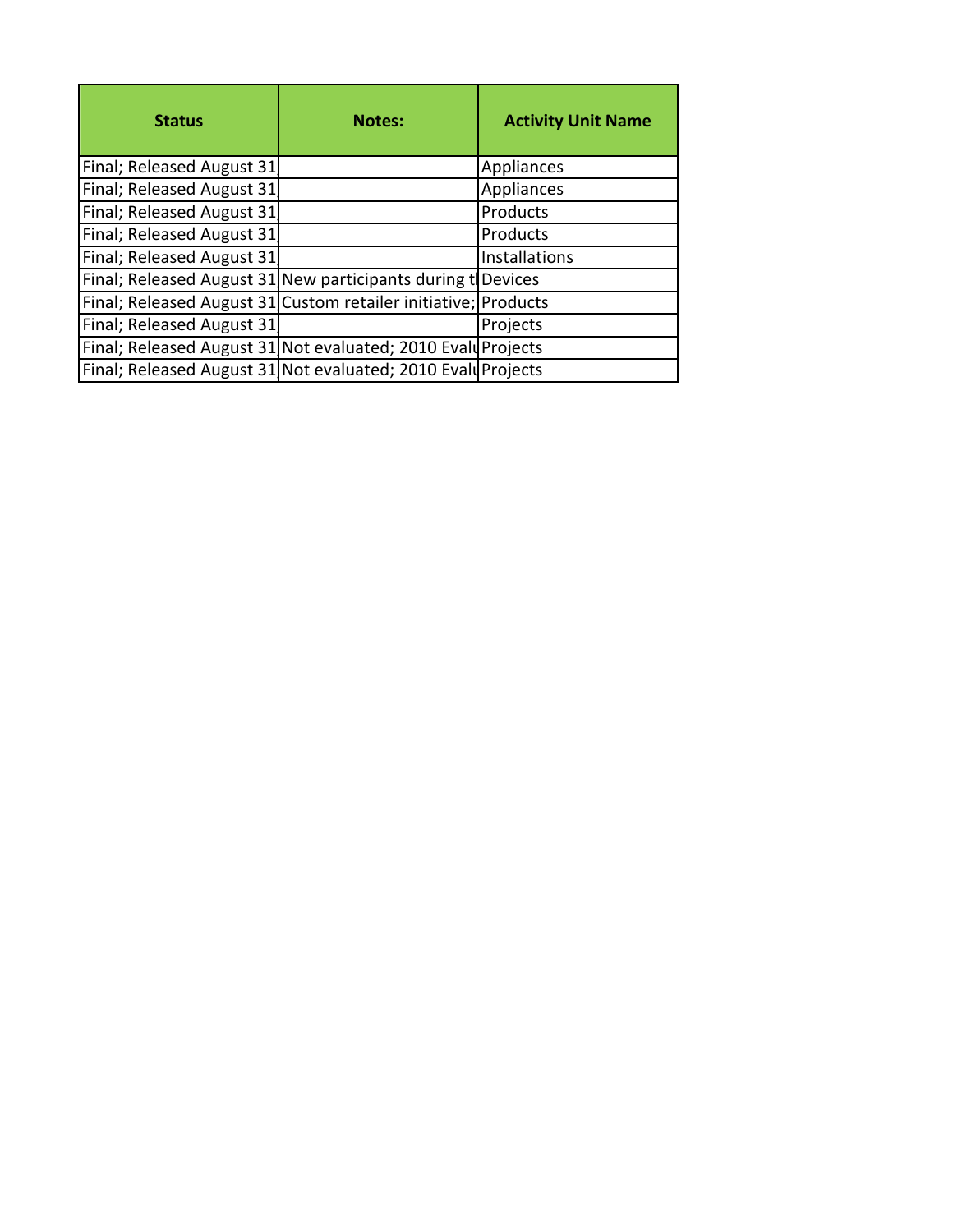| Status | Notes: | Activity Unit Name |
|---|---|---|
| Final; Released August 31 | | Appliances |
| Final; Released August 31 | | Appliances |
| Final; Released August 31 | | Products |
| Final; Released August 31 | | Products |
| Final; Released August 31 | | Installations |
| Final; Released August 31 | New participants during tl | Devices |
| Final; Released August 31 | Custom retailer initiative; | Products |
| Final; Released August 31 | | Projects |
| Final; Released August 31 | Not evaluated; 2010 Evalu | Projects |
| Final; Released August 31 | Not evaluated; 2010 Evalu | Projects |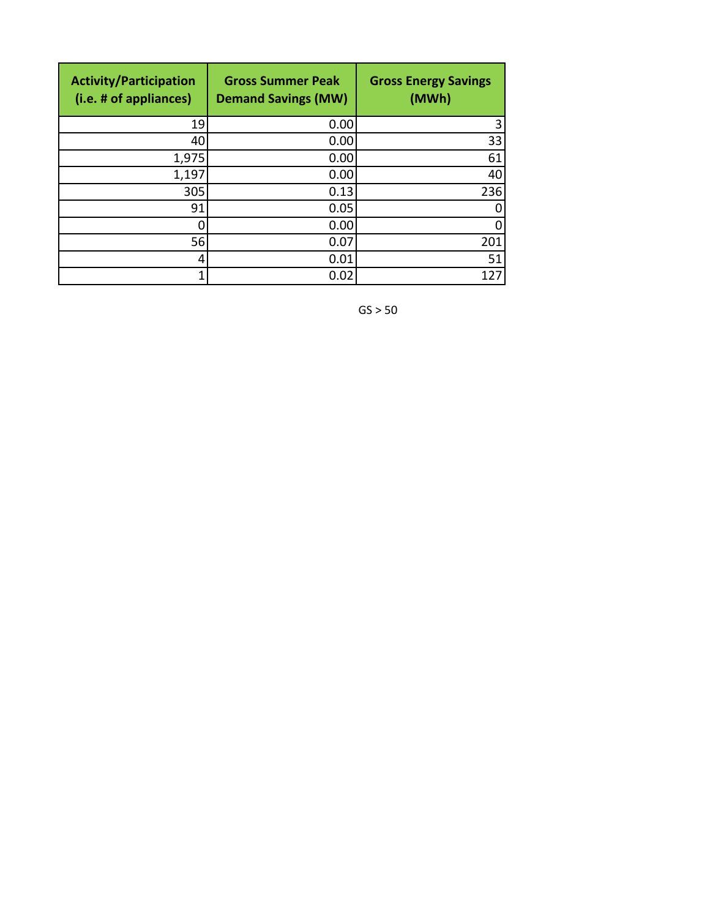| Activity/Participation (i.e. # of appliances) | Gross Summer Peak Demand Savings (MW) | Gross Energy Savings (MWh) |
|---|---|---|
| 19 | 0.00 | 3 |
| 40 | 0.00 | 33 |
| 1,975 | 0.00 | 61 |
| 1,197 | 0.00 | 40 |
| 305 | 0.13 | 236 |
| 91 | 0.05 | 0 |
| 0 | 0.00 | 0 |
| 56 | 0.07 | 201 |
| 4 | 0.01 | 51 |
| 1 | 0.02 | 127 |

GS > 50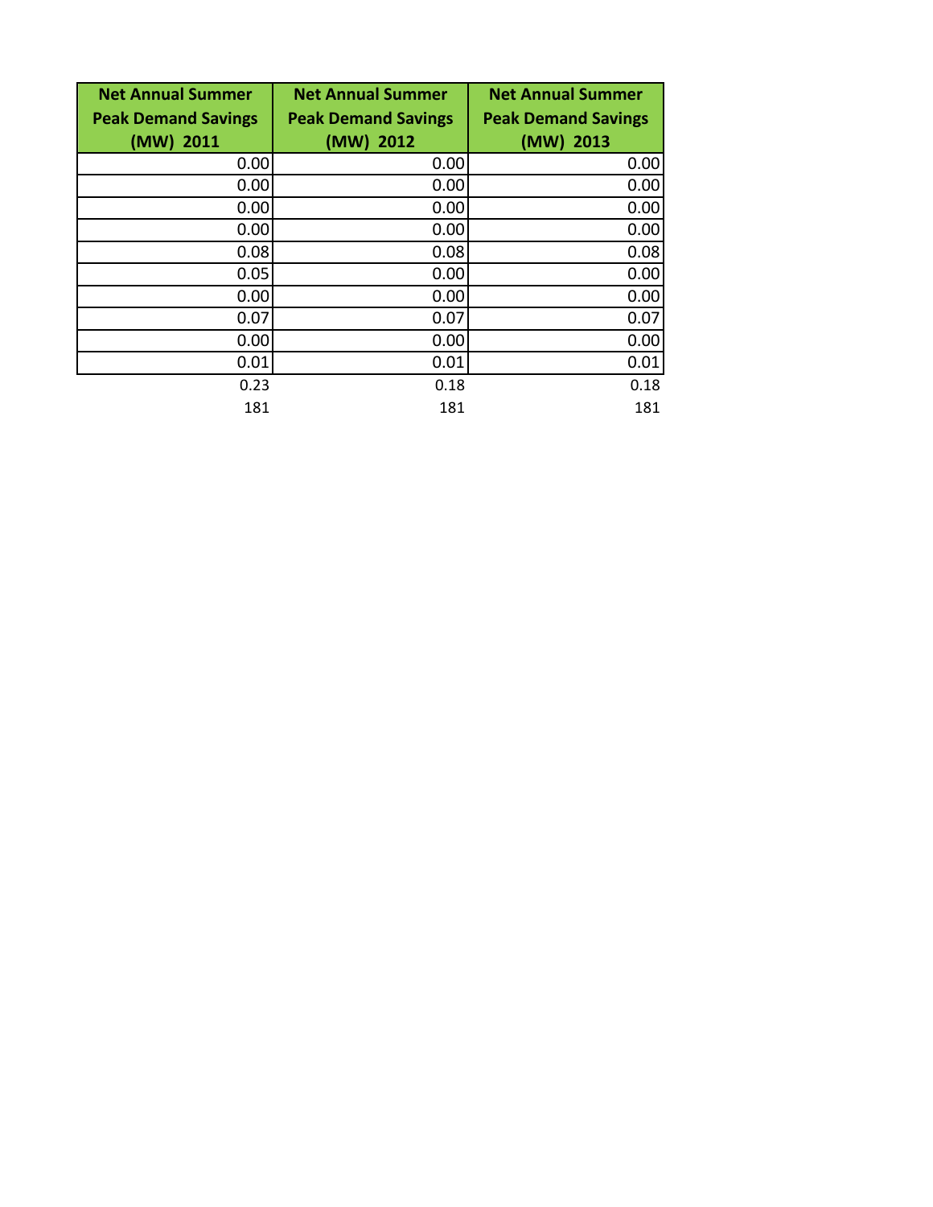| Net Annual Summer Peak Demand Savings (MW) 2011 | Net Annual Summer Peak Demand Savings (MW) 2012 | Net Annual Summer Peak Demand Savings (MW) 2013 |
|---|---|---|
| 0.00 | 0.00 | 0.00 |
| 0.00 | 0.00 | 0.00 |
| 0.00 | 0.00 | 0.00 |
| 0.00 | 0.00 | 0.00 |
| 0.08 | 0.08 | 0.08 |
| 0.05 | 0.00 | 0.00 |
| 0.00 | 0.00 | 0.00 |
| 0.07 | 0.07 | 0.07 |
| 0.00 | 0.00 | 0.00 |
| 0.01 | 0.01 | 0.01 |
| 0.23 | 0.18 | 0.18 |
| 181 | 181 | 181 |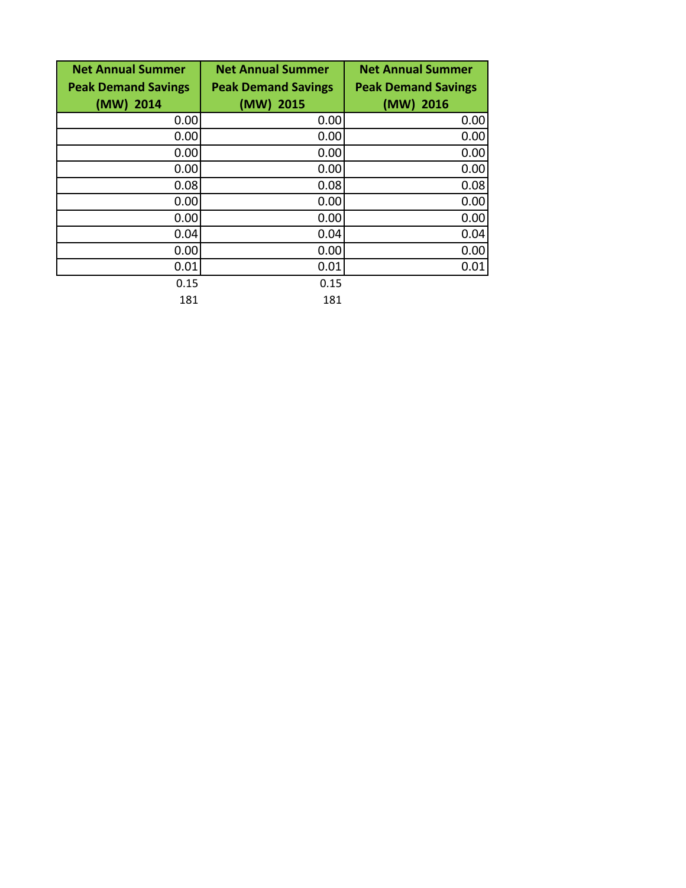| Net Annual Summer Peak Demand Savings (MW) 2014 | Net Annual Summer Peak Demand Savings (MW) 2015 | Net Annual Summer Peak Demand Savings (MW) 2016 |
|---|---|---|
| 0.00 | 0.00 | 0.00 |
| 0.00 | 0.00 | 0.00 |
| 0.00 | 0.00 | 0.00 |
| 0.00 | 0.00 | 0.00 |
| 0.08 | 0.08 | 0.08 |
| 0.00 | 0.00 | 0.00 |
| 0.00 | 0.00 | 0.00 |
| 0.04 | 0.04 | 0.04 |
| 0.00 | 0.00 | 0.00 |
| 0.01 | 0.01 | 0.01 |
| 0.15 | 0.15 | |
| 181 | 181 | |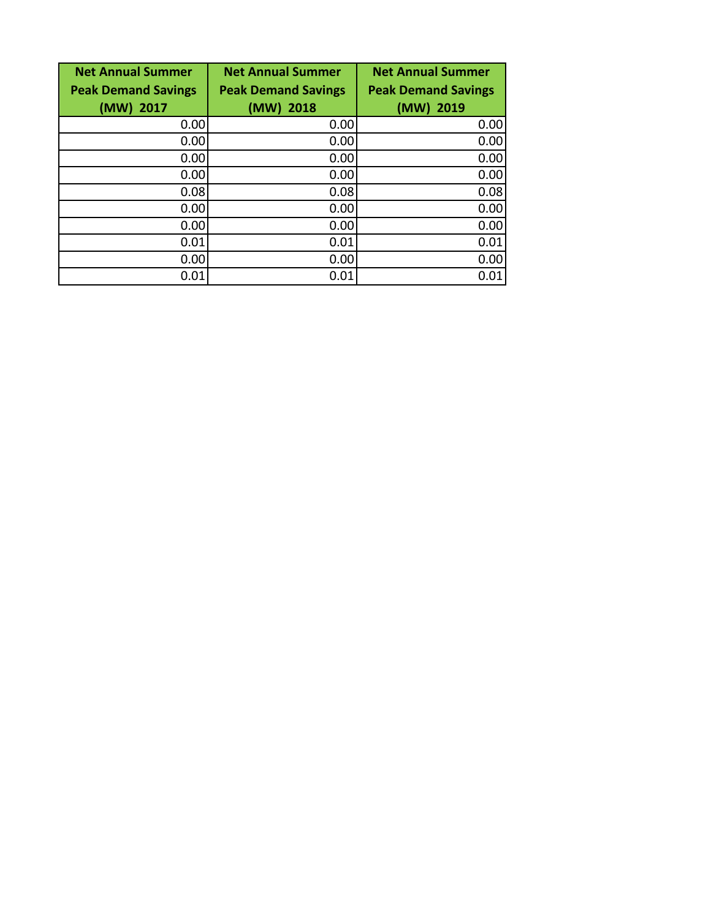| Net Annual Summer Peak Demand Savings (MW) 2017 | Net Annual Summer Peak Demand Savings (MW) 2018 | Net Annual Summer Peak Demand Savings (MW) 2019 |
|---:|---:|---:|
| 0.00 | 0.00 | 0.00 |
| 0.00 | 0.00 | 0.00 |
| 0.00 | 0.00 | 0.00 |
| 0.00 | 0.00 | 0.00 |
| 0.08 | 0.08 | 0.08 |
| 0.00 | 0.00 | 0.00 |
| 0.00 | 0.00 | 0.00 |
| 0.01 | 0.01 | 0.01 |
| 0.00 | 0.00 | 0.00 |
| 0.01 | 0.01 | 0.01 |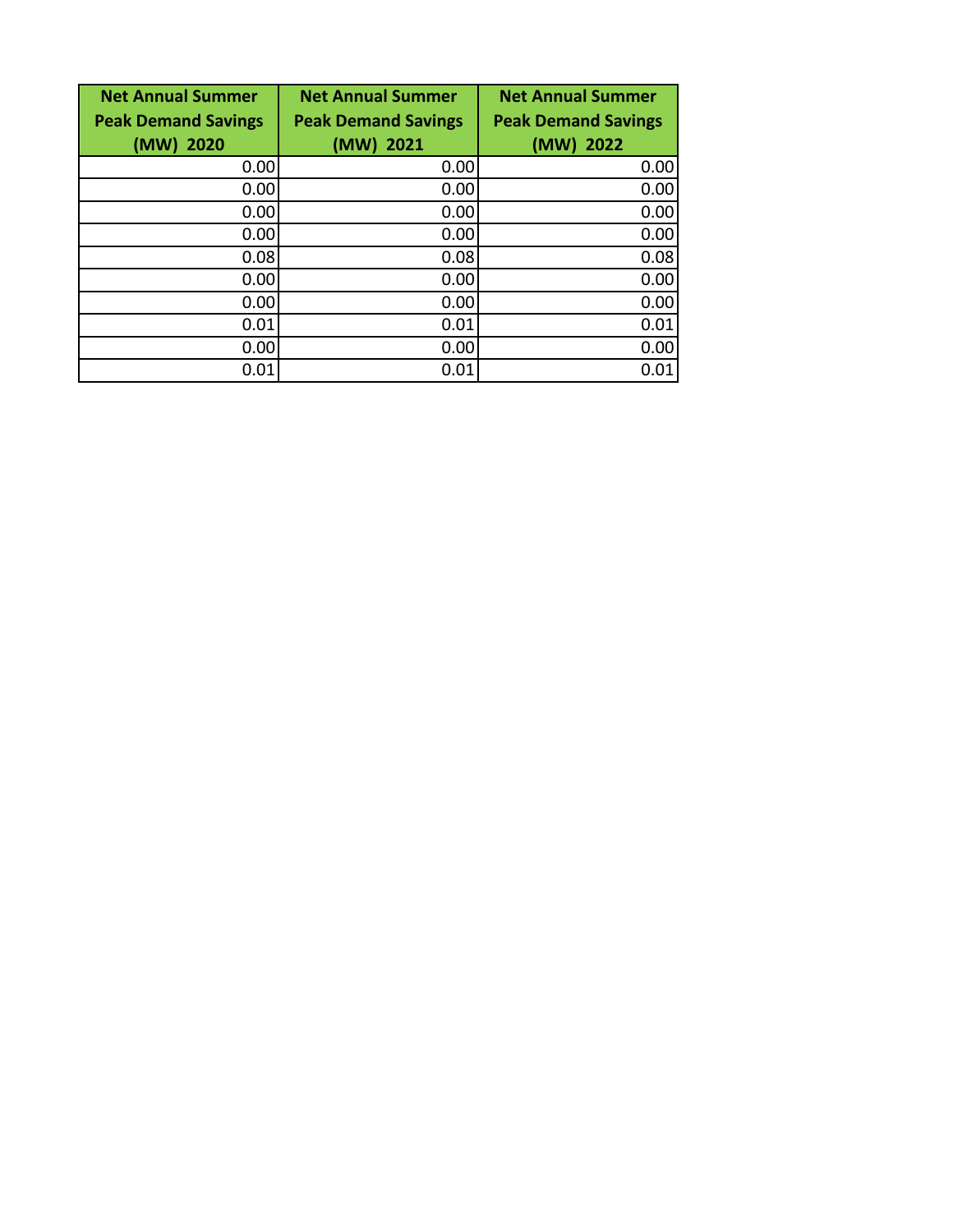| Net Annual Summer Peak Demand Savings (MW) 2020 | Net Annual Summer Peak Demand Savings (MW) 2021 | Net Annual Summer Peak Demand Savings (MW) 2022 |
|---|---|---|
| 0.00 | 0.00 | 0.00 |
| 0.00 | 0.00 | 0.00 |
| 0.00 | 0.00 | 0.00 |
| 0.00 | 0.00 | 0.00 |
| 0.08 | 0.08 | 0.08 |
| 0.00 | 0.00 | 0.00 |
| 0.00 | 0.00 | 0.00 |
| 0.01 | 0.01 | 0.01 |
| 0.00 | 0.00 | 0.00 |
| 0.01 | 0.01 | 0.01 |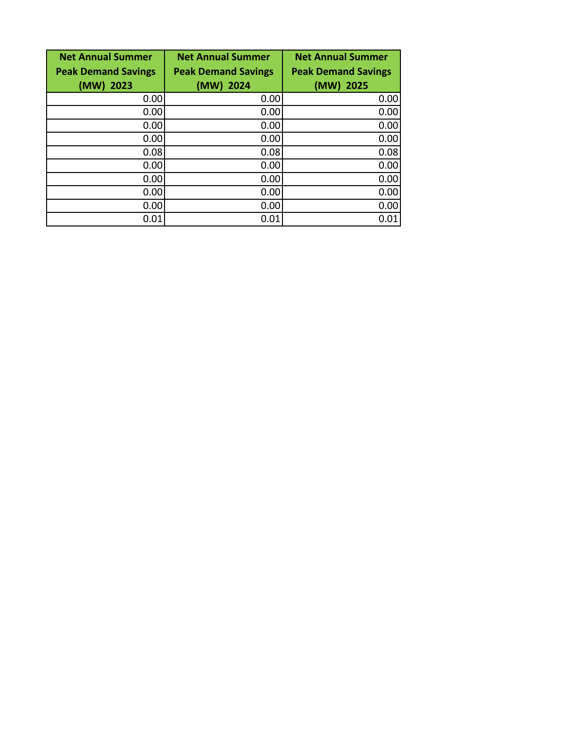| Net Annual Summer Peak Demand Savings (MW) 2023 | Net Annual Summer Peak Demand Savings (MW) 2024 | Net Annual Summer Peak Demand Savings (MW) 2025 |
|---:|---:|---:|
| 0.00 | 0.00 | 0.00 |
| 0.00 | 0.00 | 0.00 |
| 0.00 | 0.00 | 0.00 |
| 0.00 | 0.00 | 0.00 |
| 0.08 | 0.08 | 0.08 |
| 0.00 | 0.00 | 0.00 |
| 0.00 | 0.00 | 0.00 |
| 0.00 | 0.00 | 0.00 |
| 0.00 | 0.00 | 0.00 |
| 0.01 | 0.01 | 0.01 |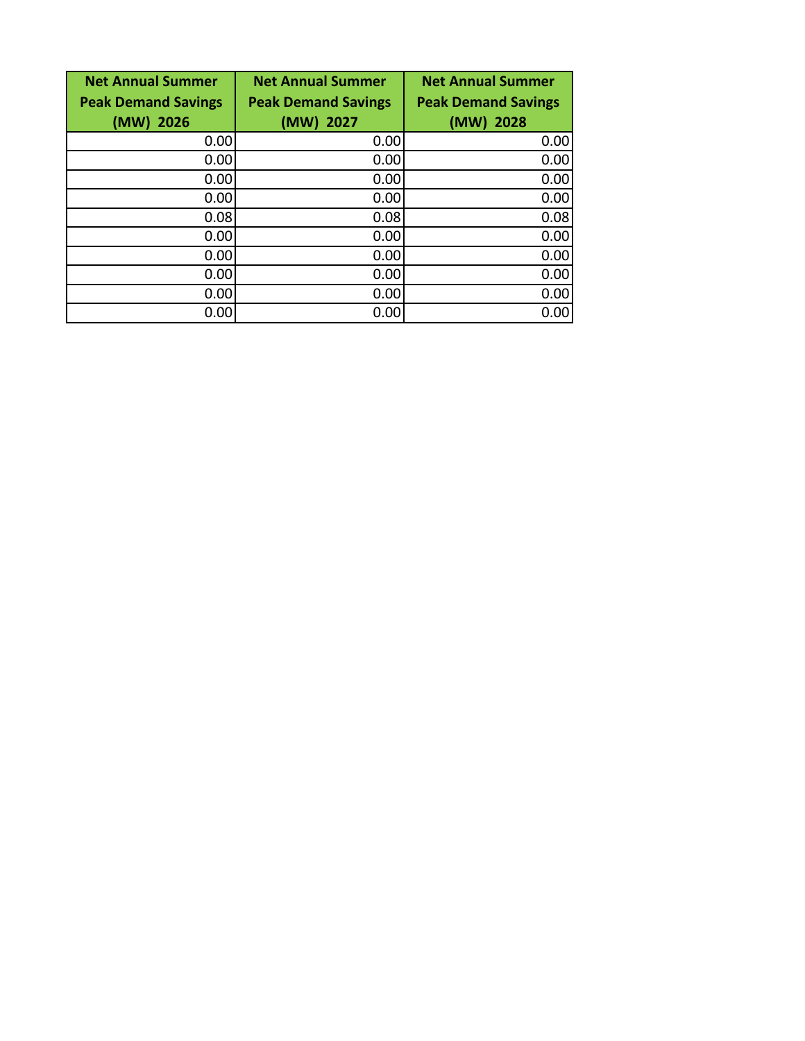| Net Annual Summer Peak Demand Savings (MW) 2026 | Net Annual Summer Peak Demand Savings (MW) 2027 | Net Annual Summer Peak Demand Savings (MW) 2028 |
|---:|---:|---:|
| 0.00 | 0.00 | 0.00 |
| 0.00 | 0.00 | 0.00 |
| 0.00 | 0.00 | 0.00 |
| 0.00 | 0.00 | 0.00 |
| 0.08 | 0.08 | 0.08 |
| 0.00 | 0.00 | 0.00 |
| 0.00 | 0.00 | 0.00 |
| 0.00 | 0.00 | 0.00 |
| 0.00 | 0.00 | 0.00 |
| 0.00 | 0.00 | 0.00 |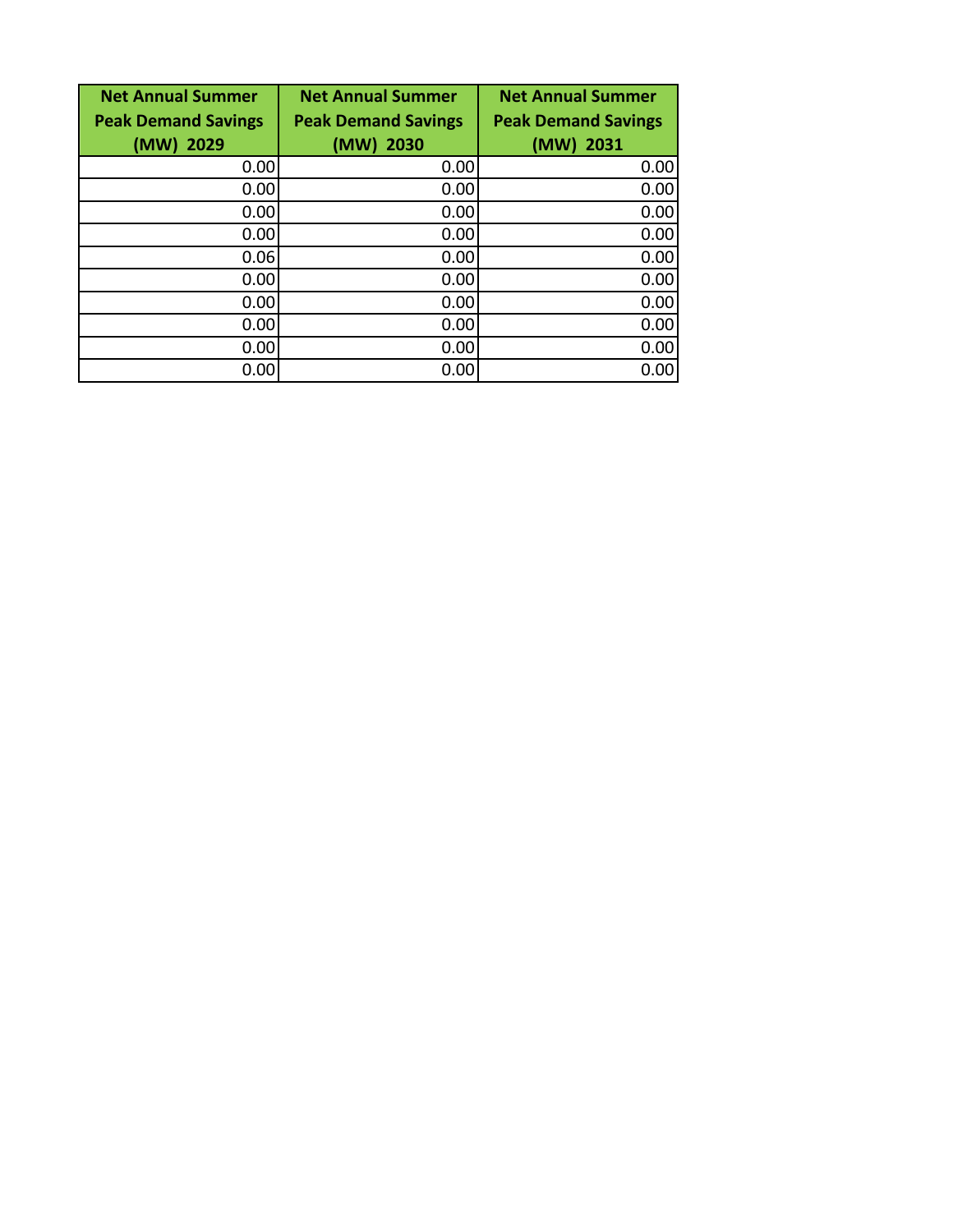| Net Annual Summer Peak Demand Savings (MW) 2029 | Net Annual Summer Peak Demand Savings (MW) 2030 | Net Annual Summer Peak Demand Savings (MW) 2031 |
|---|---|---|
| 0.00 | 0.00 | 0.00 |
| 0.00 | 0.00 | 0.00 |
| 0.00 | 0.00 | 0.00 |
| 0.00 | 0.00 | 0.00 |
| 0.06 | 0.00 | 0.00 |
| 0.00 | 0.00 | 0.00 |
| 0.00 | 0.00 | 0.00 |
| 0.00 | 0.00 | 0.00 |
| 0.00 | 0.00 | 0.00 |
| 0.00 | 0.00 | 0.00 |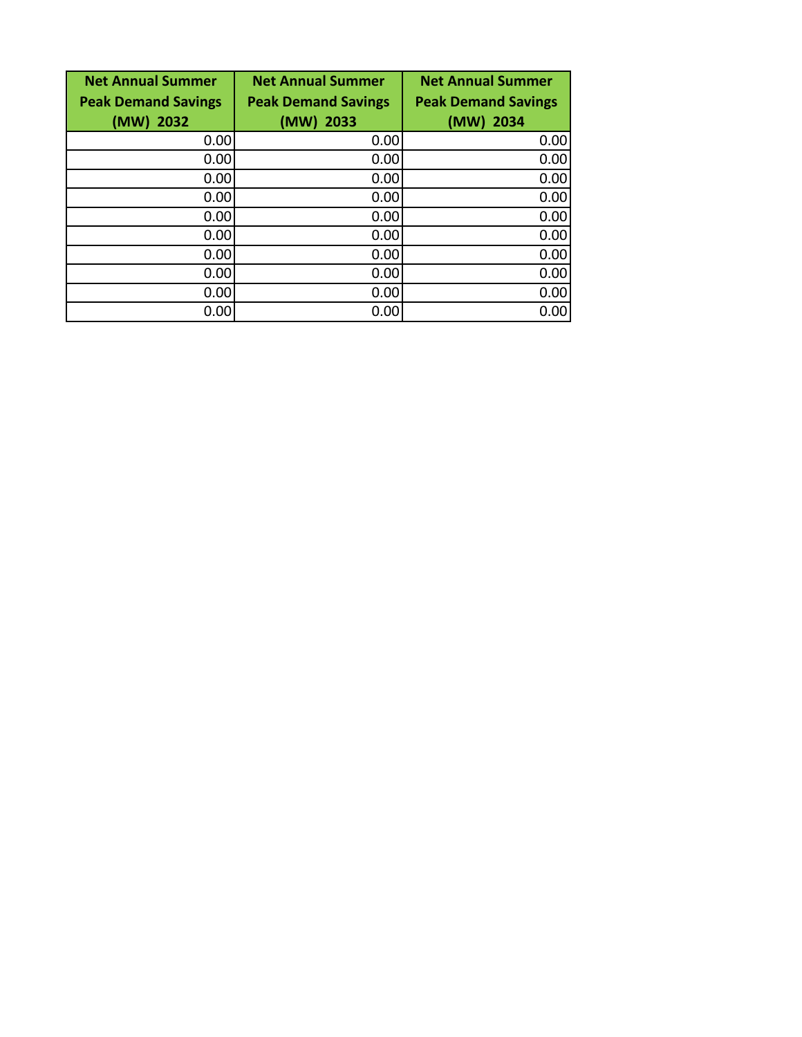| Net Annual Summer Peak Demand Savings (MW) 2032 | Net Annual Summer Peak Demand Savings (MW) 2033 | Net Annual Summer Peak Demand Savings (MW) 2034 |
|---|---|---|
| 0.00 | 0.00 | 0.00 |
| 0.00 | 0.00 | 0.00 |
| 0.00 | 0.00 | 0.00 |
| 0.00 | 0.00 | 0.00 |
| 0.00 | 0.00 | 0.00 |
| 0.00 | 0.00 | 0.00 |
| 0.00 | 0.00 | 0.00 |
| 0.00 | 0.00 | 0.00 |
| 0.00 | 0.00 | 0.00 |
| 0.00 | 0.00 | 0.00 |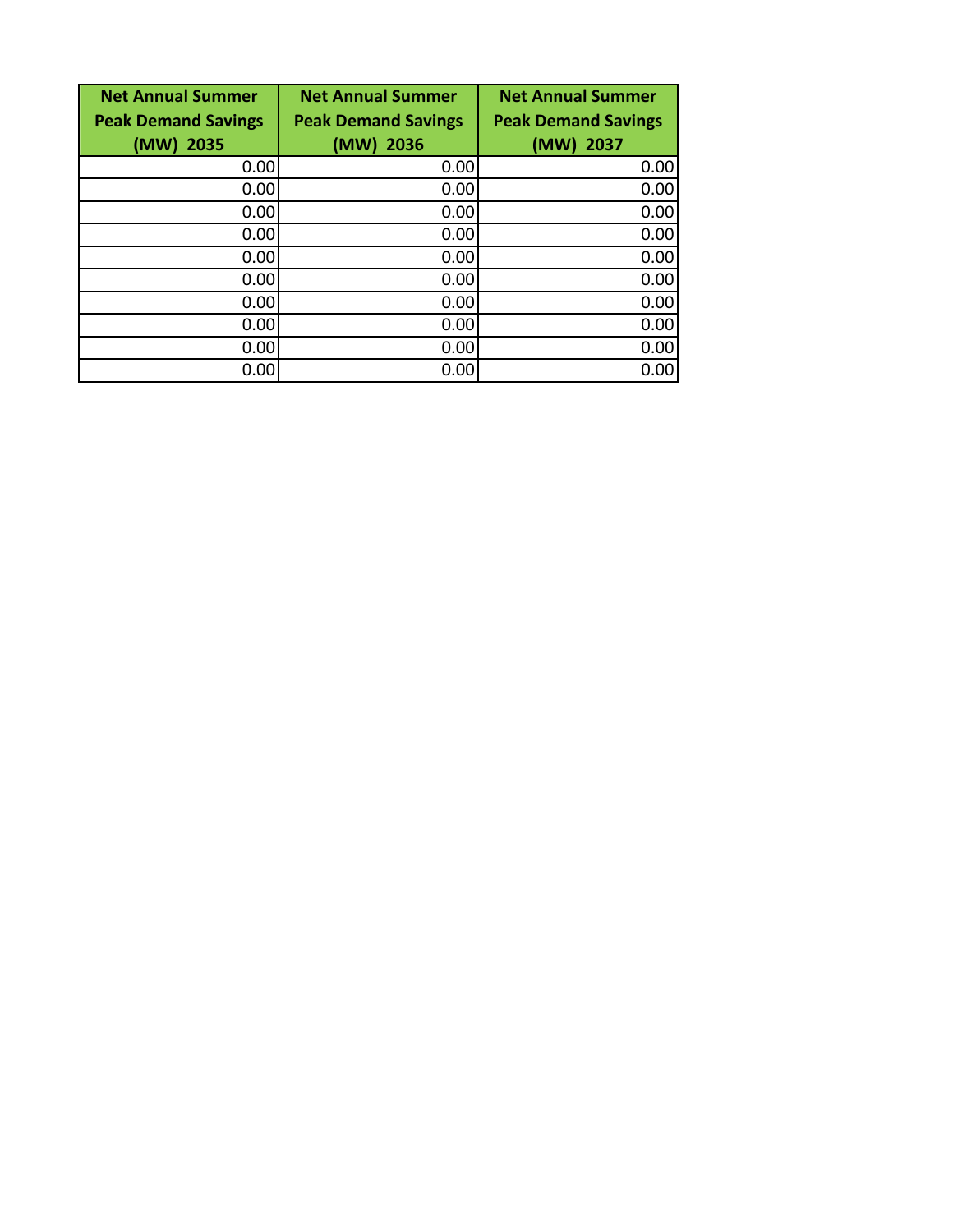| Net Annual Summer Peak Demand Savings (MW) 2035 | Net Annual Summer Peak Demand Savings (MW) 2036 | Net Annual Summer Peak Demand Savings (MW) 2037 |
|---|---|---|
| 0.00 | 0.00 | 0.00 |
| 0.00 | 0.00 | 0.00 |
| 0.00 | 0.00 | 0.00 |
| 0.00 | 0.00 | 0.00 |
| 0.00 | 0.00 | 0.00 |
| 0.00 | 0.00 | 0.00 |
| 0.00 | 0.00 | 0.00 |
| 0.00 | 0.00 | 0.00 |
| 0.00 | 0.00 | 0.00 |
| 0.00 | 0.00 | 0.00 |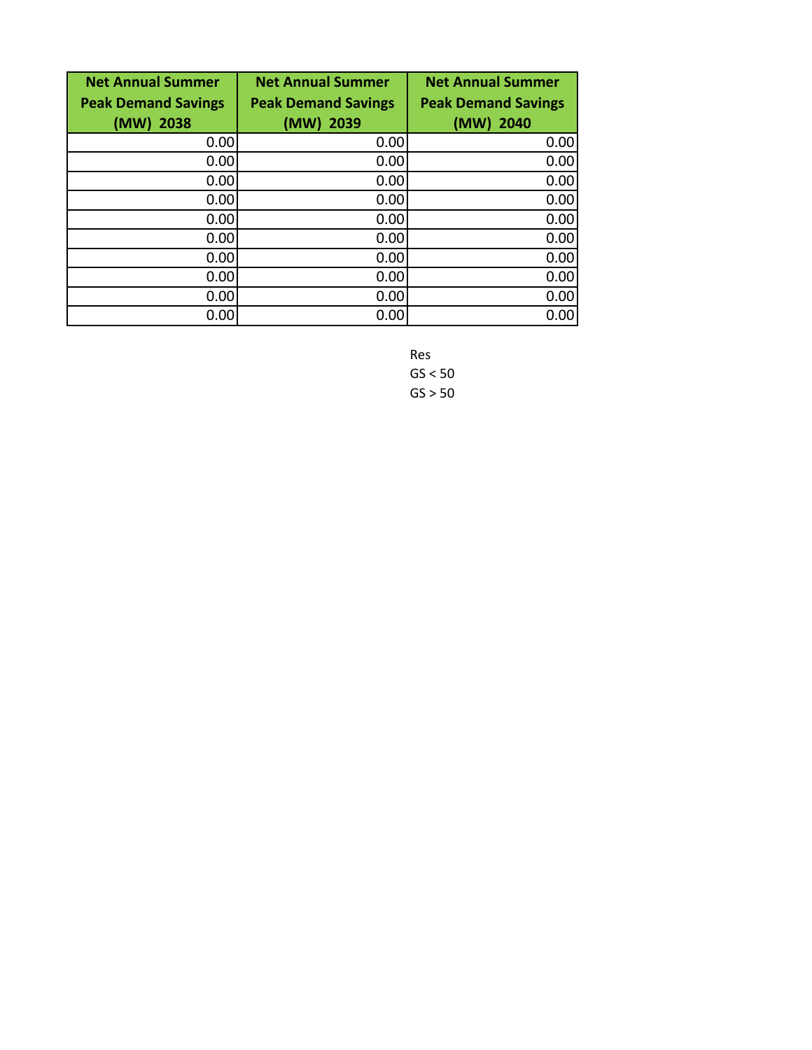| Net Annual Summer Peak Demand Savings (MW) 2038 | Net Annual Summer Peak Demand Savings (MW) 2039 | Net Annual Summer Peak Demand Savings (MW) 2040 |
|---|---|---|
| 0.00 | 0.00 | 0.00 |
| 0.00 | 0.00 | 0.00 |
| 0.00 | 0.00 | 0.00 |
| 0.00 | 0.00 | 0.00 |
| 0.00 | 0.00 | 0.00 |
| 0.00 | 0.00 | 0.00 |
| 0.00 | 0.00 | 0.00 |
| 0.00 | 0.00 | 0.00 |
| 0.00 | 0.00 | 0.00 |
| 0.00 | 0.00 | 0.00 |

Res
GS < 50
GS > 50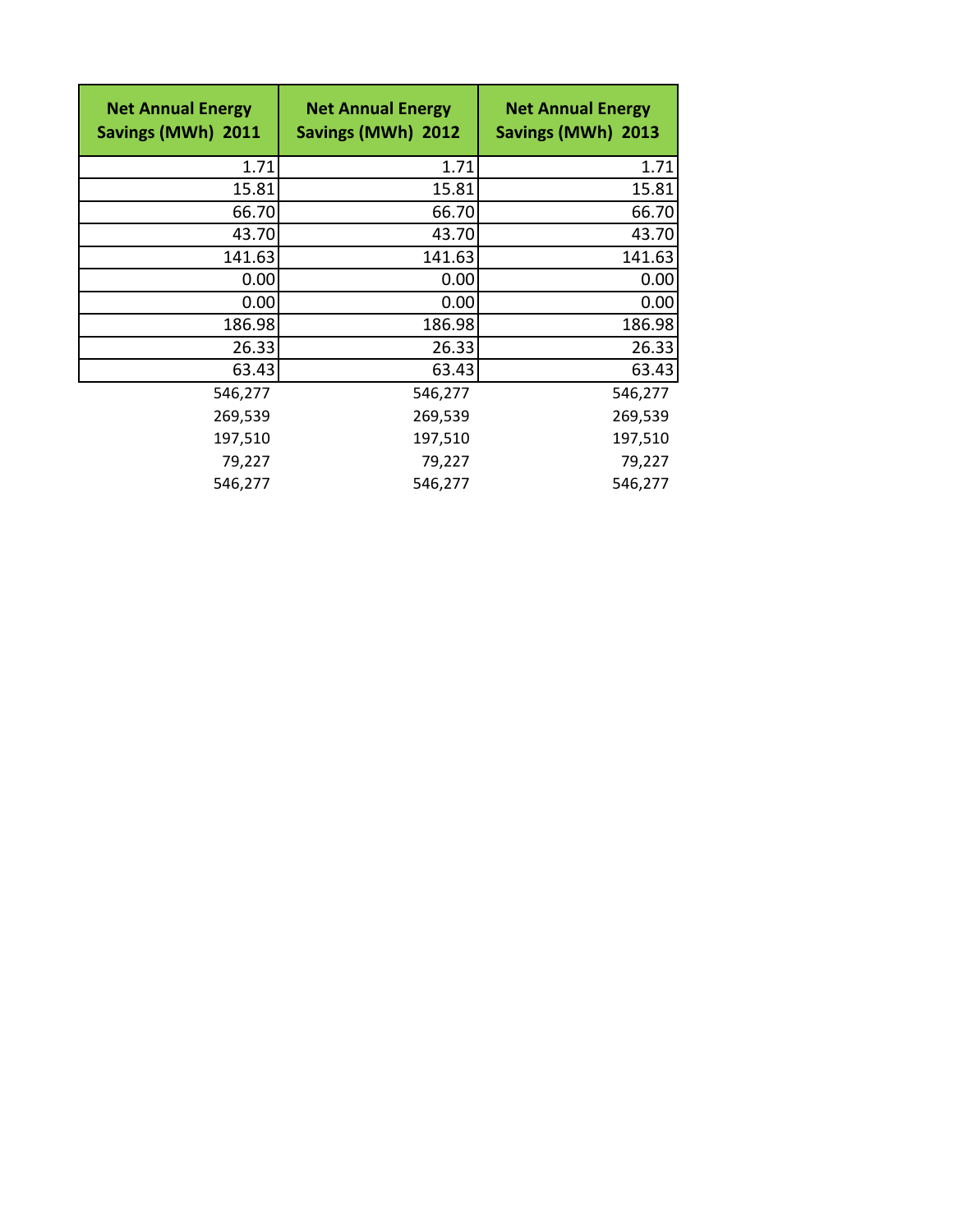| Net Annual Energy Savings (MWh) 2011 | Net Annual Energy Savings (MWh) 2012 | Net Annual Energy Savings (MWh) 2013 |
|---|---|---|
| 1.71 | 1.71 | 1.71 |
| 15.81 | 15.81 | 15.81 |
| 66.70 | 66.70 | 66.70 |
| 43.70 | 43.70 | 43.70 |
| 141.63 | 141.63 | 141.63 |
| 0.00 | 0.00 | 0.00 |
| 0.00 | 0.00 | 0.00 |
| 186.98 | 186.98 | 186.98 |
| 26.33 | 26.33 | 26.33 |
| 63.43 | 63.43 | 63.43 |
| 546,277 | 546,277 | 546,277 |
| 269,539 | 269,539 | 269,539 |
| 197,510 | 197,510 | 197,510 |
| 79,227 | 79,227 | 79,227 |
| 546,277 | 546,277 | 546,277 |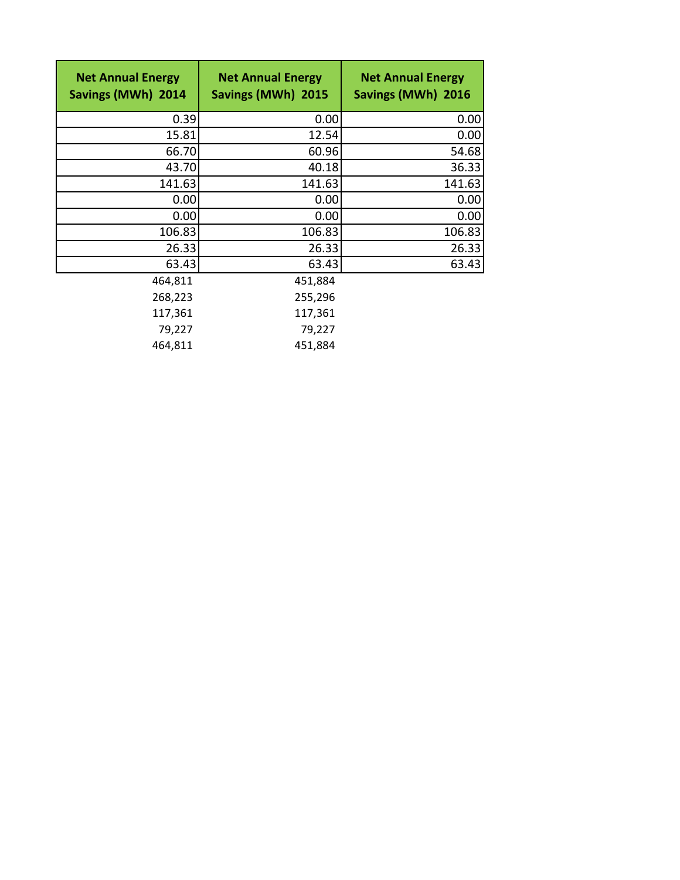| Net Annual Energy Savings (MWh) 2014 | Net Annual Energy Savings (MWh) 2015 | Net Annual Energy Savings (MWh) 2016 |
|---|---|---|
| 0.39 | 0.00 | 0.00 |
| 15.81 | 12.54 | 0.00 |
| 66.70 | 60.96 | 54.68 |
| 43.70 | 40.18 | 36.33 |
| 141.63 | 141.63 | 141.63 |
| 0.00 | 0.00 | 0.00 |
| 0.00 | 0.00 | 0.00 |
| 106.83 | 106.83 | 106.83 |
| 26.33 | 26.33 | 26.33 |
| 63.43 | 63.43 | 63.43 |
| 464,811 | 451,884 | |
| 268,223 | 255,296 | |
| 117,361 | 117,361 | |
| 79,227 | 79,227 | |
| 464,811 | 451,884 | |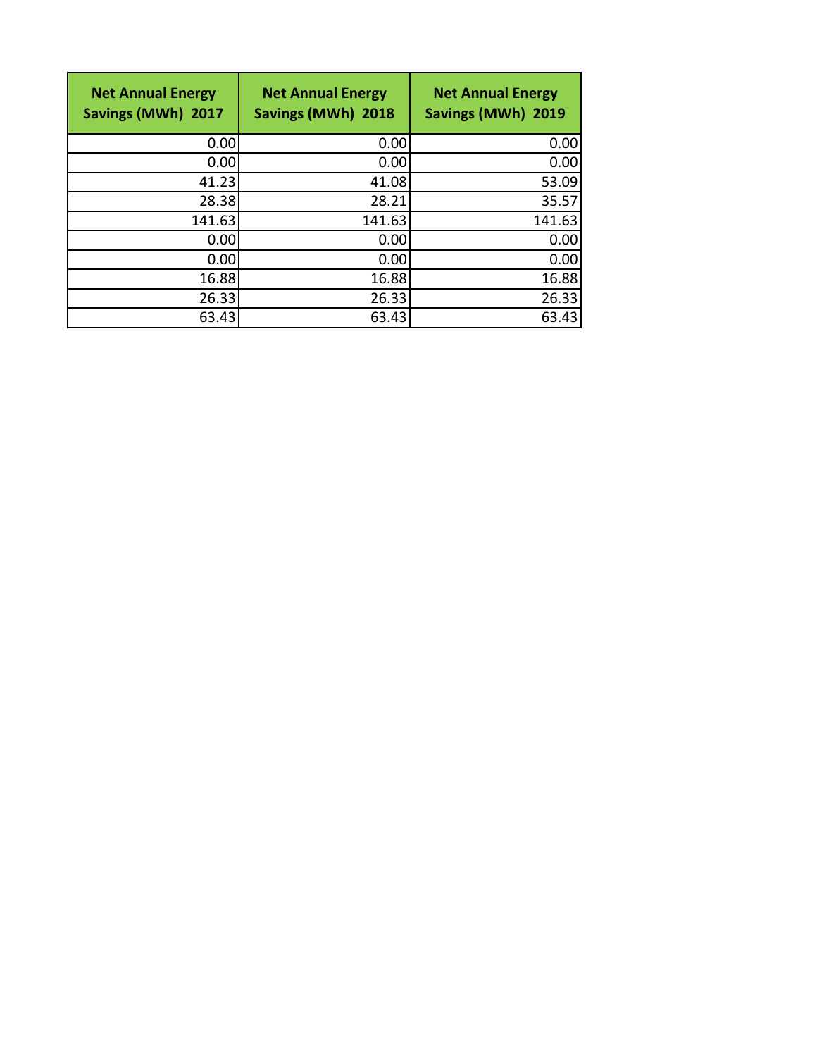| Net Annual Energy Savings (MWh) 2017 | Net Annual Energy Savings (MWh) 2018 | Net Annual Energy Savings (MWh) 2019 |
| ---: | ---: | ---: |
| 0.00 | 0.00 | 0.00 |
| 0.00 | 0.00 | 0.00 |
| 41.23 | 41.08 | 53.09 |
| 28.38 | 28.21 | 35.57 |
| 141.63 | 141.63 | 141.63 |
| 0.00 | 0.00 | 0.00 |
| 0.00 | 0.00 | 0.00 |
| 16.88 | 16.88 | 16.88 |
| 26.33 | 26.33 | 26.33 |
| 63.43 | 63.43 | 63.43 |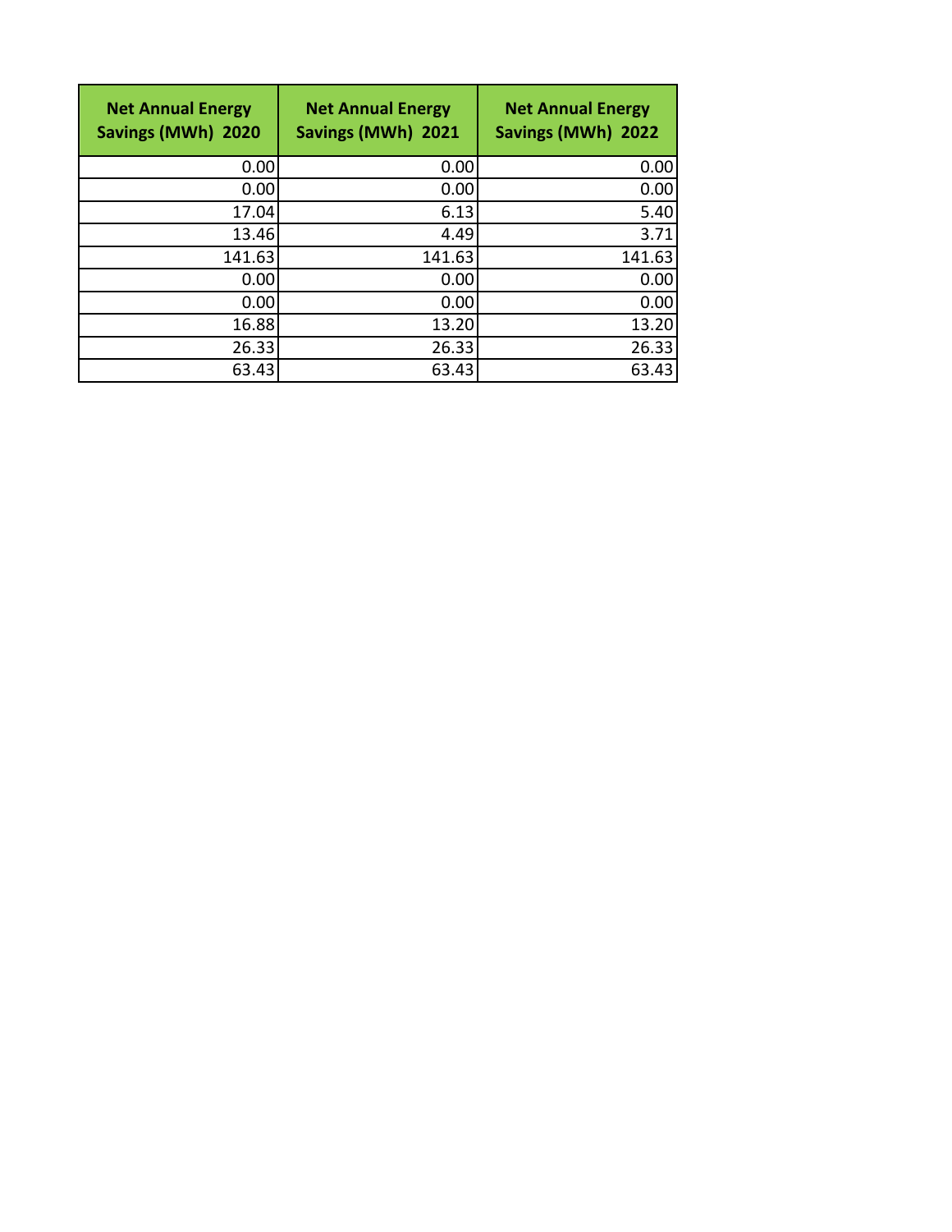| Net Annual Energy Savings (MWh) 2020 | Net Annual Energy Savings (MWh) 2021 | Net Annual Energy Savings (MWh) 2022 |
| ---: | ---: | ---: |
| 0.00 | 0.00 | 0.00 |
| 0.00 | 0.00 | 0.00 |
| 17.04 | 6.13 | 5.40 |
| 13.46 | 4.49 | 3.71 |
| 141.63 | 141.63 | 141.63 |
| 0.00 | 0.00 | 0.00 |
| 0.00 | 0.00 | 0.00 |
| 16.88 | 13.20 | 13.20 |
| 26.33 | 26.33 | 26.33 |
| 63.43 | 63.43 | 63.43 |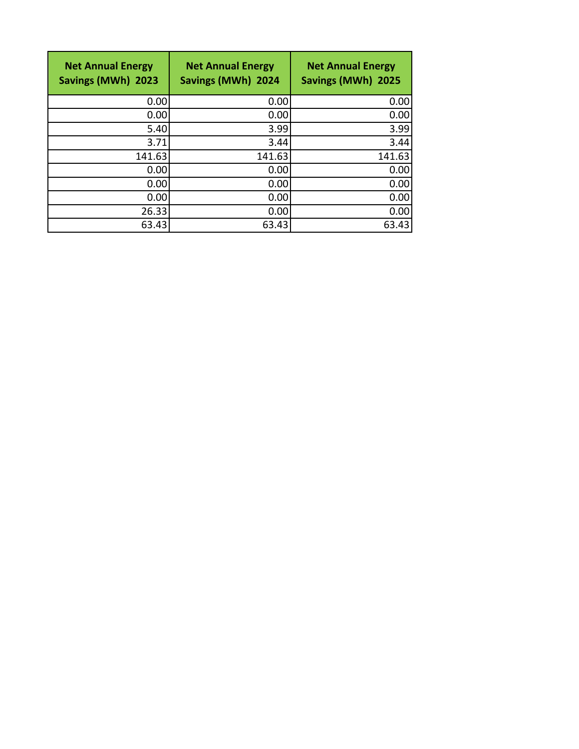| Net Annual Energy Savings (MWh) 2023 | Net Annual Energy Savings (MWh) 2024 | Net Annual Energy Savings (MWh) 2025 |
|---:|---:|---:|
| 0.00 | 0.00 | 0.00 |
| 0.00 | 0.00 | 0.00 |
| 5.40 | 3.99 | 3.99 |
| 3.71 | 3.44 | 3.44 |
| 141.63 | 141.63 | 141.63 |
| 0.00 | 0.00 | 0.00 |
| 0.00 | 0.00 | 0.00 |
| 0.00 | 0.00 | 0.00 |
| 26.33 | 0.00 | 0.00 |
| 63.43 | 63.43 | 63.43 |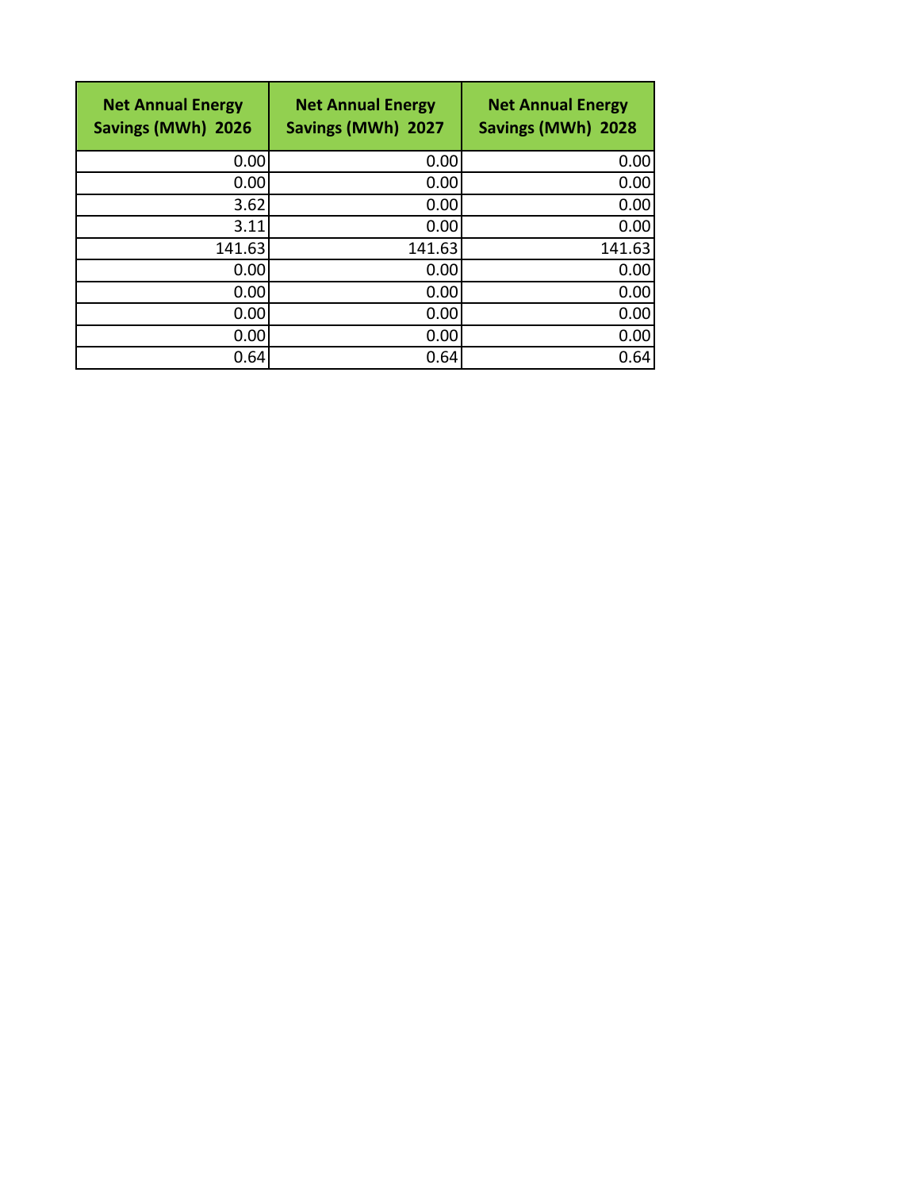| Net Annual Energy Savings (MWh) 2026 | Net Annual Energy Savings (MWh) 2027 | Net Annual Energy Savings (MWh) 2028 |
|---:|---:|---:|
| 0.00 | 0.00 | 0.00 |
| 0.00 | 0.00 | 0.00 |
| 3.62 | 0.00 | 0.00 |
| 3.11 | 0.00 | 0.00 |
| 141.63 | 141.63 | 141.63 |
| 0.00 | 0.00 | 0.00 |
| 0.00 | 0.00 | 0.00 |
| 0.00 | 0.00 | 0.00 |
| 0.00 | 0.00 | 0.00 |
| 0.64 | 0.64 | 0.64 |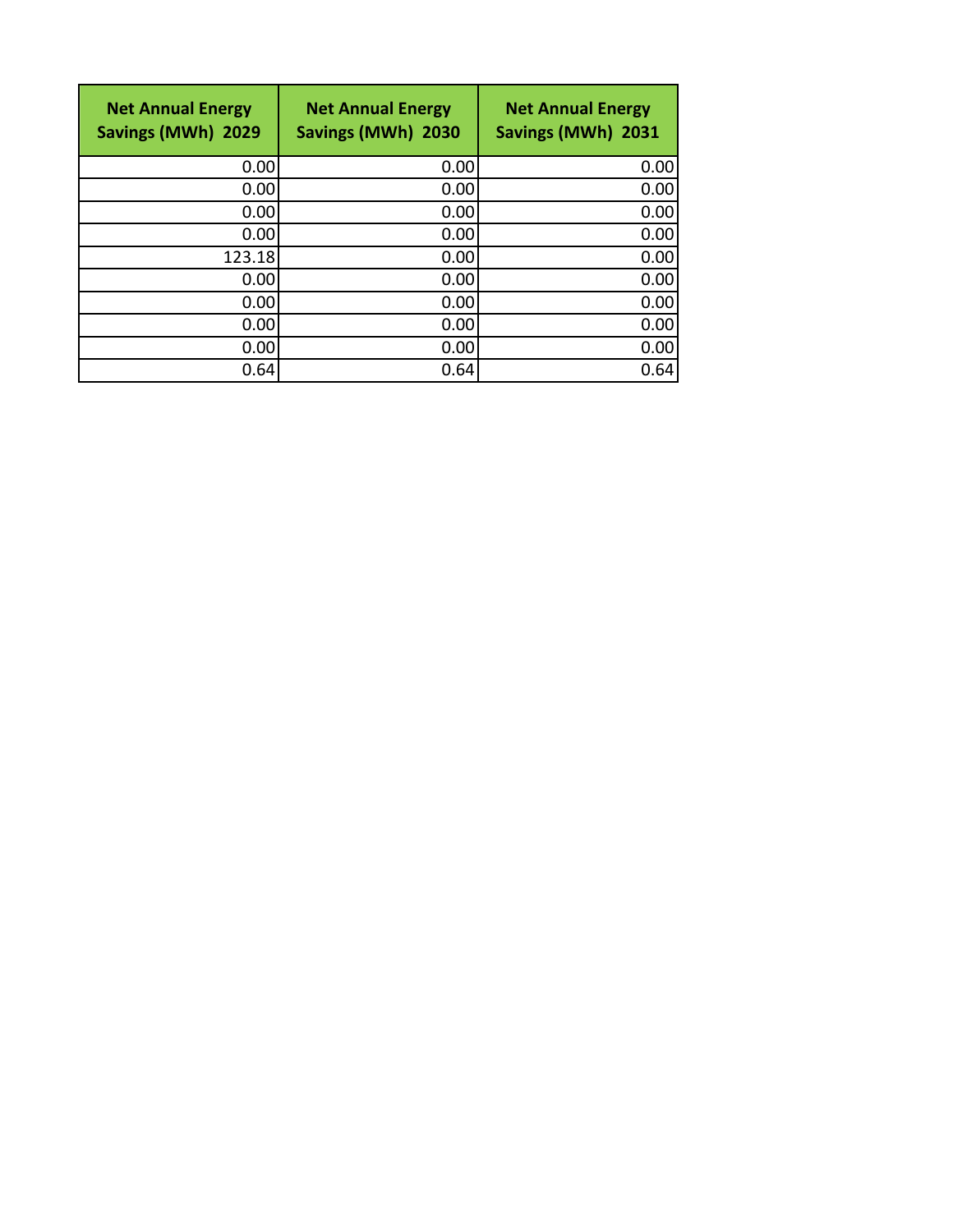| Net Annual Energy Savings (MWh) 2029 | Net Annual Energy Savings (MWh) 2030 | Net Annual Energy Savings (MWh) 2031 |
|---|---|---|
| 0.00 | 0.00 | 0.00 |
| 0.00 | 0.00 | 0.00 |
| 0.00 | 0.00 | 0.00 |
| 0.00 | 0.00 | 0.00 |
| 123.18 | 0.00 | 0.00 |
| 0.00 | 0.00 | 0.00 |
| 0.00 | 0.00 | 0.00 |
| 0.00 | 0.00 | 0.00 |
| 0.00 | 0.00 | 0.00 |
| 0.64 | 0.64 | 0.64 |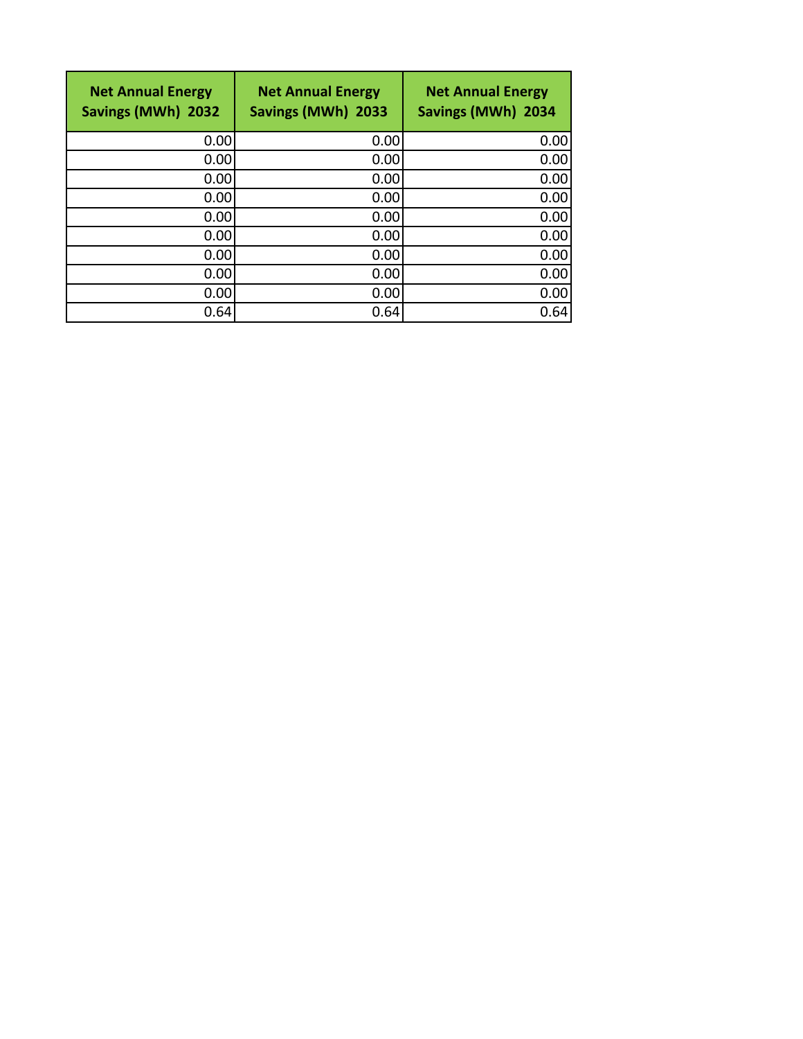| Net Annual Energy Savings (MWh) 2032 | Net Annual Energy Savings (MWh) 2033 | Net Annual Energy Savings (MWh) 2034 |
|---:|---:|---:|
| 0.00 | 0.00 | 0.00 |
| 0.00 | 0.00 | 0.00 |
| 0.00 | 0.00 | 0.00 |
| 0.00 | 0.00 | 0.00 |
| 0.00 | 0.00 | 0.00 |
| 0.00 | 0.00 | 0.00 |
| 0.00 | 0.00 | 0.00 |
| 0.00 | 0.00 | 0.00 |
| 0.00 | 0.00 | 0.00 |
| 0.64 | 0.64 | 0.64 |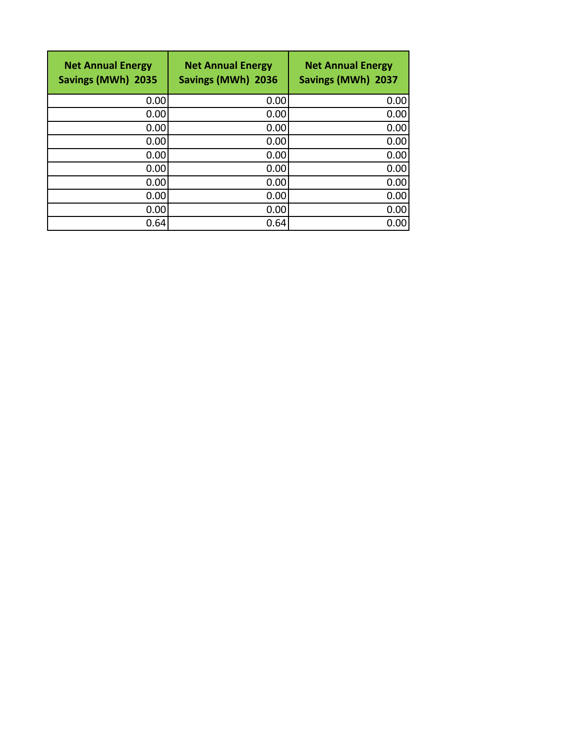| Net Annual Energy Savings (MWh) 2035 | Net Annual Energy Savings (MWh) 2036 | Net Annual Energy Savings (MWh) 2037 |
|---|---|---|
| 0.00 | 0.00 | 0.00 |
| 0.00 | 0.00 | 0.00 |
| 0.00 | 0.00 | 0.00 |
| 0.00 | 0.00 | 0.00 |
| 0.00 | 0.00 | 0.00 |
| 0.00 | 0.00 | 0.00 |
| 0.00 | 0.00 | 0.00 |
| 0.00 | 0.00 | 0.00 |
| 0.00 | 0.00 | 0.00 |
| 0.64 | 0.64 | 0.00 |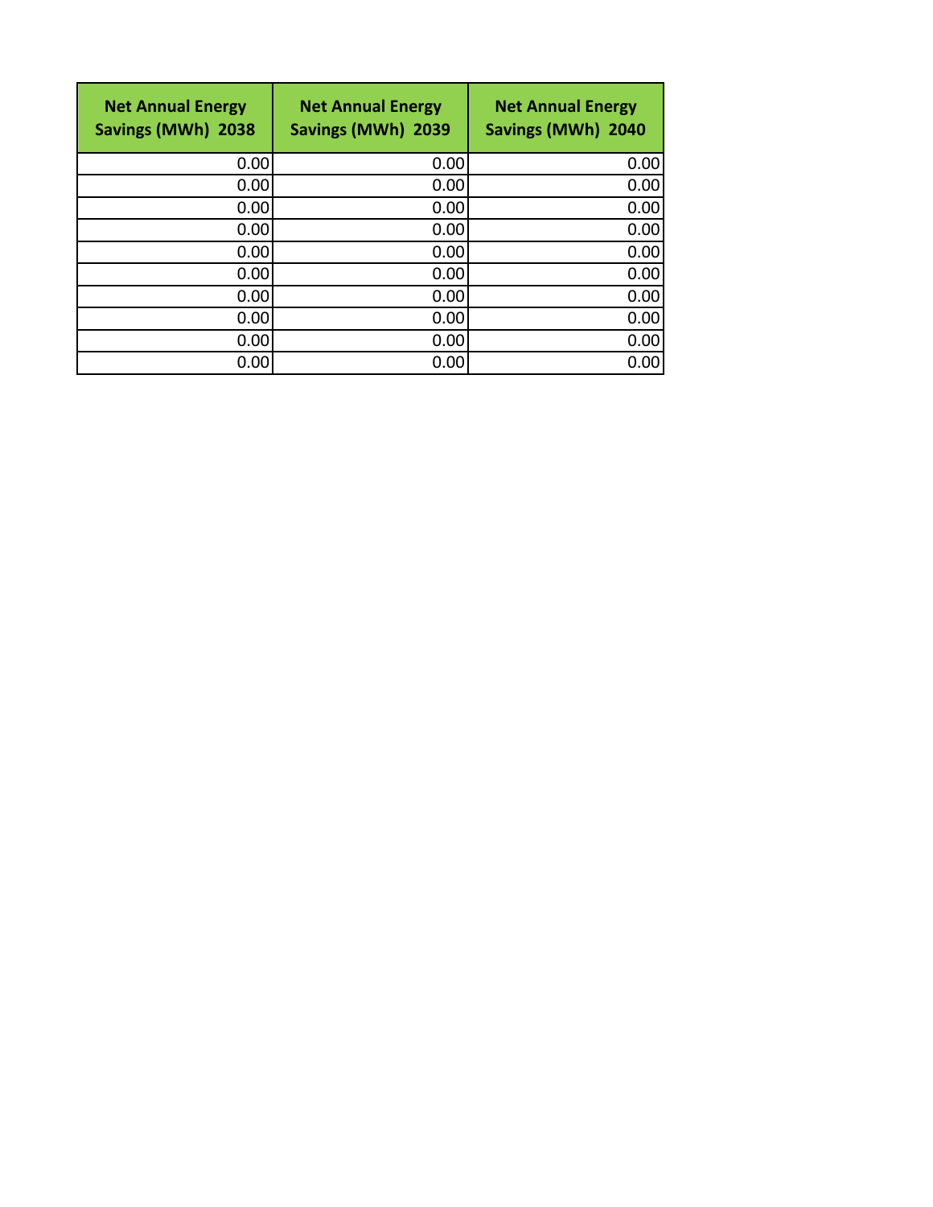| Net Annual Energy Savings (MWh) 2038 | Net Annual Energy Savings (MWh) 2039 | Net Annual Energy Savings (MWh) 2040 |
|---|---|---|
| 0.00 | 0.00 | 0.00 |
| 0.00 | 0.00 | 0.00 |
| 0.00 | 0.00 | 0.00 |
| 0.00 | 0.00 | 0.00 |
| 0.00 | 0.00 | 0.00 |
| 0.00 | 0.00 | 0.00 |
| 0.00 | 0.00 | 0.00 |
| 0.00 | 0.00 | 0.00 |
| 0.00 | 0.00 | 0.00 |
| 0.00 | 0.00 | 0.00 |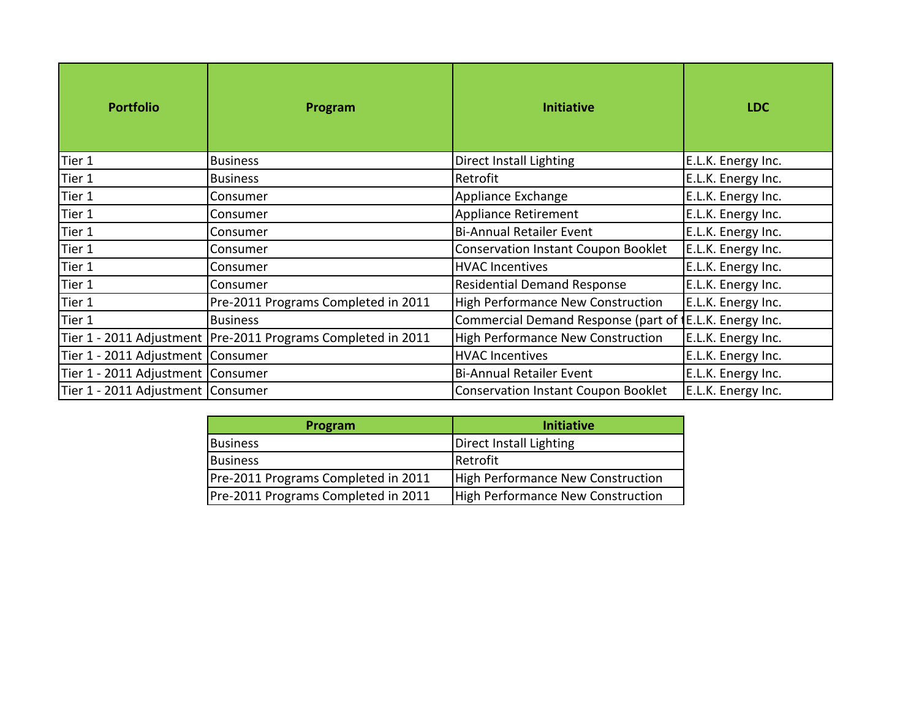| Portfolio | Program | Initiative | LDC |
|---|---|---|---|
| Tier 1 | Business | Direct Install Lighting | E.L.K. Energy Inc. |
| Tier 1 | Business | Retrofit | E.L.K. Energy Inc. |
| Tier 1 | Consumer | Appliance Exchange | E.L.K. Energy Inc. |
| Tier 1 | Consumer | Appliance Retirement | E.L.K. Energy Inc. |
| Tier 1 | Consumer | Bi-Annual Retailer Event | E.L.K. Energy Inc. |
| Tier 1 | Consumer | Conservation Instant Coupon Booklet | E.L.K. Energy Inc. |
| Tier 1 | Consumer | HVAC Incentives | E.L.K. Energy Inc. |
| Tier 1 | Consumer | Residential Demand Response | E.L.K. Energy Inc. |
| Tier 1 | Pre-2011 Programs Completed in 2011 | High Performance New Construction | E.L.K. Energy Inc. |
| Tier 1 | Business | Commercial Demand Response (part of t | E.L.K. Energy Inc. |
| Tier 1 - 2011 Adjustment | Pre-2011 Programs Completed in 2011 | High Performance New Construction | E.L.K. Energy Inc. |
| Tier 1 - 2011 Adjustment | Consumer | HVAC Incentives | E.L.K. Energy Inc. |
| Tier 1 - 2011 Adjustment | Consumer | Bi-Annual Retailer Event | E.L.K. Energy Inc. |
| Tier 1 - 2011 Adjustment | Consumer | Conservation Instant Coupon Booklet | E.L.K. Energy Inc. |

| Program | Initiative |
|---|---|
| Business | Direct Install Lighting |
| Business | Retrofit |
| Pre-2011 Programs Completed in 2011 | High Performance New Construction |
| Pre-2011 Programs Completed in 2011 | High Performance New Construction |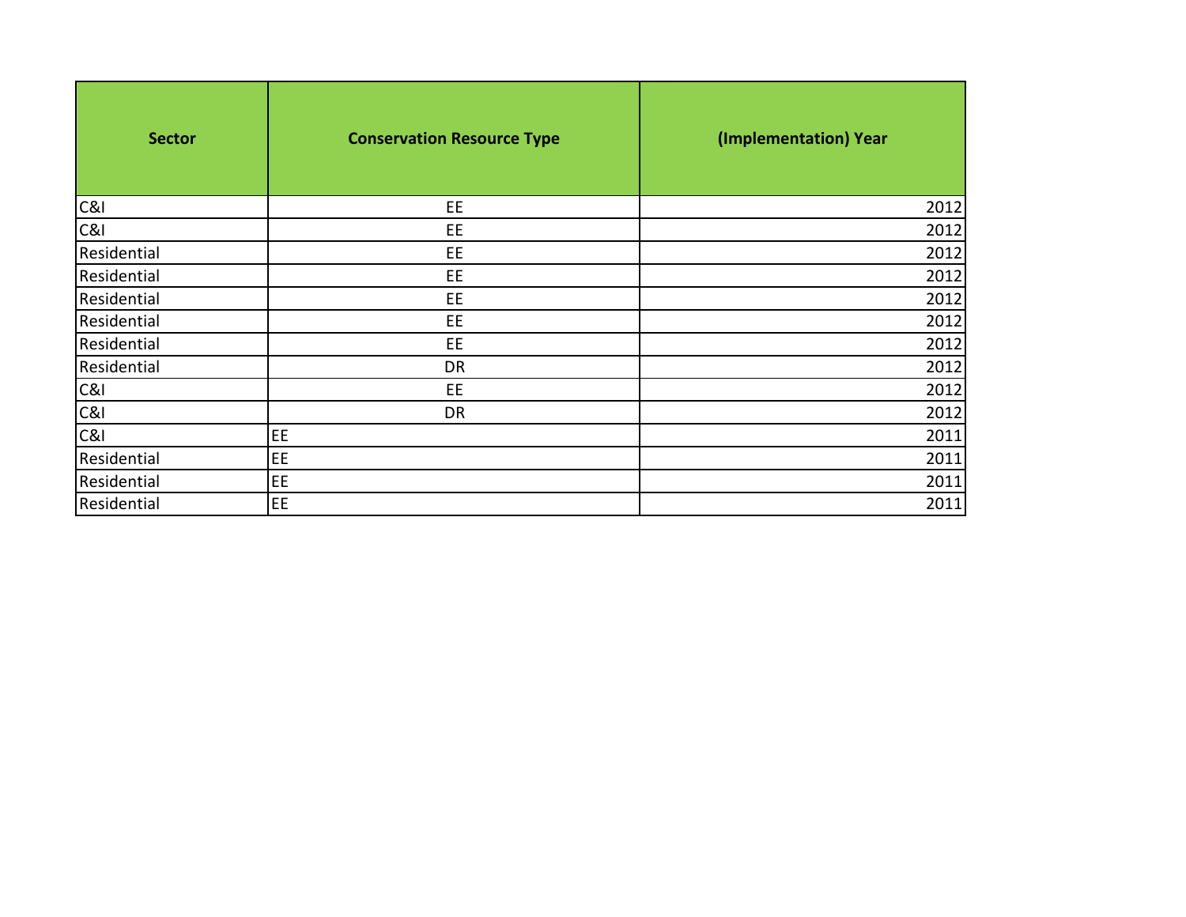| Sector | Conservation Resource Type | (Implementation) Year |
|---|---|---|
| C&I | EE | 2012 |
| C&I | EE | 2012 |
| Residential | EE | 2012 |
| Residential | EE | 2012 |
| Residential | EE | 2012 |
| Residential | EE | 2012 |
| Residential | EE | 2012 |
| Residential | DR | 2012 |
| C&I | EE | 2012 |
| C&I | DR | 2012 |
| C&I | EE | 2011 |
| Residential | EE | 2011 |
| Residential | EE | 2011 |
| Residential | EE | 2011 |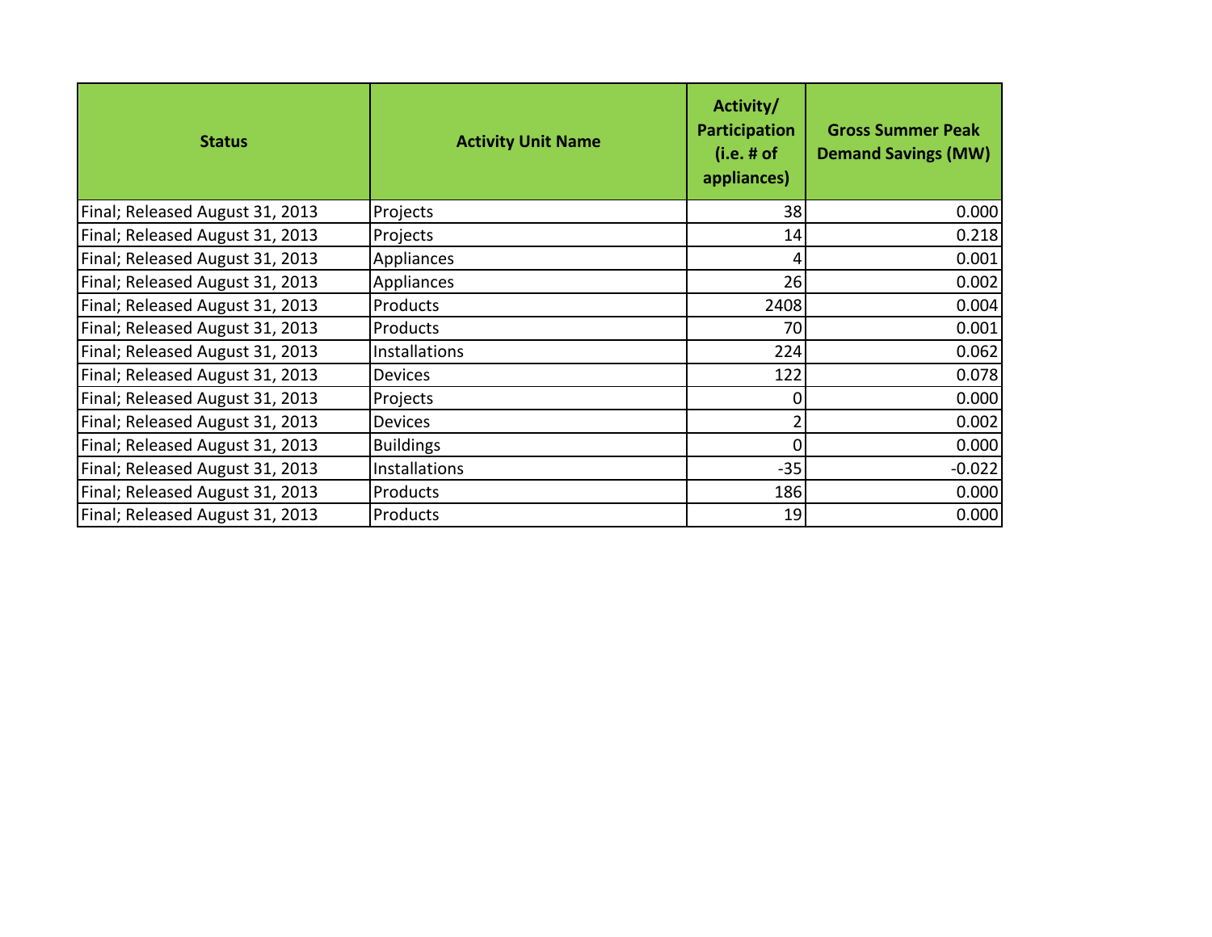| Status | Activity Unit Name | Activity/ Participation (i.e. # of appliances) | Gross Summer Peak Demand Savings (MW) |
|---|---|---|---|
| Final; Released August 31, 2013 | Projects | 38 | 0.000 |
| Final; Released August 31, 2013 | Projects | 14 | 0.218 |
| Final; Released August 31, 2013 | Appliances | 4 | 0.001 |
| Final; Released August 31, 2013 | Appliances | 26 | 0.002 |
| Final; Released August 31, 2013 | Products | 2408 | 0.004 |
| Final; Released August 31, 2013 | Products | 70 | 0.001 |
| Final; Released August 31, 2013 | Installations | 224 | 0.062 |
| Final; Released August 31, 2013 | Devices | 122 | 0.078 |
| Final; Released August 31, 2013 | Projects | 0 | 0.000 |
| Final; Released August 31, 2013 | Devices | 2 | 0.002 |
| Final; Released August 31, 2013 | Buildings | 0 | 0.000 |
| Final; Released August 31, 2013 | Installations | -35 | -0.022 |
| Final; Released August 31, 2013 | Products | 186 | 0.000 |
| Final; Released August 31, 2013 | Products | 19 | 0.000 |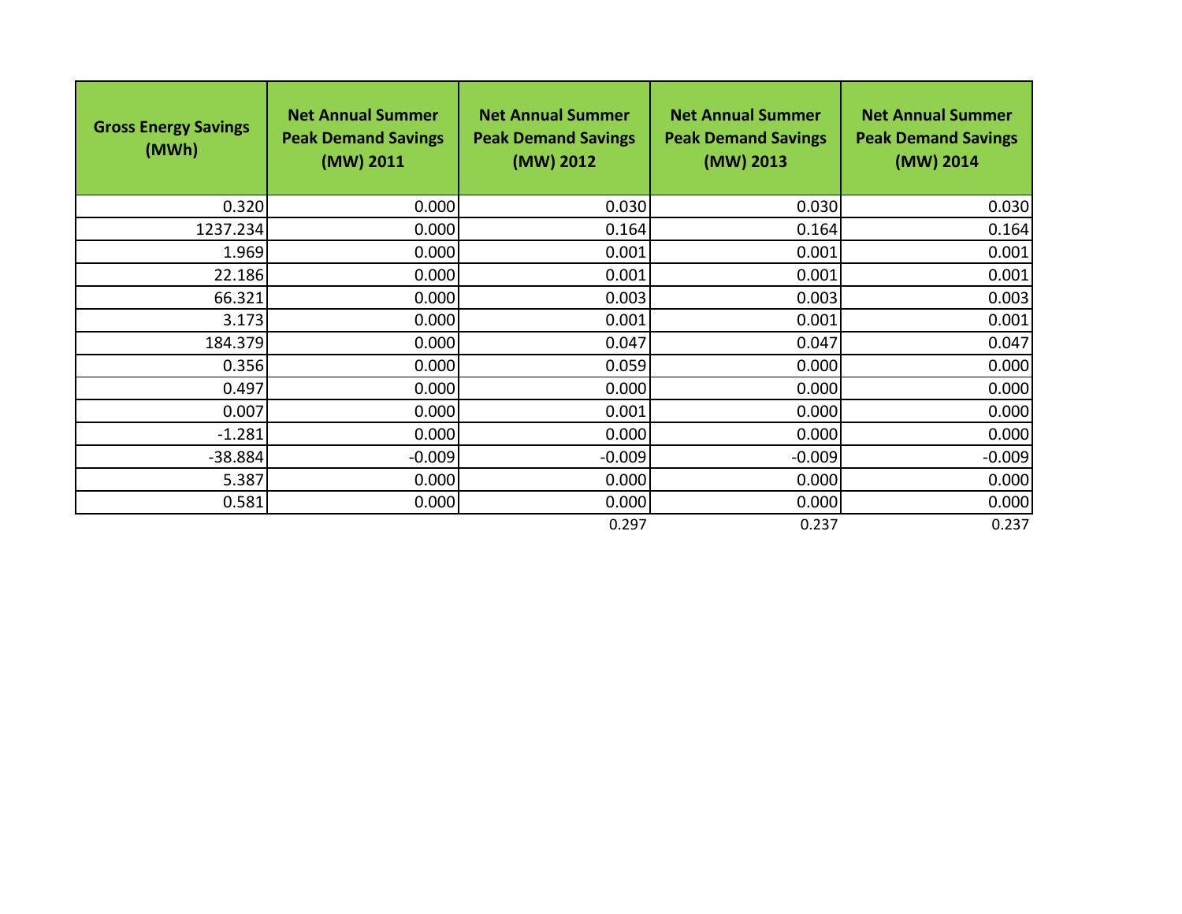| Gross Energy Savings (MWh) | Net Annual Summer Peak Demand Savings (MW) 2011 | Net Annual Summer Peak Demand Savings (MW) 2012 | Net Annual Summer Peak Demand Savings (MW) 2013 | Net Annual Summer Peak Demand Savings (MW) 2014 |
|---|---|---|---|---|
| 0.320 | 0.000 | 0.030 | 0.030 | 0.030 |
| 1237.234 | 0.000 | 0.164 | 0.164 | 0.164 |
| 1.969 | 0.000 | 0.001 | 0.001 | 0.001 |
| 22.186 | 0.000 | 0.001 | 0.001 | 0.001 |
| 66.321 | 0.000 | 0.003 | 0.003 | 0.003 |
| 3.173 | 0.000 | 0.001 | 0.001 | 0.001 |
| 184.379 | 0.000 | 0.047 | 0.047 | 0.047 |
| 0.356 | 0.000 | 0.059 | 0.000 | 0.000 |
| 0.497 | 0.000 | 0.000 | 0.000 | 0.000 |
| 0.007 | 0.000 | 0.001 | 0.000 | 0.000 |
| -1.281 | 0.000 | 0.000 | 0.000 | 0.000 |
| -38.884 | -0.009 | -0.009 | -0.009 | -0.009 |
| 5.387 | 0.000 | 0.000 | 0.000 | 0.000 |
| 0.581 | 0.000 | 0.000 | 0.000 | 0.000 |
| | | 0.297 | 0.237 | 0.237 |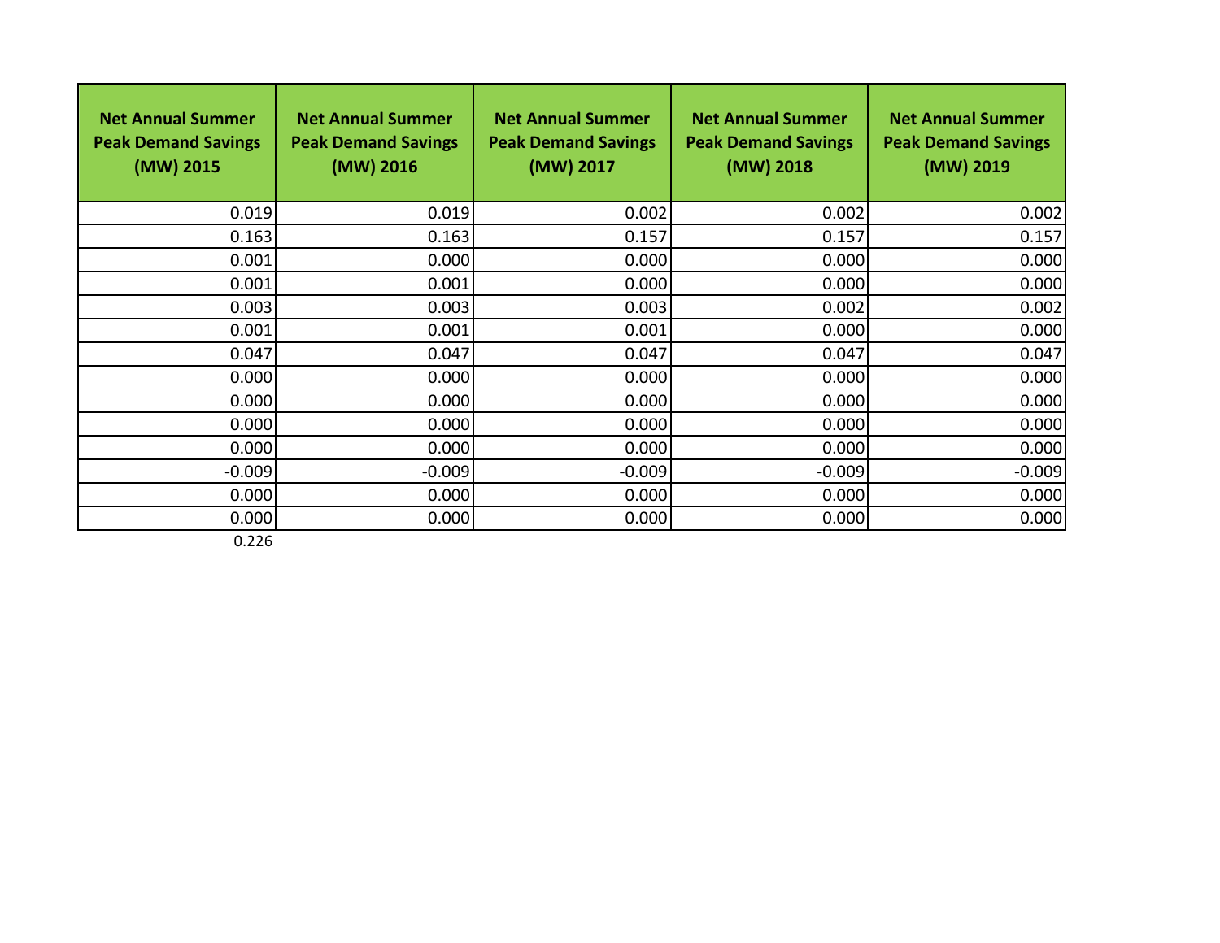| Net Annual Summer Peak Demand Savings (MW) 2015 | Net Annual Summer Peak Demand Savings (MW) 2016 | Net Annual Summer Peak Demand Savings (MW) 2017 | Net Annual Summer Peak Demand Savings (MW) 2018 | Net Annual Summer Peak Demand Savings (MW) 2019 |
|---|---|---|---|---|
| 0.019 | 0.019 | 0.002 | 0.002 | 0.002 |
| 0.163 | 0.163 | 0.157 | 0.157 | 0.157 |
| 0.001 | 0.000 | 0.000 | 0.000 | 0.000 |
| 0.001 | 0.001 | 0.000 | 0.000 | 0.000 |
| 0.003 | 0.003 | 0.003 | 0.002 | 0.002 |
| 0.001 | 0.001 | 0.001 | 0.000 | 0.000 |
| 0.047 | 0.047 | 0.047 | 0.047 | 0.047 |
| 0.000 | 0.000 | 0.000 | 0.000 | 0.000 |
| 0.000 | 0.000 | 0.000 | 0.000 | 0.000 |
| 0.000 | 0.000 | 0.000 | 0.000 | 0.000 |
| 0.000 | 0.000 | 0.000 | 0.000 | 0.000 |
| -0.009 | -0.009 | -0.009 | -0.009 | -0.009 |
| 0.000 | 0.000 | 0.000 | 0.000 | 0.000 |
| 0.000 | 0.000 | 0.000 | 0.000 | 0.000 |
| 0.226 | | | | |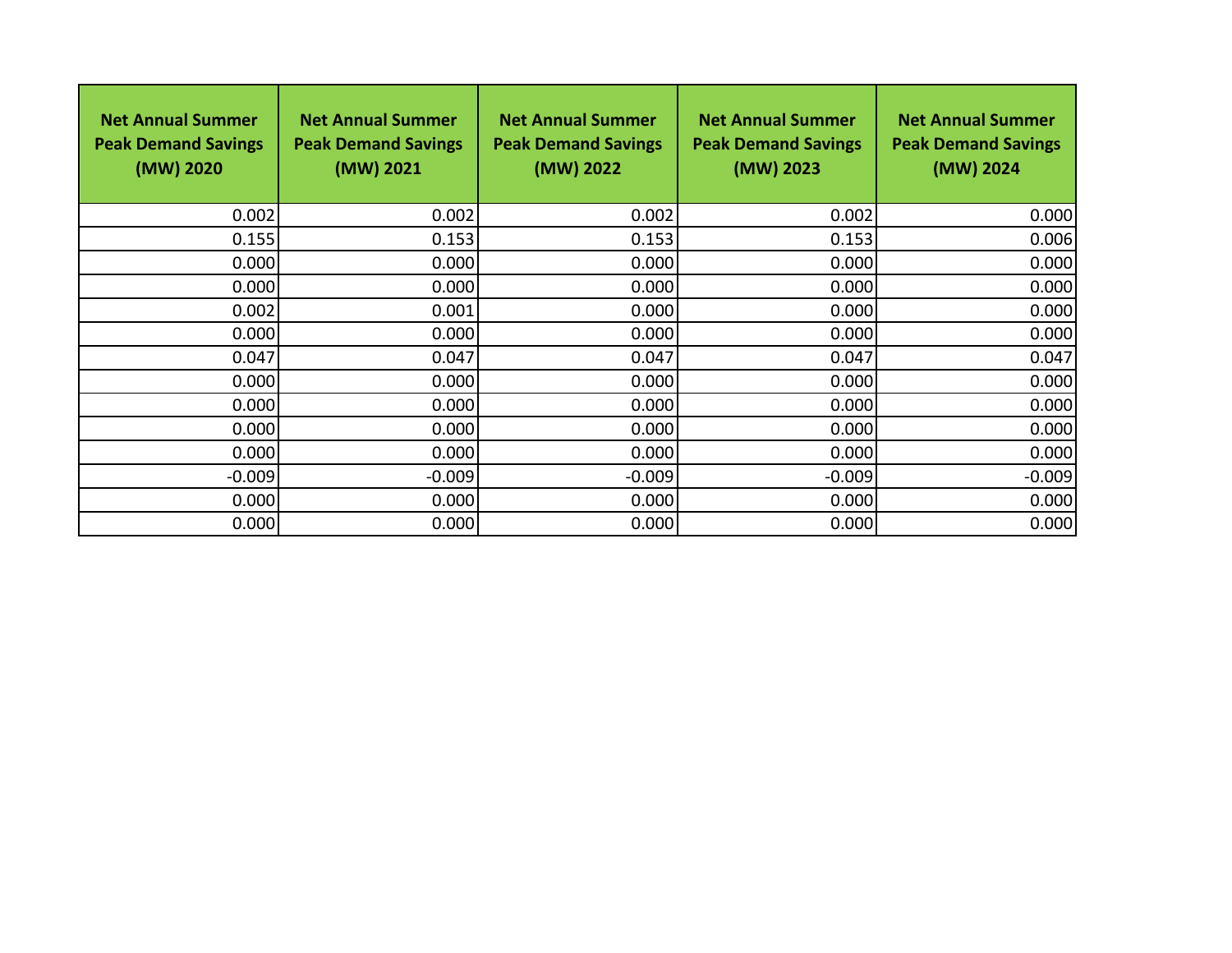| Net Annual Summer Peak Demand Savings (MW) 2020 | Net Annual Summer Peak Demand Savings (MW) 2021 | Net Annual Summer Peak Demand Savings (MW) 2022 | Net Annual Summer Peak Demand Savings (MW) 2023 | Net Annual Summer Peak Demand Savings (MW) 2024 |
|---:|---:|---:|---:|---:|
| 0.002 | 0.002 | 0.002 | 0.002 | 0.000 |
| 0.155 | 0.153 | 0.153 | 0.153 | 0.006 |
| 0.000 | 0.000 | 0.000 | 0.000 | 0.000 |
| 0.000 | 0.000 | 0.000 | 0.000 | 0.000 |
| 0.002 | 0.001 | 0.000 | 0.000 | 0.000 |
| 0.000 | 0.000 | 0.000 | 0.000 | 0.000 |
| 0.047 | 0.047 | 0.047 | 0.047 | 0.047 |
| 0.000 | 0.000 | 0.000 | 0.000 | 0.000 |
| 0.000 | 0.000 | 0.000 | 0.000 | 0.000 |
| 0.000 | 0.000 | 0.000 | 0.000 | 0.000 |
| 0.000 | 0.000 | 0.000 | 0.000 | 0.000 |
| -0.009 | -0.009 | -0.009 | -0.009 | -0.009 |
| 0.000 | 0.000 | 0.000 | 0.000 | 0.000 |
| 0.000 | 0.000 | 0.000 | 0.000 | 0.000 |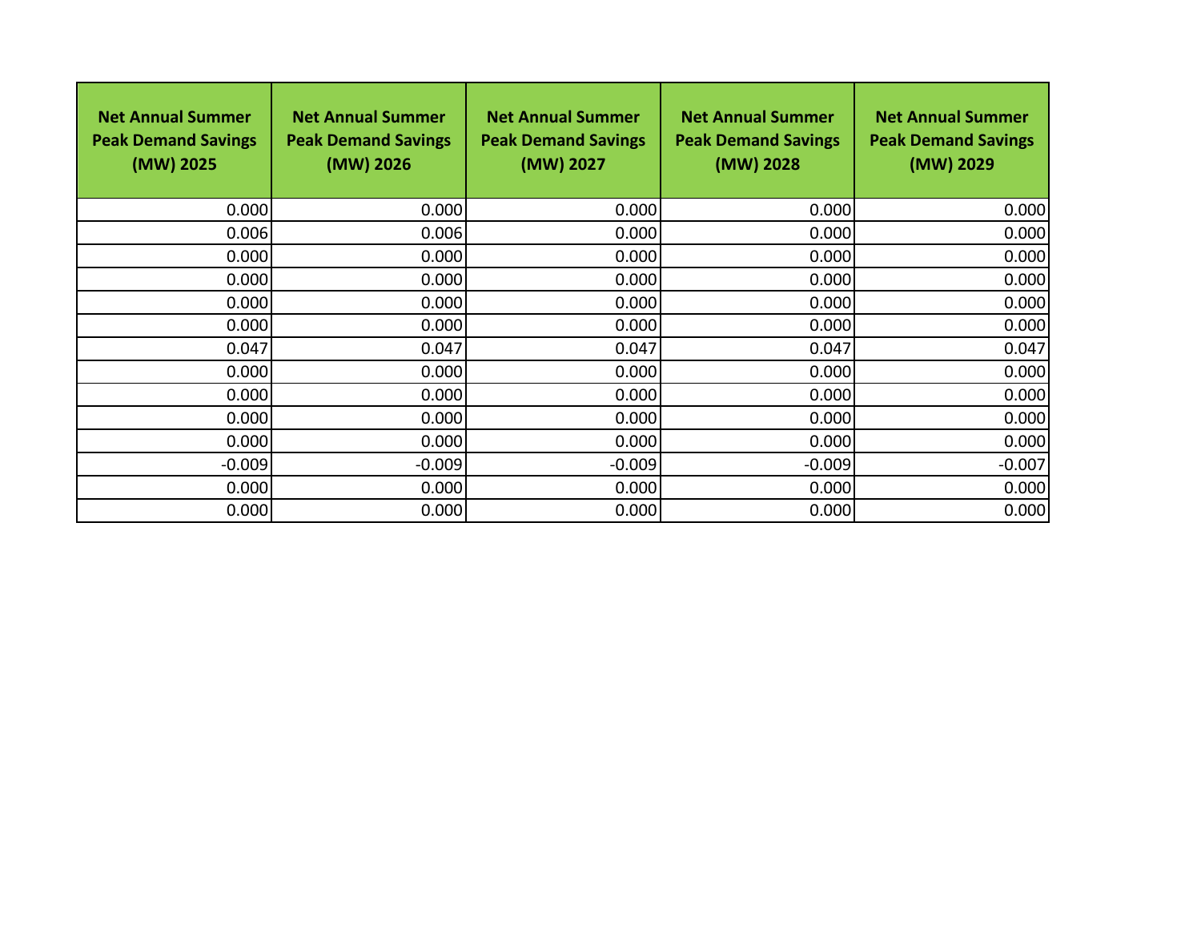| Net Annual Summer Peak Demand Savings (MW) 2025 | Net Annual Summer Peak Demand Savings (MW) 2026 | Net Annual Summer Peak Demand Savings (MW) 2027 | Net Annual Summer Peak Demand Savings (MW) 2028 | Net Annual Summer Peak Demand Savings (MW) 2029 |
|---|---|---|---|---|
| 0.000 | 0.000 | 0.000 | 0.000 | 0.000 |
| 0.006 | 0.006 | 0.000 | 0.000 | 0.000 |
| 0.000 | 0.000 | 0.000 | 0.000 | 0.000 |
| 0.000 | 0.000 | 0.000 | 0.000 | 0.000 |
| 0.000 | 0.000 | 0.000 | 0.000 | 0.000 |
| 0.000 | 0.000 | 0.000 | 0.000 | 0.000 |
| 0.047 | 0.047 | 0.047 | 0.047 | 0.047 |
| 0.000 | 0.000 | 0.000 | 0.000 | 0.000 |
| 0.000 | 0.000 | 0.000 | 0.000 | 0.000 |
| 0.000 | 0.000 | 0.000 | 0.000 | 0.000 |
| 0.000 | 0.000 | 0.000 | 0.000 | 0.000 |
| -0.009 | -0.009 | -0.009 | -0.009 | -0.007 |
| 0.000 | 0.000 | 0.000 | 0.000 | 0.000 |
| 0.000 | 0.000 | 0.000 | 0.000 | 0.000 |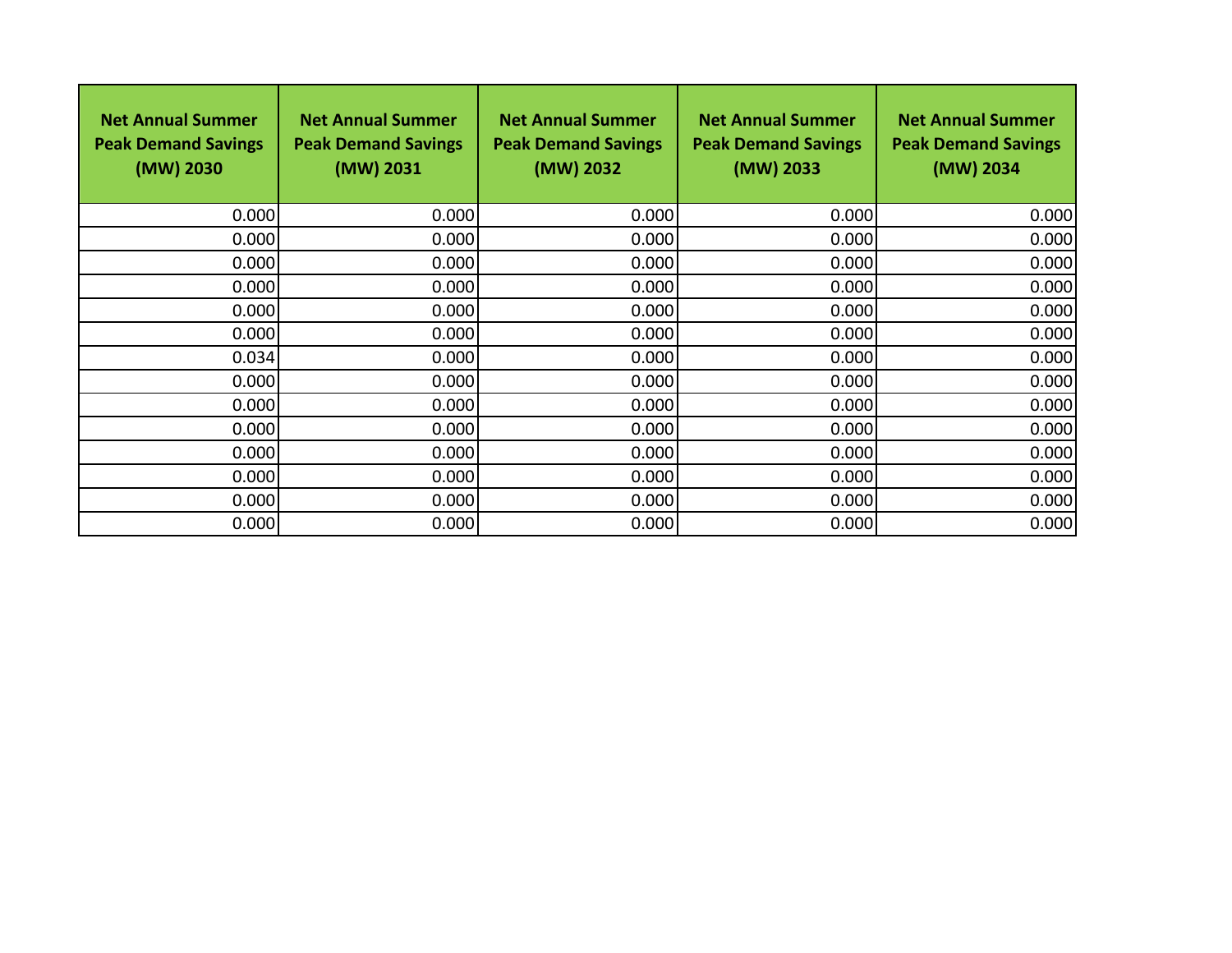| Net Annual Summer Peak Demand Savings (MW) 2030 | Net Annual Summer Peak Demand Savings (MW) 2031 | Net Annual Summer Peak Demand Savings (MW) 2032 | Net Annual Summer Peak Demand Savings (MW) 2033 | Net Annual Summer Peak Demand Savings (MW) 2034 |
|---|---|---|---|---|
| 0.000 | 0.000 | 0.000 | 0.000 | 0.000 |
| 0.000 | 0.000 | 0.000 | 0.000 | 0.000 |
| 0.000 | 0.000 | 0.000 | 0.000 | 0.000 |
| 0.000 | 0.000 | 0.000 | 0.000 | 0.000 |
| 0.000 | 0.000 | 0.000 | 0.000 | 0.000 |
| 0.000 | 0.000 | 0.000 | 0.000 | 0.000 |
| 0.034 | 0.000 | 0.000 | 0.000 | 0.000 |
| 0.000 | 0.000 | 0.000 | 0.000 | 0.000 |
| 0.000 | 0.000 | 0.000 | 0.000 | 0.000 |
| 0.000 | 0.000 | 0.000 | 0.000 | 0.000 |
| 0.000 | 0.000 | 0.000 | 0.000 | 0.000 |
| 0.000 | 0.000 | 0.000 | 0.000 | 0.000 |
| 0.000 | 0.000 | 0.000 | 0.000 | 0.000 |
| 0.000 | 0.000 | 0.000 | 0.000 | 0.000 |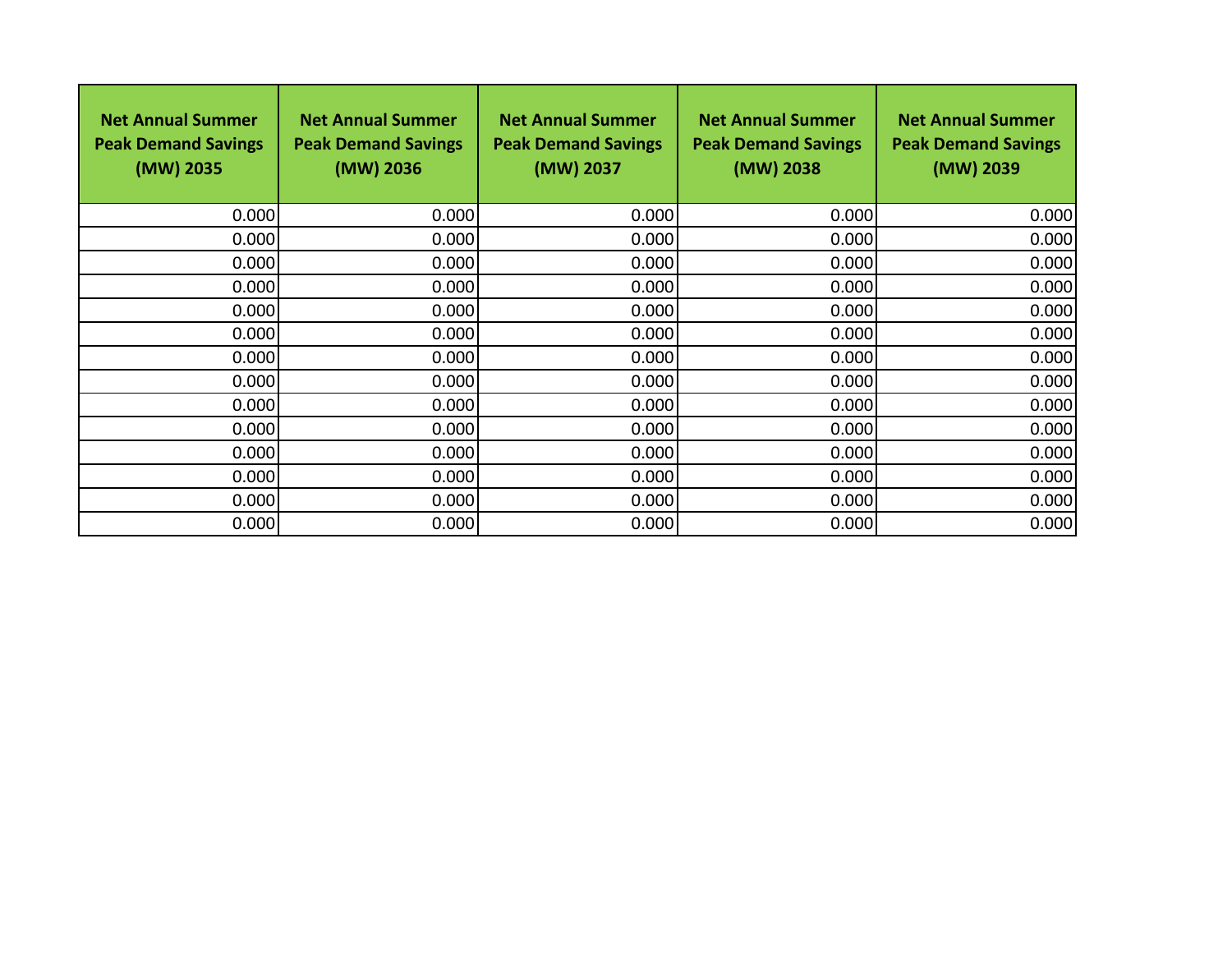| Net Annual Summer Peak Demand Savings (MW) 2035 | Net Annual Summer Peak Demand Savings (MW) 2036 | Net Annual Summer Peak Demand Savings (MW) 2037 | Net Annual Summer Peak Demand Savings (MW) 2038 | Net Annual Summer Peak Demand Savings (MW) 2039 |
|---|---|---|---|---|
| 0.000 | 0.000 | 0.000 | 0.000 | 0.000 |
| 0.000 | 0.000 | 0.000 | 0.000 | 0.000 |
| 0.000 | 0.000 | 0.000 | 0.000 | 0.000 |
| 0.000 | 0.000 | 0.000 | 0.000 | 0.000 |
| 0.000 | 0.000 | 0.000 | 0.000 | 0.000 |
| 0.000 | 0.000 | 0.000 | 0.000 | 0.000 |
| 0.000 | 0.000 | 0.000 | 0.000 | 0.000 |
| 0.000 | 0.000 | 0.000 | 0.000 | 0.000 |
| 0.000 | 0.000 | 0.000 | 0.000 | 0.000 |
| 0.000 | 0.000 | 0.000 | 0.000 | 0.000 |
| 0.000 | 0.000 | 0.000 | 0.000 | 0.000 |
| 0.000 | 0.000 | 0.000 | 0.000 | 0.000 |
| 0.000 | 0.000 | 0.000 | 0.000 | 0.000 |
| 0.000 | 0.000 | 0.000 | 0.000 | 0.000 |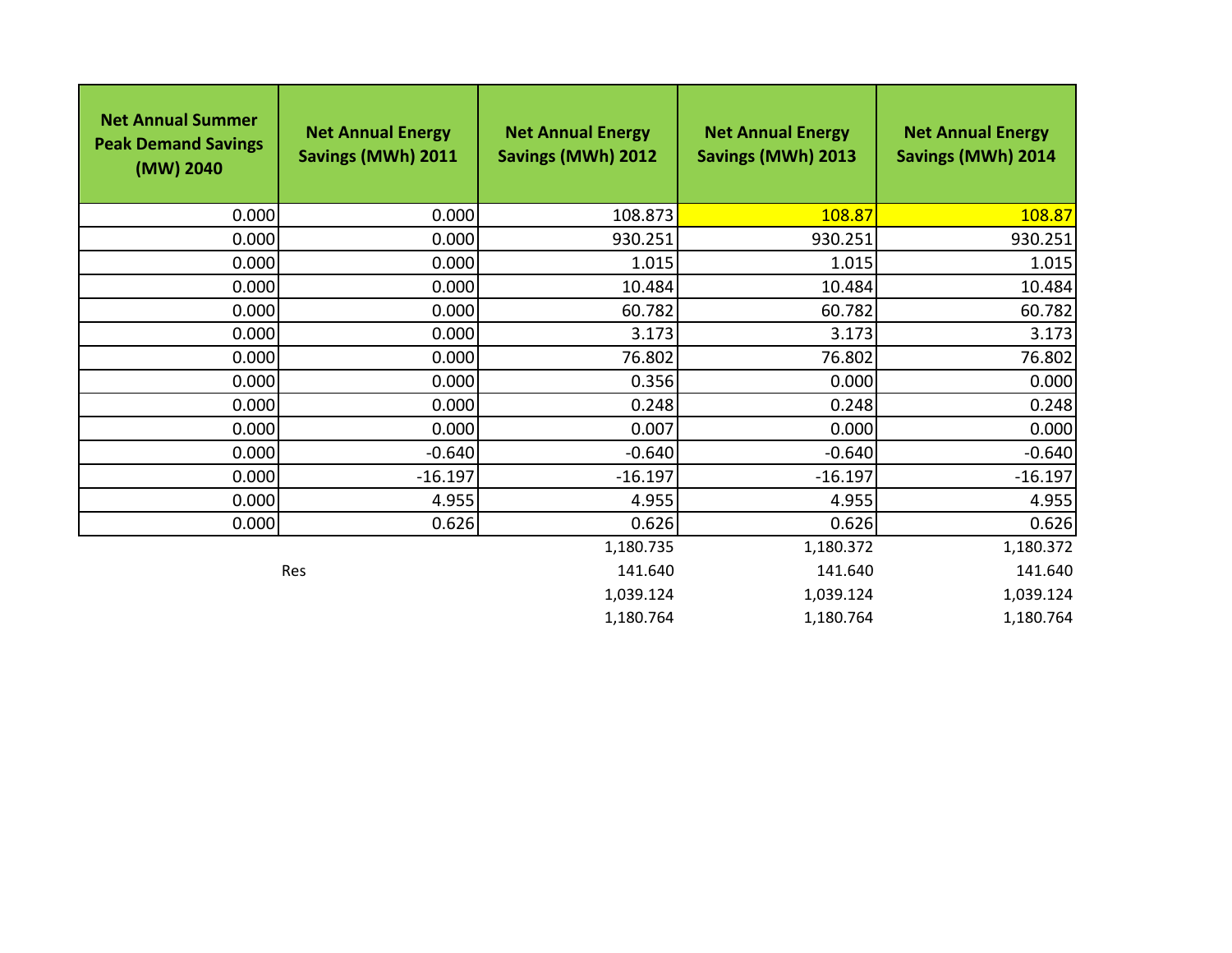| Net Annual Summer Peak Demand Savings (MW) 2040 | Net Annual Energy Savings (MWh) 2011 | Net Annual Energy Savings (MWh) 2012 | Net Annual Energy Savings (MWh) 2013 | Net Annual Energy Savings (MWh) 2014 |
|---|---|---|---|---|
| 0.000 | 0.000 | 108.873 | 108.87 | 108.87 |
| 0.000 | 0.000 | 930.251 | 930.251 | 930.251 |
| 0.000 | 0.000 | 1.015 | 1.015 | 1.015 |
| 0.000 | 0.000 | 10.484 | 10.484 | 10.484 |
| 0.000 | 0.000 | 60.782 | 60.782 | 60.782 |
| 0.000 | 0.000 | 3.173 | 3.173 | 3.173 |
| 0.000 | 0.000 | 76.802 | 76.802 | 76.802 |
| 0.000 | 0.000 | 0.356 | 0.000 | 0.000 |
| 0.000 | 0.000 | 0.248 | 0.248 | 0.248 |
| 0.000 | 0.000 | 0.007 | 0.000 | 0.000 |
| 0.000 | -0.640 | -0.640 | -0.640 | -0.640 |
| 0.000 | -16.197 | -16.197 | -16.197 | -16.197 |
| 0.000 | 4.955 | 4.955 | 4.955 | 4.955 |
| 0.000 | 0.626 | 0.626 | 0.626 | 0.626 |
| | | 1,180.735 | 1,180.372 | 1,180.372 |
| | Res | 141.640 | 141.640 | 141.640 |
| | | 1,039.124 | 1,039.124 | 1,039.124 |
| | | 1,180.764 | 1,180.764 | 1,180.764 |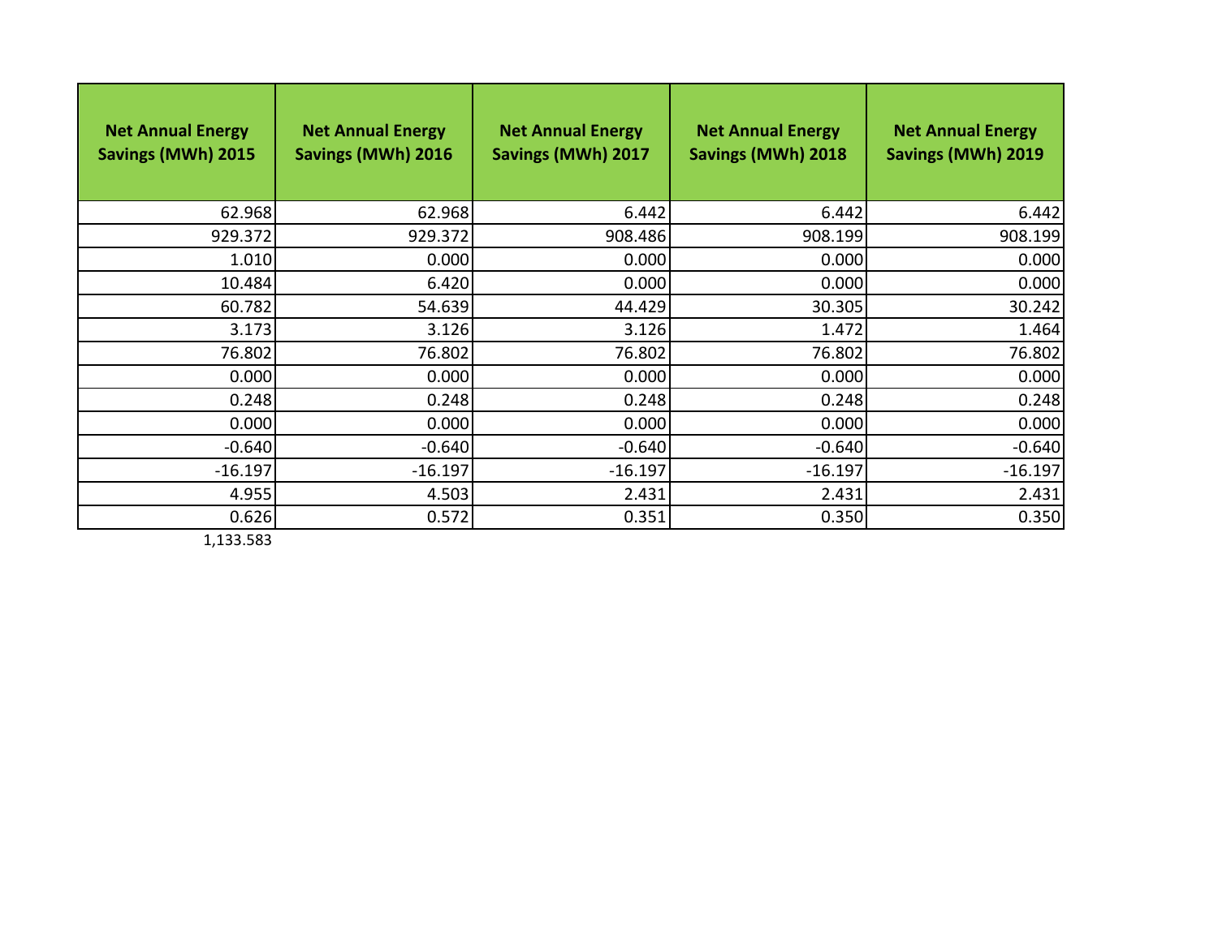| Net Annual Energy Savings (MWh) 2015 | Net Annual Energy Savings (MWh) 2016 | Net Annual Energy Savings (MWh) 2017 | Net Annual Energy Savings (MWh) 2018 | Net Annual Energy Savings (MWh) 2019 |
|---|---|---|---|---|
| 62.968 | 62.968 | 6.442 | 6.442 | 6.442 |
| 929.372 | 929.372 | 908.486 | 908.199 | 908.199 |
| 1.010 | 0.000 | 0.000 | 0.000 | 0.000 |
| 10.484 | 6.420 | 0.000 | 0.000 | 0.000 |
| 60.782 | 54.639 | 44.429 | 30.305 | 30.242 |
| 3.173 | 3.126 | 3.126 | 1.472 | 1.464 |
| 76.802 | 76.802 | 76.802 | 76.802 | 76.802 |
| 0.000 | 0.000 | 0.000 | 0.000 | 0.000 |
| 0.248 | 0.248 | 0.248 | 0.248 | 0.248 |
| 0.000 | 0.000 | 0.000 | 0.000 | 0.000 |
| -0.640 | -0.640 | -0.640 | -0.640 | -0.640 |
| -16.197 | -16.197 | -16.197 | -16.197 | -16.197 |
| 4.955 | 4.503 | 2.431 | 2.431 | 2.431 |
| 0.626 | 0.572 | 0.351 | 0.350 | 0.350 |
| 1,133.583 | | | | |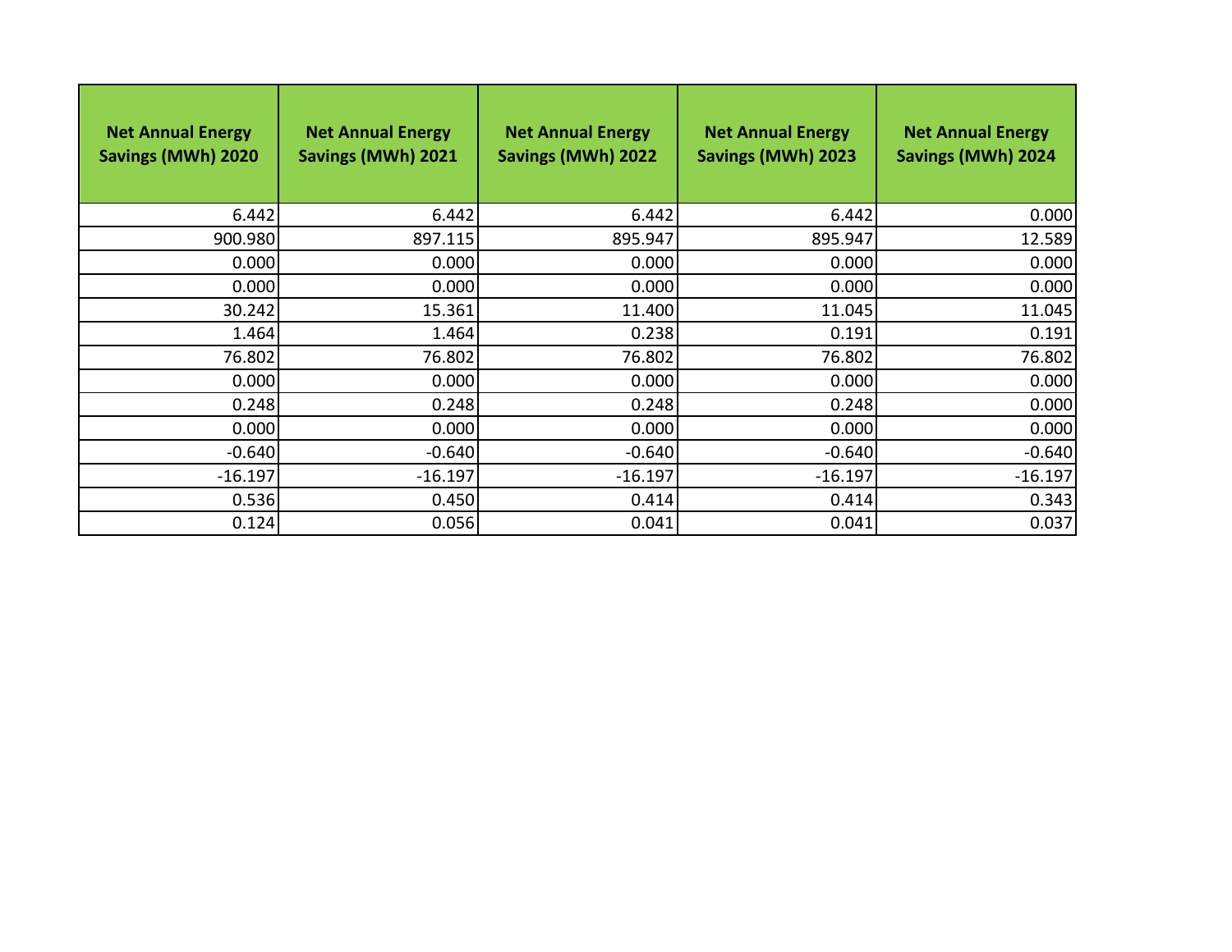| Net Annual Energy Savings (MWh) 2020 | Net Annual Energy Savings (MWh) 2021 | Net Annual Energy Savings (MWh) 2022 | Net Annual Energy Savings (MWh) 2023 | Net Annual Energy Savings (MWh) 2024 |
|---|---|---|---|---|
| 6.442 | 6.442 | 6.442 | 6.442 | 0.000 |
| 900.980 | 897.115 | 895.947 | 895.947 | 12.589 |
| 0.000 | 0.000 | 0.000 | 0.000 | 0.000 |
| 0.000 | 0.000 | 0.000 | 0.000 | 0.000 |
| 30.242 | 15.361 | 11.400 | 11.045 | 11.045 |
| 1.464 | 1.464 | 0.238 | 0.191 | 0.191 |
| 76.802 | 76.802 | 76.802 | 76.802 | 76.802 |
| 0.000 | 0.000 | 0.000 | 0.000 | 0.000 |
| 0.248 | 0.248 | 0.248 | 0.248 | 0.000 |
| 0.000 | 0.000 | 0.000 | 0.000 | 0.000 |
| -0.640 | -0.640 | -0.640 | -0.640 | -0.640 |
| -16.197 | -16.197 | -16.197 | -16.197 | -16.197 |
| 0.536 | 0.450 | 0.414 | 0.414 | 0.343 |
| 0.124 | 0.056 | 0.041 | 0.041 | 0.037 |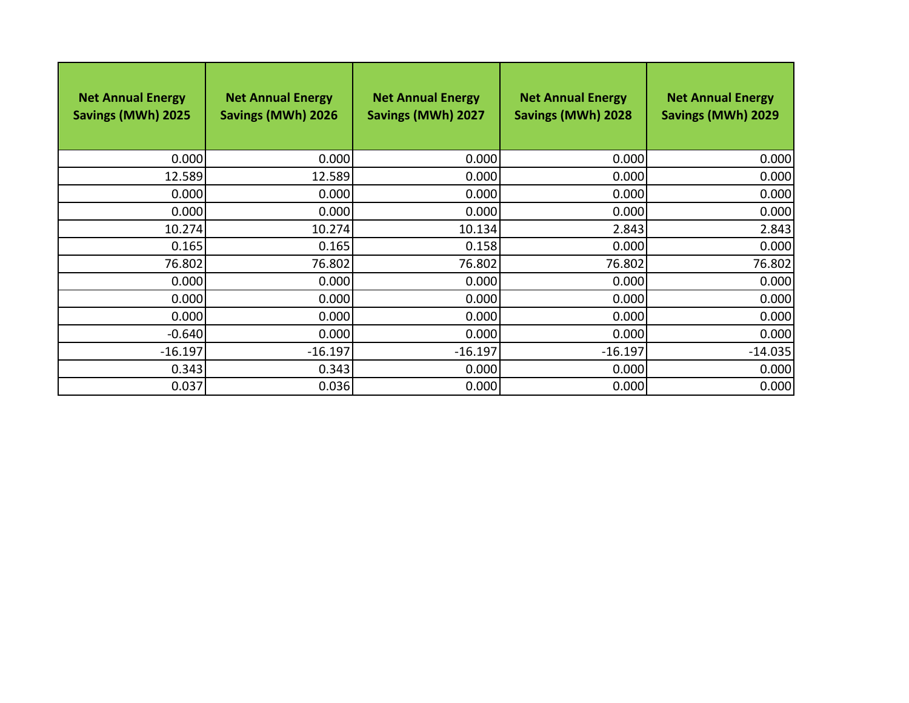| Net Annual Energy Savings (MWh) 2025 | Net Annual Energy Savings (MWh) 2026 | Net Annual Energy Savings (MWh) 2027 | Net Annual Energy Savings (MWh) 2028 | Net Annual Energy Savings (MWh) 2029 |
|---:|---:|---:|---:|---:|
| 0.000 | 0.000 | 0.000 | 0.000 | 0.000 |
| 12.589 | 12.589 | 0.000 | 0.000 | 0.000 |
| 0.000 | 0.000 | 0.000 | 0.000 | 0.000 |
| 0.000 | 0.000 | 0.000 | 0.000 | 0.000 |
| 10.274 | 10.274 | 10.134 | 2.843 | 2.843 |
| 0.165 | 0.165 | 0.158 | 0.000 | 0.000 |
| 76.802 | 76.802 | 76.802 | 76.802 | 76.802 |
| 0.000 | 0.000 | 0.000 | 0.000 | 0.000 |
| 0.000 | 0.000 | 0.000 | 0.000 | 0.000 |
| 0.000 | 0.000 | 0.000 | 0.000 | 0.000 |
| -0.640 | 0.000 | 0.000 | 0.000 | 0.000 |
| -16.197 | -16.197 | -16.197 | -16.197 | -14.035 |
| 0.343 | 0.343 | 0.000 | 0.000 | 0.000 |
| 0.037 | 0.036 | 0.000 | 0.000 | 0.000 |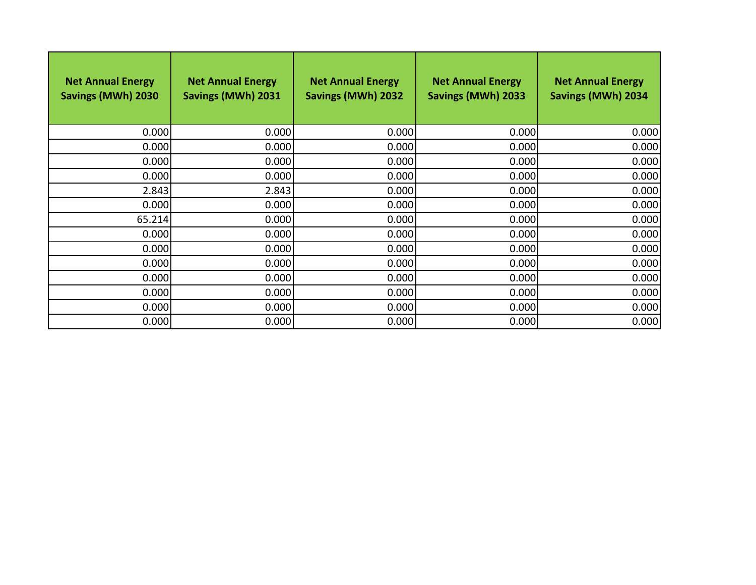| Net Annual Energy Savings (MWh) 2030 | Net Annual Energy Savings (MWh) 2031 | Net Annual Energy Savings (MWh) 2032 | Net Annual Energy Savings (MWh) 2033 | Net Annual Energy Savings (MWh) 2034 |
|---:|---:|---:|---:|---:|
| 0.000 | 0.000 | 0.000 | 0.000 | 0.000 |
| 0.000 | 0.000 | 0.000 | 0.000 | 0.000 |
| 0.000 | 0.000 | 0.000 | 0.000 | 0.000 |
| 0.000 | 0.000 | 0.000 | 0.000 | 0.000 |
| 2.843 | 2.843 | 0.000 | 0.000 | 0.000 |
| 0.000 | 0.000 | 0.000 | 0.000 | 0.000 |
| 65.214 | 0.000 | 0.000 | 0.000 | 0.000 |
| 0.000 | 0.000 | 0.000 | 0.000 | 0.000 |
| 0.000 | 0.000 | 0.000 | 0.000 | 0.000 |
| 0.000 | 0.000 | 0.000 | 0.000 | 0.000 |
| 0.000 | 0.000 | 0.000 | 0.000 | 0.000 |
| 0.000 | 0.000 | 0.000 | 0.000 | 0.000 |
| 0.000 | 0.000 | 0.000 | 0.000 | 0.000 |
| 0.000 | 0.000 | 0.000 | 0.000 | 0.000 |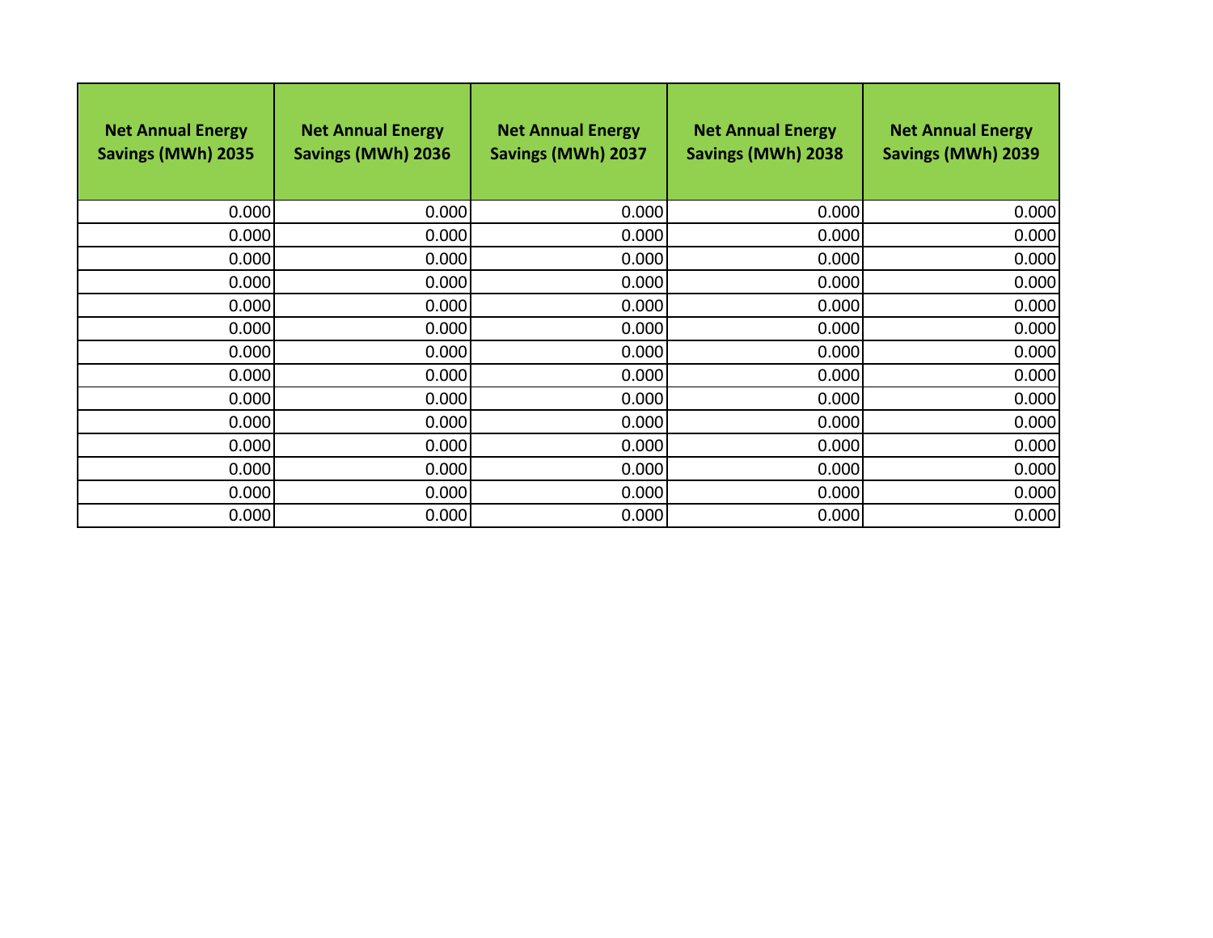| Net Annual Energy Savings (MWh) 2035 | Net Annual Energy Savings (MWh) 2036 | Net Annual Energy Savings (MWh) 2037 | Net Annual Energy Savings (MWh) 2038 | Net Annual Energy Savings (MWh) 2039 |
|---:|---:|---:|---:|---:|
| 0.000 | 0.000 | 0.000 | 0.000 | 0.000 |
| 0.000 | 0.000 | 0.000 | 0.000 | 0.000 |
| 0.000 | 0.000 | 0.000 | 0.000 | 0.000 |
| 0.000 | 0.000 | 0.000 | 0.000 | 0.000 |
| 0.000 | 0.000 | 0.000 | 0.000 | 0.000 |
| 0.000 | 0.000 | 0.000 | 0.000 | 0.000 |
| 0.000 | 0.000 | 0.000 | 0.000 | 0.000 |
| 0.000 | 0.000 | 0.000 | 0.000 | 0.000 |
| 0.000 | 0.000 | 0.000 | 0.000 | 0.000 |
| 0.000 | 0.000 | 0.000 | 0.000 | 0.000 |
| 0.000 | 0.000 | 0.000 | 0.000 | 0.000 |
| 0.000 | 0.000 | 0.000 | 0.000 | 0.000 |
| 0.000 | 0.000 | 0.000 | 0.000 | 0.000 |
| 0.000 | 0.000 | 0.000 | 0.000 | 0.000 |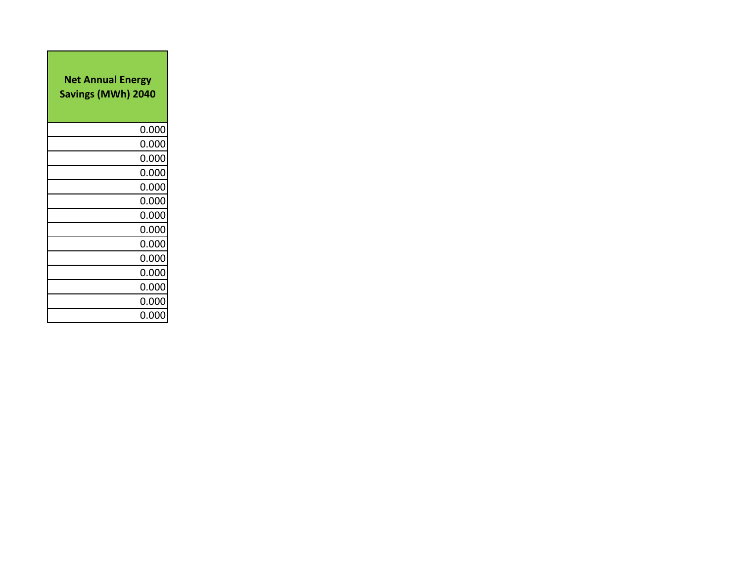| Net Annual Energy Savings (MWh) 2040 |
| ---: |
| 0.000 |
| 0.000 |
| 0.000 |
| 0.000 |
| 0.000 |
| 0.000 |
| 0.000 |
| 0.000 |
| 0.000 |
| 0.000 |
| 0.000 |
| 0.000 |
| 0.000 |
| 0.000 |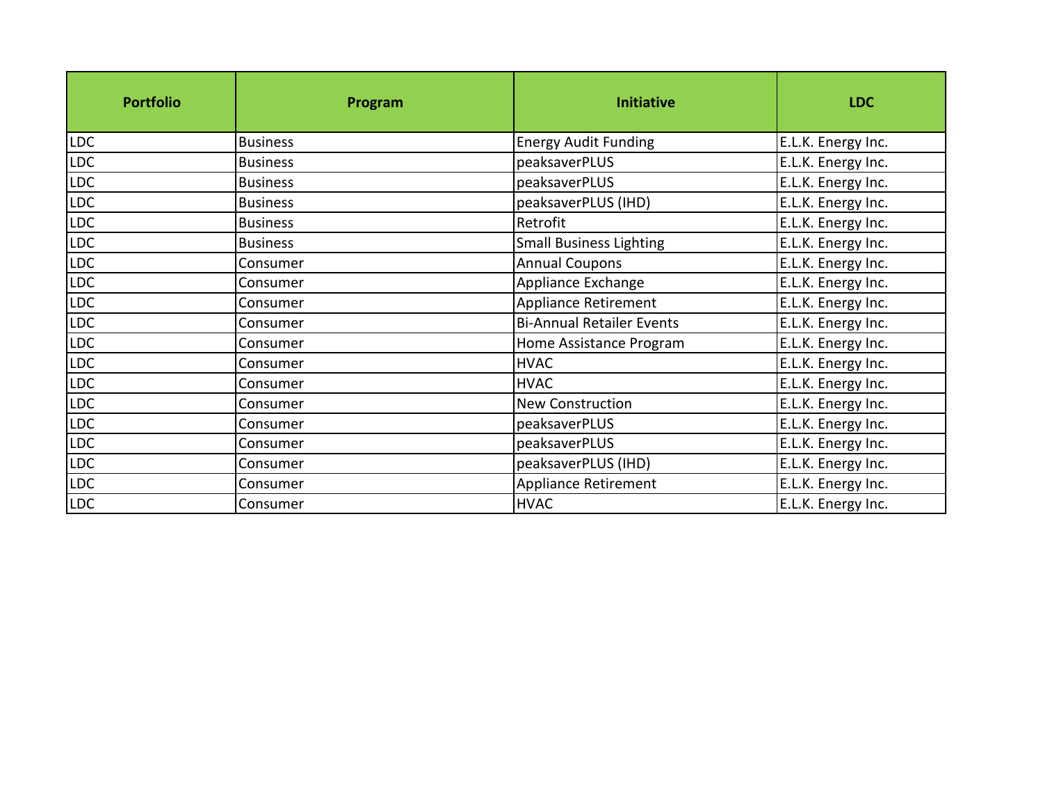| Portfolio | Program | Initiative | LDC |
|---|---|---|---|
| LDC | Business | Energy Audit Funding | E.L.K. Energy Inc. |
| LDC | Business | peaksaverPLUS | E.L.K. Energy Inc. |
| LDC | Business | peaksaverPLUS | E.L.K. Energy Inc. |
| LDC | Business | peaksaverPLUS (IHD) | E.L.K. Energy Inc. |
| LDC | Business | Retrofit | E.L.K. Energy Inc. |
| LDC | Business | Small Business Lighting | E.L.K. Energy Inc. |
| LDC | Consumer | Annual Coupons | E.L.K. Energy Inc. |
| LDC | Consumer | Appliance Exchange | E.L.K. Energy Inc. |
| LDC | Consumer | Appliance Retirement | E.L.K. Energy Inc. |
| LDC | Consumer | Bi-Annual Retailer Events | E.L.K. Energy Inc. |
| LDC | Consumer | Home Assistance Program | E.L.K. Energy Inc. |
| LDC | Consumer | HVAC | E.L.K. Energy Inc. |
| LDC | Consumer | HVAC | E.L.K. Energy Inc. |
| LDC | Consumer | New Construction | E.L.K. Energy Inc. |
| LDC | Consumer | peaksaverPLUS | E.L.K. Energy Inc. |
| LDC | Consumer | peaksaverPLUS | E.L.K. Energy Inc. |
| LDC | Consumer | peaksaverPLUS (IHD) | E.L.K. Energy Inc. |
| LDC | Consumer | Appliance Retirement | E.L.K. Energy Inc. |
| LDC | Consumer | HVAC | E.L.K. Energy Inc. |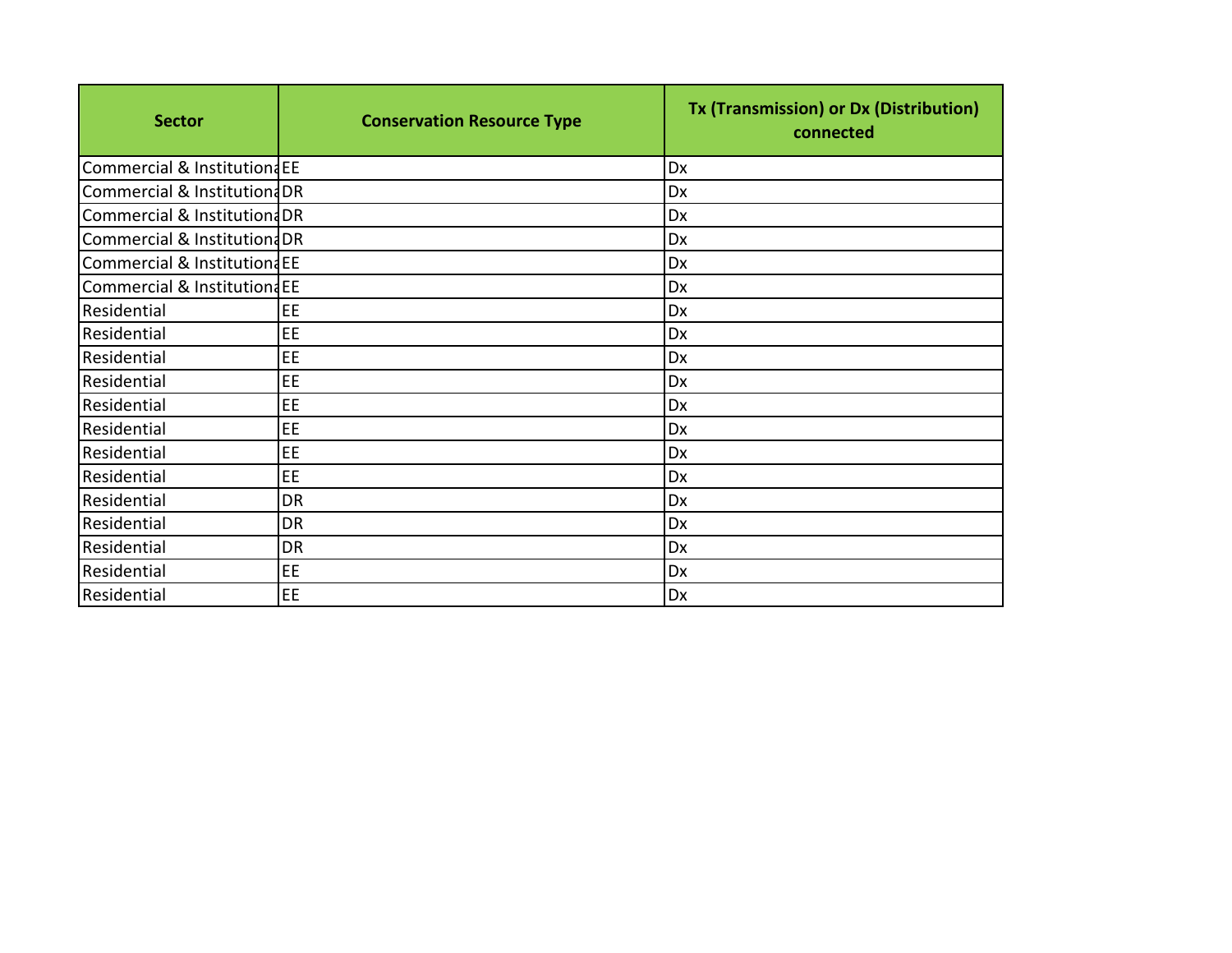| Sector | Conservation Resource Type | Tx (Transmission) or Dx (Distribution) connected |
|---|---|---|
| Commercial & Institutiona | EE | Dx |
| Commercial & Institutiona | DR | Dx |
| Commercial & Institutiona | DR | Dx |
| Commercial & Institutiona | DR | Dx |
| Commercial & Institutiona | EE | Dx |
| Commercial & Institutiona | EE | Dx |
| Residential | EE | Dx |
| Residential | EE | Dx |
| Residential | EE | Dx |
| Residential | EE | Dx |
| Residential | EE | Dx |
| Residential | EE | Dx |
| Residential | EE | Dx |
| Residential | EE | Dx |
| Residential | DR | Dx |
| Residential | DR | Dx |
| Residential | DR | Dx |
| Residential | EE | Dx |
| Residential | EE | Dx |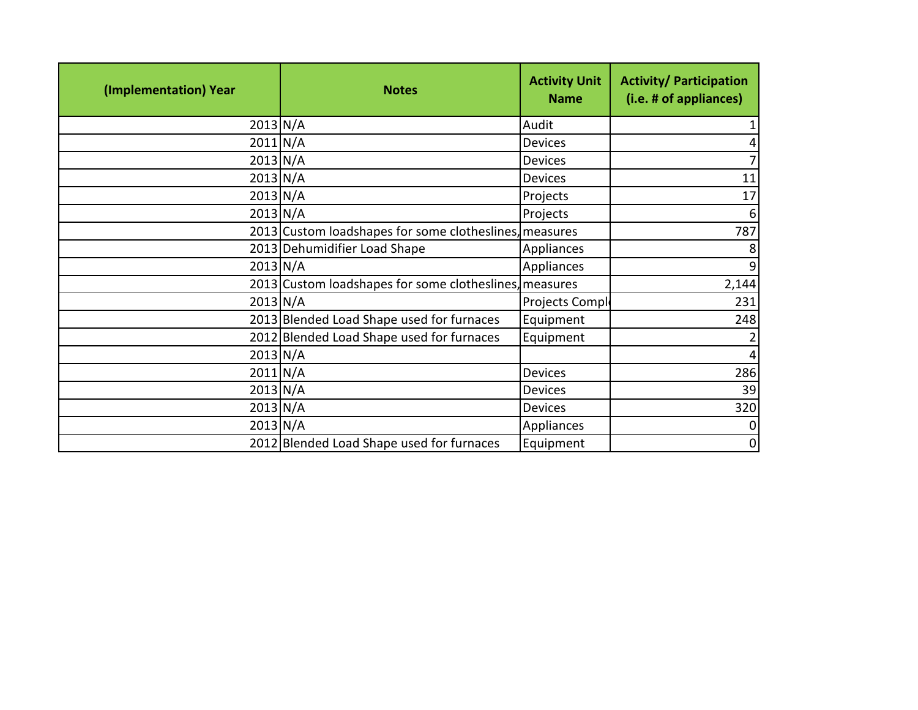| (Implementation) Year | Notes | Activity Unit Name | Activity/ Participation (i.e. # of appliances) |
|---|---|---|---|
| 2013 | N/A | Audit | 1 |
| 2011 | N/A | Devices | 4 |
| 2013 | N/A | Devices | 7 |
| 2013 | N/A | Devices | 11 |
| 2013 | N/A | Projects | 17 |
| 2013 | N/A | Projects | 6 |
| 2013 | Custom loadshapes for some clotheslines, | measures | 787 |
| 2013 | Dehumidifier Load Shape | Appliances | 8 |
| 2013 | N/A | Appliances | 9 |
| 2013 | Custom loadshapes for some clotheslines, | measures | 2,144 |
| 2013 | N/A | Projects Compl | 231 |
| 2013 | Blended Load Shape used for furnaces | Equipment | 248 |
| 2012 | Blended Load Shape used for furnaces | Equipment | 2 |
| 2013 | N/A | | 4 |
| 2011 | N/A | Devices | 286 |
| 2013 | N/A | Devices | 39 |
| 2013 | N/A | Devices | 320 |
| 2013 | N/A | Appliances | 0 |
| 2012 | Blended Load Shape used for furnaces | Equipment | 0 |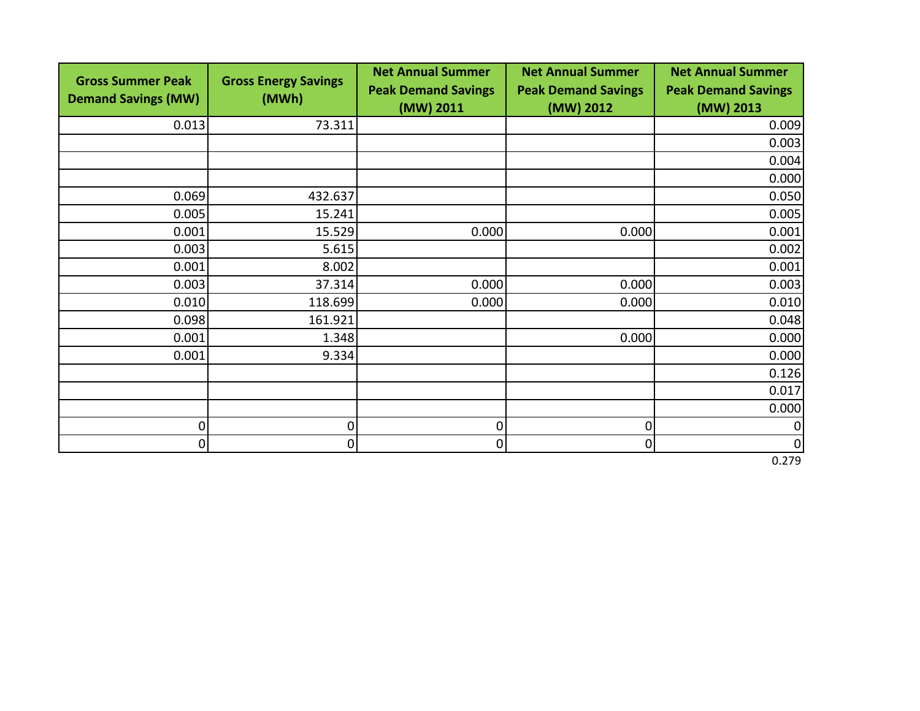| Gross Summer Peak Demand Savings (MW) | Gross Energy Savings (MWh) | Net Annual Summer Peak Demand Savings (MW) 2011 | Net Annual Summer Peak Demand Savings (MW) 2012 | Net Annual Summer Peak Demand Savings (MW) 2013 |
|---|---|---|---|---|
| 0.013 | 73.311 | | | 0.009 |
| | | | | 0.003 |
| | | | | 0.004 |
| | | | | 0.000 |
| 0.069 | 432.637 | | | 0.050 |
| 0.005 | 15.241 | | | 0.005 |
| 0.001 | 15.529 | 0.000 | 0.000 | 0.001 |
| 0.003 | 5.615 | | | 0.002 |
| 0.001 | 8.002 | | | 0.001 |
| 0.003 | 37.314 | 0.000 | 0.000 | 0.003 |
| 0.010 | 118.699 | 0.000 | 0.000 | 0.010 |
| 0.098 | 161.921 | | | 0.048 |
| 0.001 | 1.348 | | 0.000 | 0.000 |
| 0.001 | 9.334 | | | 0.000 |
| | | | | 0.126 |
| | | | | 0.017 |
| | | | | 0.000 |
| 0 | 0 | 0 | 0 | 0 |
| 0 | 0 | 0 | 0 | 0 |
| | | | | 0.279 |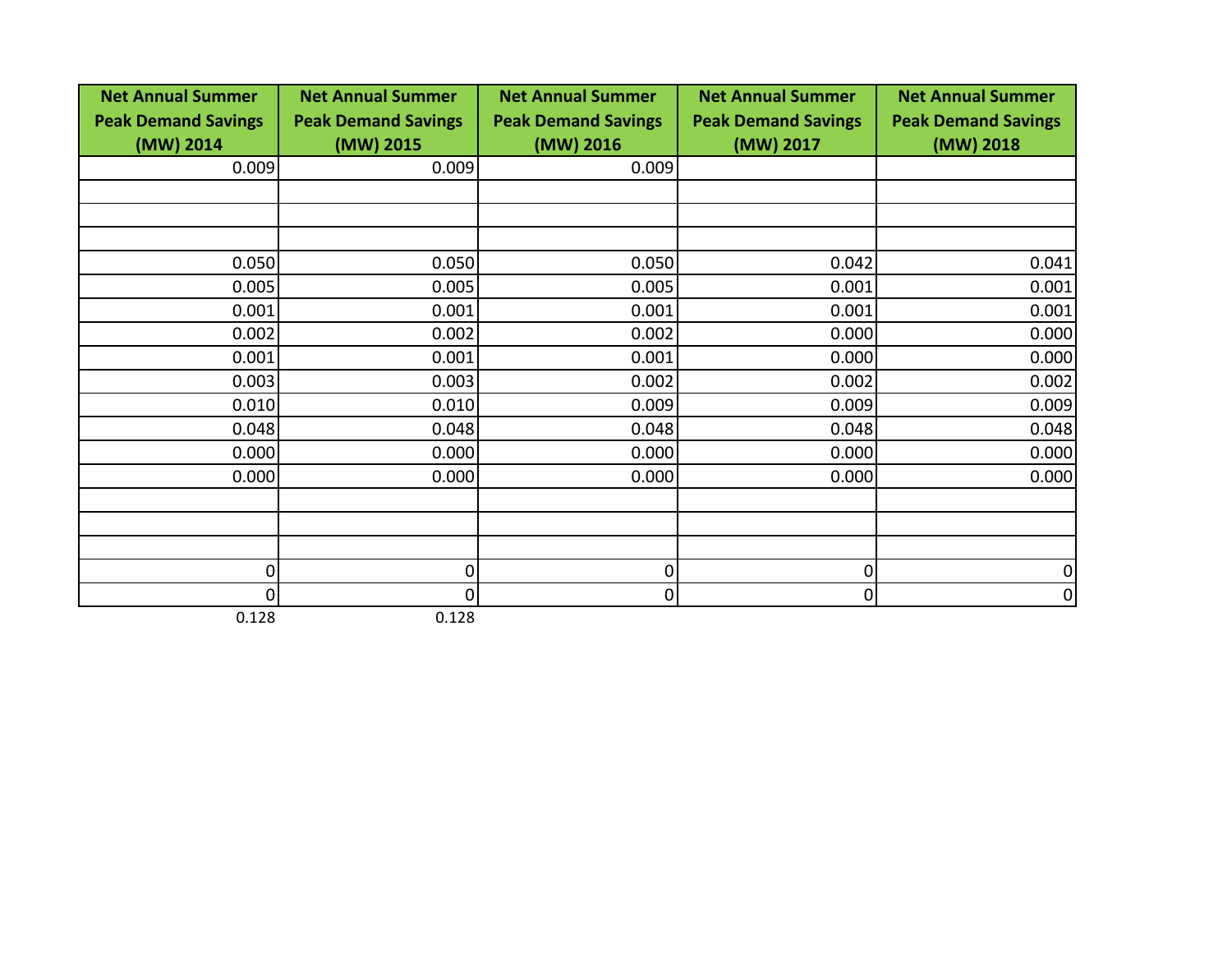| Net Annual Summer Peak Demand Savings (MW) 2014 | Net Annual Summer Peak Demand Savings (MW) 2015 | Net Annual Summer Peak Demand Savings (MW) 2016 | Net Annual Summer Peak Demand Savings (MW) 2017 | Net Annual Summer Peak Demand Savings (MW) 2018 |
|---|---|---|---|---|
| 0.009 | 0.009 | 0.009 | | |
| | | | | |
| | | | | |
| | | | | |
| 0.050 | 0.050 | 0.050 | 0.042 | 0.041 |
| 0.005 | 0.005 | 0.005 | 0.001 | 0.001 |
| 0.001 | 0.001 | 0.001 | 0.001 | 0.001 |
| 0.002 | 0.002 | 0.002 | 0.000 | 0.000 |
| 0.001 | 0.001 | 0.001 | 0.000 | 0.000 |
| 0.003 | 0.003 | 0.002 | 0.002 | 0.002 |
| 0.010 | 0.010 | 0.009 | 0.009 | 0.009 |
| 0.048 | 0.048 | 0.048 | 0.048 | 0.048 |
| 0.000 | 0.000 | 0.000 | 0.000 | 0.000 |
| 0.000 | 0.000 | 0.000 | 0.000 | 0.000 |
| | | | | |
| | | | | |
| | | | | |
| 0 | 0 | 0 | 0 | 0 |
| 0 | 0 | 0 | 0 | 0 |
| 0.128 | 0.128 | | | |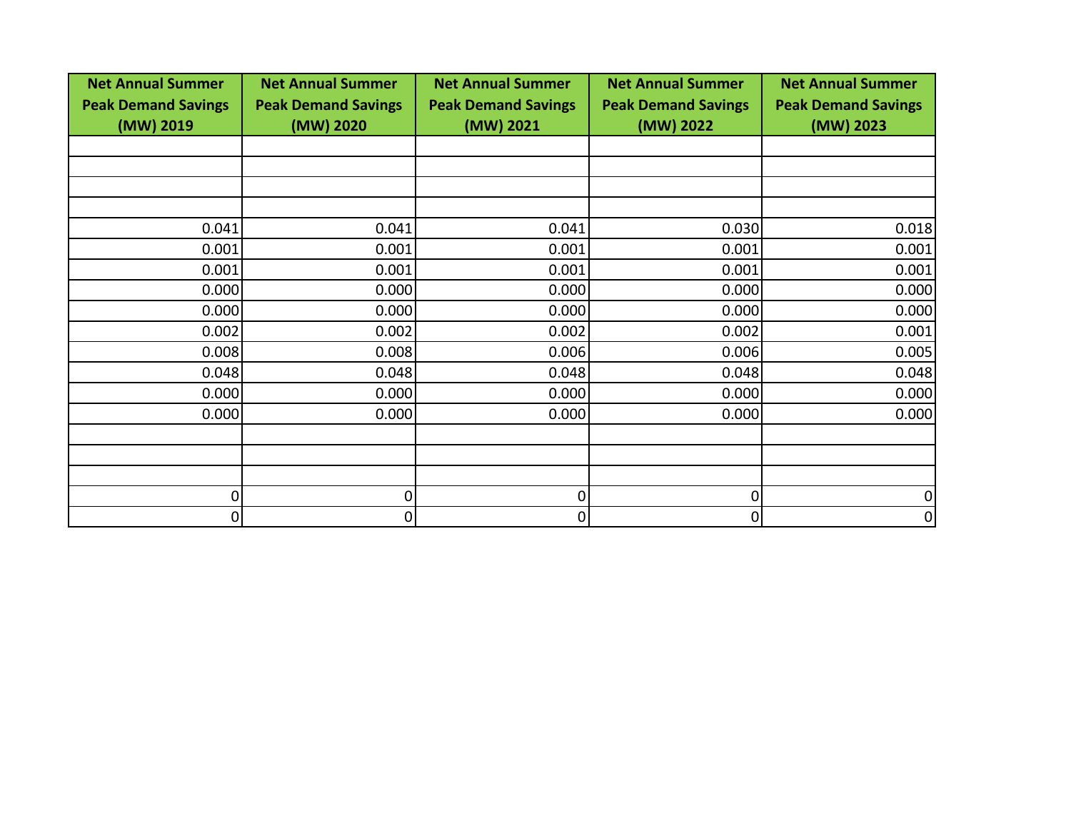| Net Annual Summer Peak Demand Savings (MW) 2019 | Net Annual Summer Peak Demand Savings (MW) 2020 | Net Annual Summer Peak Demand Savings (MW) 2021 | Net Annual Summer Peak Demand Savings (MW) 2022 | Net Annual Summer Peak Demand Savings (MW) 2023 |
| --- | --- | --- | --- | --- |
| | | | | |
| | | | | |
| | | | | |
| | | | | |
| 0.041 | 0.041 | 0.041 | 0.030 | 0.018 |
| 0.001 | 0.001 | 0.001 | 0.001 | 0.001 |
| 0.001 | 0.001 | 0.001 | 0.001 | 0.001 |
| 0.000 | 0.000 | 0.000 | 0.000 | 0.000 |
| 0.000 | 0.000 | 0.000 | 0.000 | 0.000 |
| 0.002 | 0.002 | 0.002 | 0.002 | 0.001 |
| 0.008 | 0.008 | 0.006 | 0.006 | 0.005 |
| 0.048 | 0.048 | 0.048 | 0.048 | 0.048 |
| 0.000 | 0.000 | 0.000 | 0.000 | 0.000 |
| 0.000 | 0.000 | 0.000 | 0.000 | 0.000 |
| | | | | |
| | | | | |
| | | | | |
| 0 | 0 | 0 | 0 | 0 |
| 0 | 0 | 0 | 0 | 0 |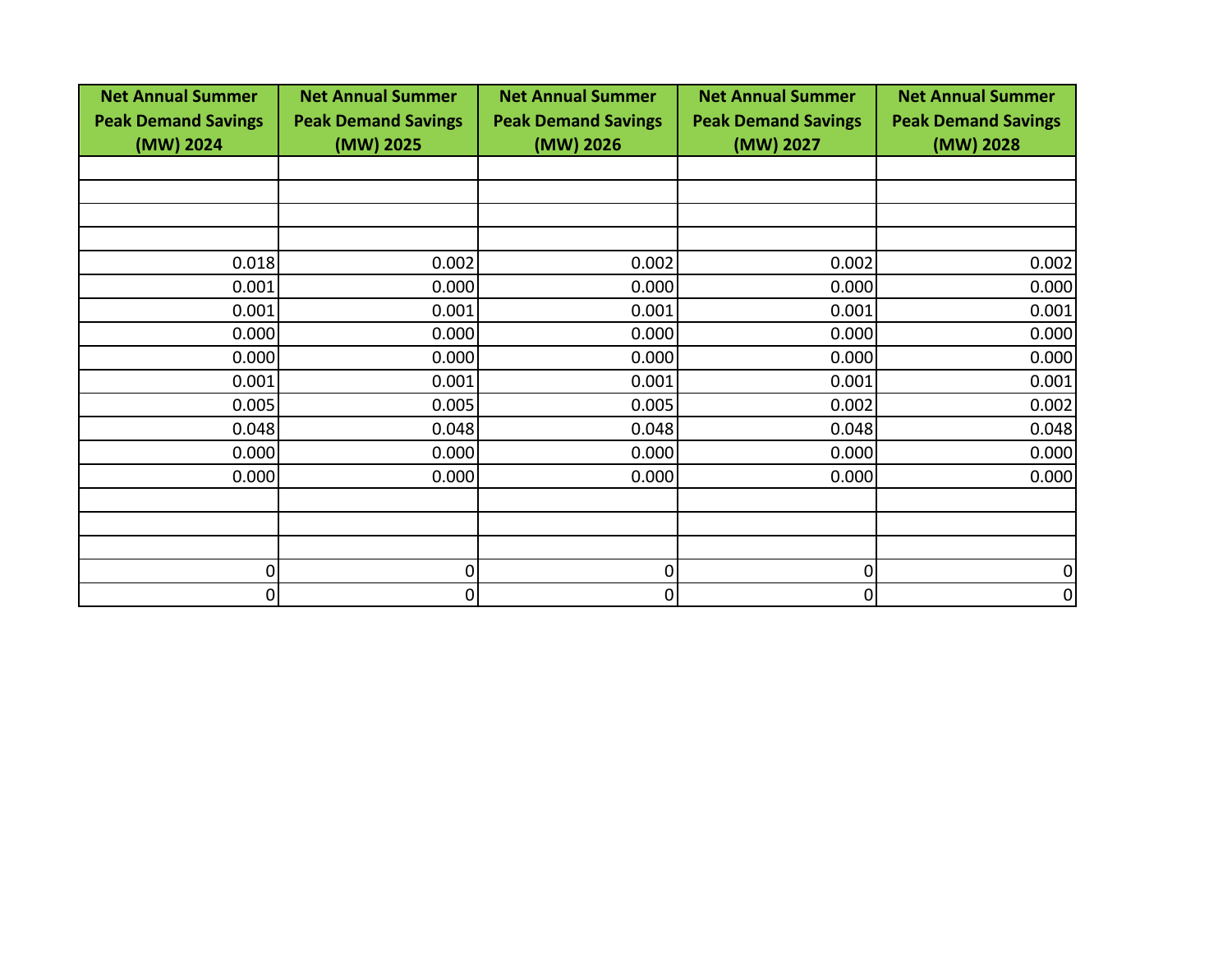| Net Annual Summer Peak Demand Savings (MW) 2024 | Net Annual Summer Peak Demand Savings (MW) 2025 | Net Annual Summer Peak Demand Savings (MW) 2026 | Net Annual Summer Peak Demand Savings (MW) 2027 | Net Annual Summer Peak Demand Savings (MW) 2028 |
|---|---|---|---|---|
| | | | | |
| | | | | |
| | | | | |
| | | | | |
| 0.018 | 0.002 | 0.002 | 0.002 | 0.002 |
| 0.001 | 0.000 | 0.000 | 0.000 | 0.000 |
| 0.001 | 0.001 | 0.001 | 0.001 | 0.001 |
| 0.000 | 0.000 | 0.000 | 0.000 | 0.000 |
| 0.000 | 0.000 | 0.000 | 0.000 | 0.000 |
| 0.001 | 0.001 | 0.001 | 0.001 | 0.001 |
| 0.005 | 0.005 | 0.005 | 0.002 | 0.002 |
| 0.048 | 0.048 | 0.048 | 0.048 | 0.048 |
| 0.000 | 0.000 | 0.000 | 0.000 | 0.000 |
| 0.000 | 0.000 | 0.000 | 0.000 | 0.000 |
| | | | | |
| | | | | |
| | | | | |
| 0 | 0 | 0 | 0 | 0 |
| 0 | 0 | 0 | 0 | 0 |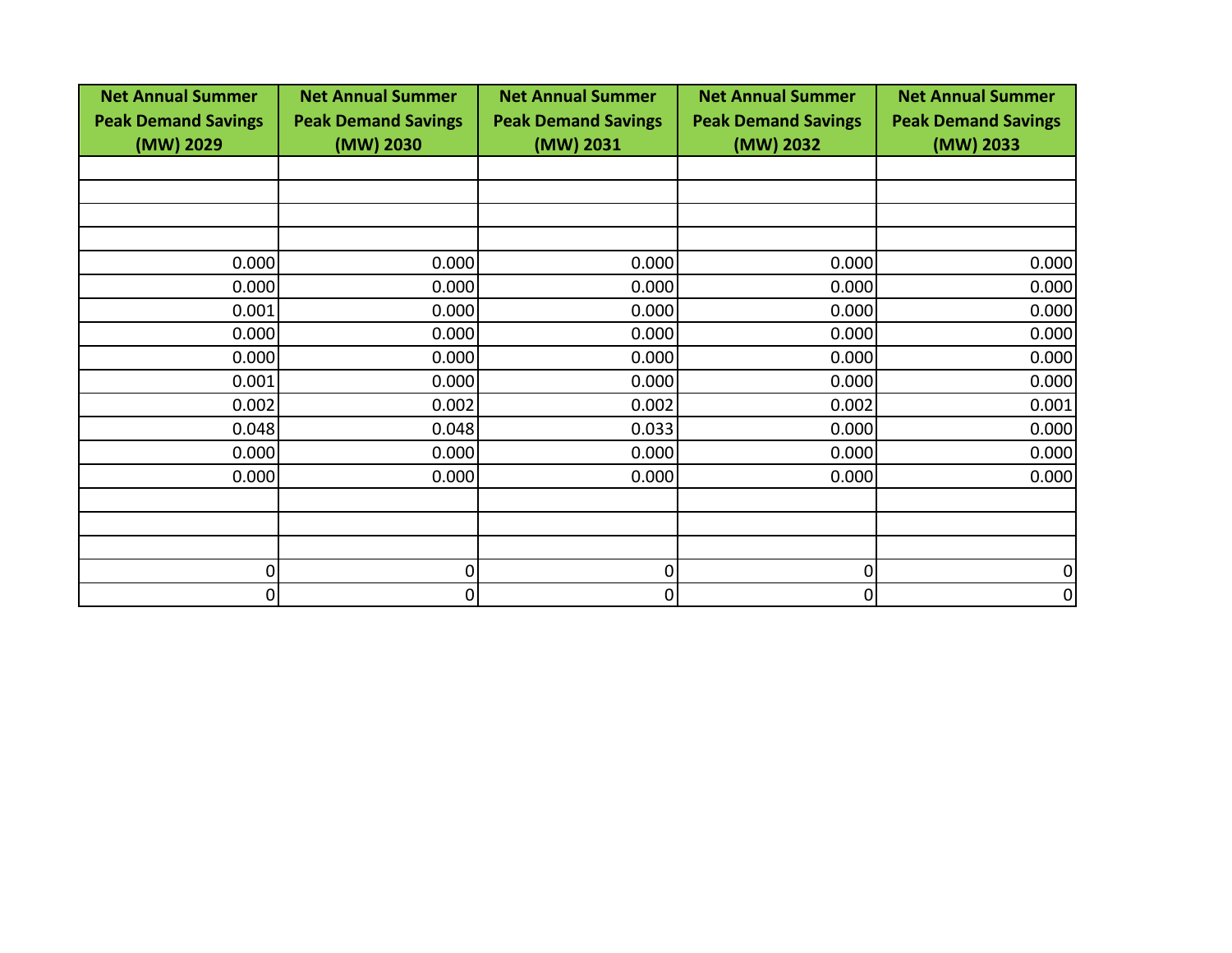| Net Annual Summer Peak Demand Savings (MW) 2029 | Net Annual Summer Peak Demand Savings (MW) 2030 | Net Annual Summer Peak Demand Savings (MW) 2031 | Net Annual Summer Peak Demand Savings (MW) 2032 | Net Annual Summer Peak Demand Savings (MW) 2033 |
|---|---|---|---|---|
| | | | | |
| | | | | |
| | | | | |
| | | | | |
| 0.000 | 0.000 | 0.000 | 0.000 | 0.000 |
| 0.000 | 0.000 | 0.000 | 0.000 | 0.000 |
| 0.001 | 0.000 | 0.000 | 0.000 | 0.000 |
| 0.000 | 0.000 | 0.000 | 0.000 | 0.000 |
| 0.000 | 0.000 | 0.000 | 0.000 | 0.000 |
| 0.001 | 0.000 | 0.000 | 0.000 | 0.000 |
| 0.002 | 0.002 | 0.002 | 0.002 | 0.001 |
| 0.048 | 0.048 | 0.033 | 0.000 | 0.000 |
| 0.000 | 0.000 | 0.000 | 0.000 | 0.000 |
| 0.000 | 0.000 | 0.000 | 0.000 | 0.000 |
| | | | | |
| | | | | |
| | | | | |
| 0 | 0 | 0 | 0 | 0 |
| 0 | 0 | 0 | 0 | 0 |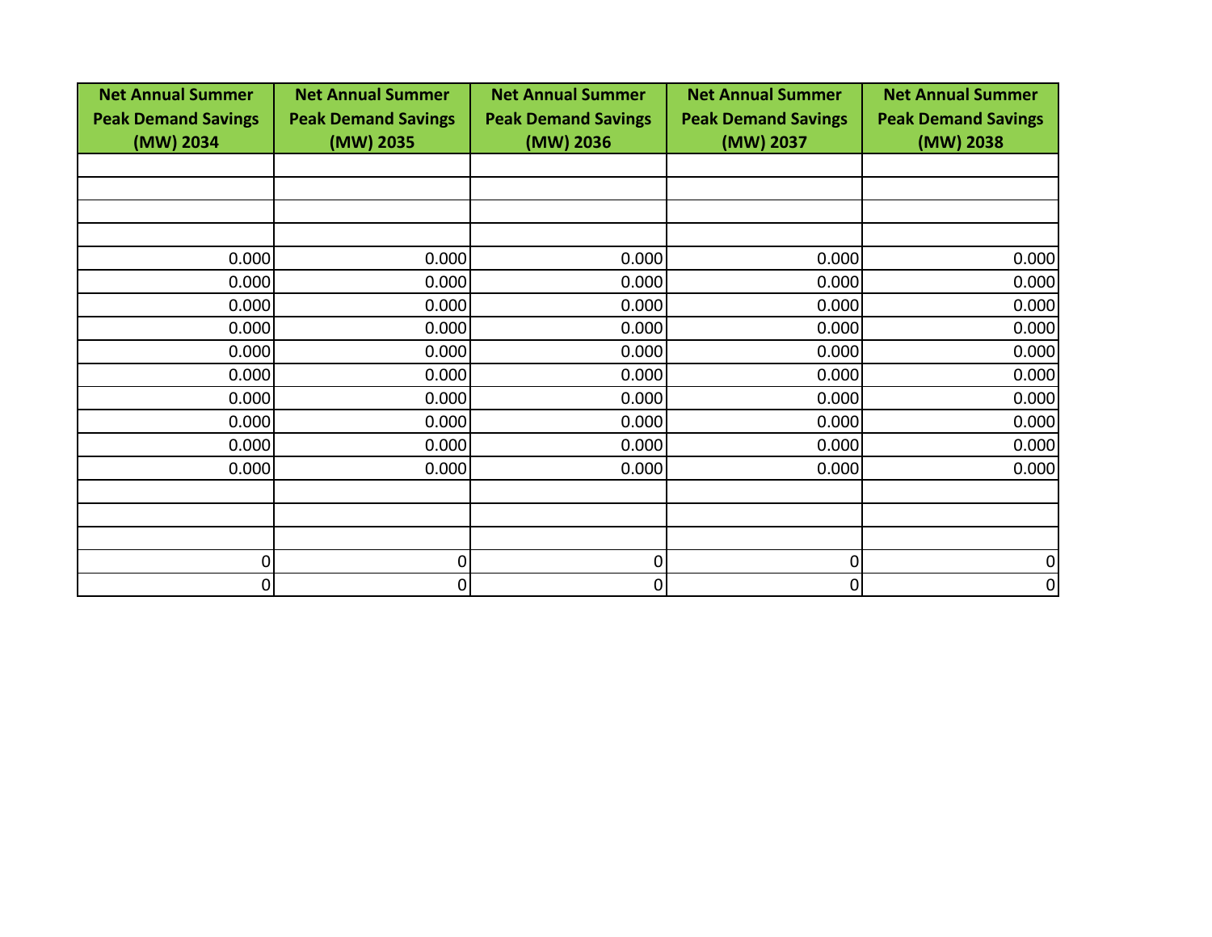| Net Annual Summer Peak Demand Savings (MW) 2034 | Net Annual Summer Peak Demand Savings (MW) 2035 | Net Annual Summer Peak Demand Savings (MW) 2036 | Net Annual Summer Peak Demand Savings (MW) 2037 | Net Annual Summer Peak Demand Savings (MW) 2038 |
|---|---|---|---|---|
| | | | | |
| | | | | |
| | | | | |
| | | | | |
| 0.000 | 0.000 | 0.000 | 0.000 | 0.000 |
| 0.000 | 0.000 | 0.000 | 0.000 | 0.000 |
| 0.000 | 0.000 | 0.000 | 0.000 | 0.000 |
| 0.000 | 0.000 | 0.000 | 0.000 | 0.000 |
| 0.000 | 0.000 | 0.000 | 0.000 | 0.000 |
| 0.000 | 0.000 | 0.000 | 0.000 | 0.000 |
| 0.000 | 0.000 | 0.000 | 0.000 | 0.000 |
| 0.000 | 0.000 | 0.000 | 0.000 | 0.000 |
| 0.000 | 0.000 | 0.000 | 0.000 | 0.000 |
| 0.000 | 0.000 | 0.000 | 0.000 | 0.000 |
| | | | | |
| | | | | |
| | | | | |
| 0 | 0 | 0 | 0 | 0 |
| 0 | 0 | 0 | 0 | 0 |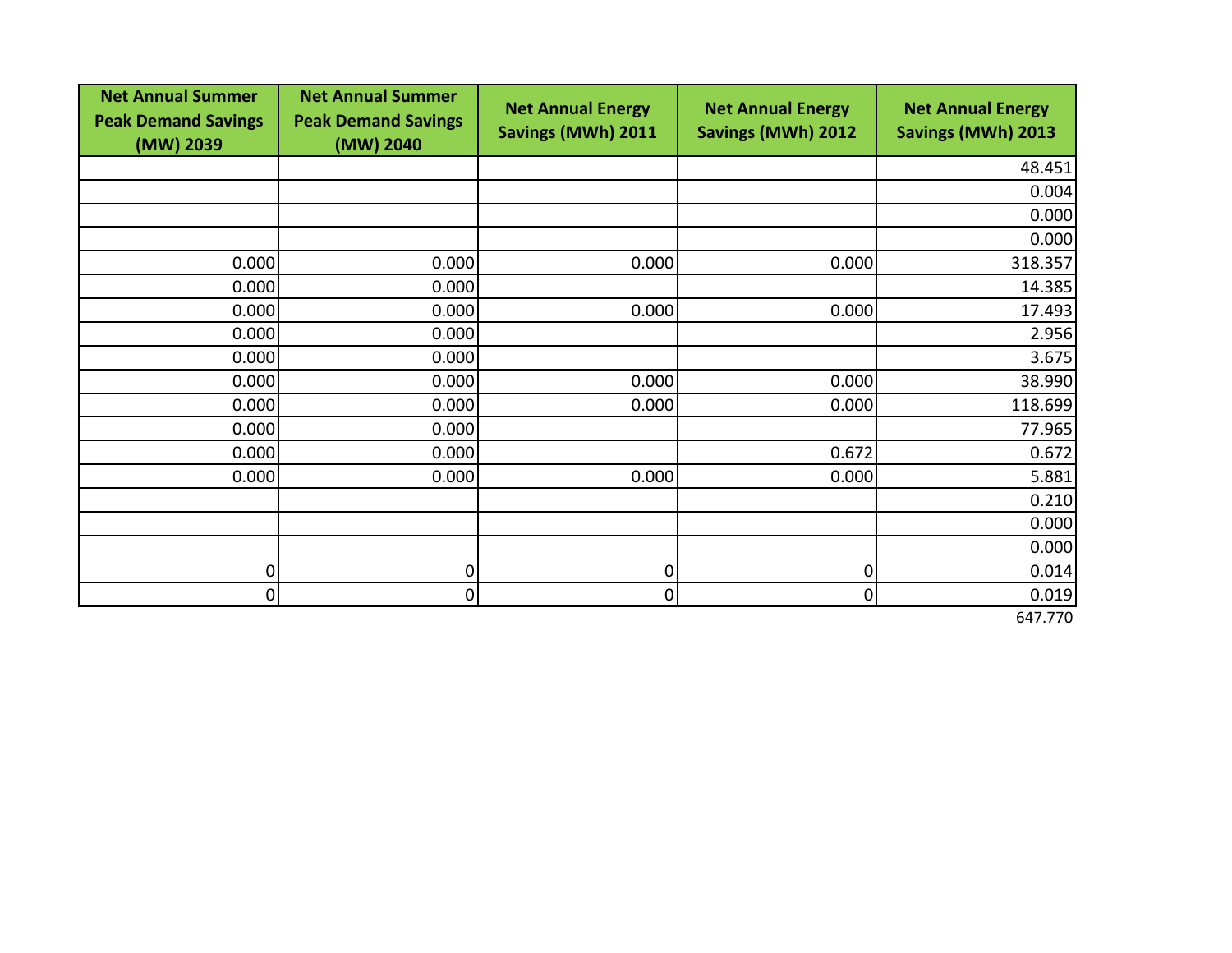| Net Annual Summer Peak Demand Savings (MW) 2039 | Net Annual Summer Peak Demand Savings (MW) 2040 | Net Annual Energy Savings (MWh) 2011 | Net Annual Energy Savings (MWh) 2012 | Net Annual Energy Savings (MWh) 2013 |
|---|---|---|---|---|
| | | | | 48.451 |
| | | | | 0.004 |
| | | | | 0.000 |
| | | | | 0.000 |
| 0.000 | 0.000 | 0.000 | 0.000 | 318.357 |
| 0.000 | 0.000 | | | 14.385 |
| 0.000 | 0.000 | 0.000 | 0.000 | 17.493 |
| 0.000 | 0.000 | | | 2.956 |
| 0.000 | 0.000 | | | 3.675 |
| 0.000 | 0.000 | 0.000 | 0.000 | 38.990 |
| 0.000 | 0.000 | 0.000 | 0.000 | 118.699 |
| 0.000 | 0.000 | | | 77.965 |
| 0.000 | 0.000 | | 0.672 | 0.672 |
| 0.000 | 0.000 | 0.000 | 0.000 | 5.881 |
| | | | | 0.210 |
| | | | | 0.000 |
| | | | | 0.000 |
| 0 | 0 | 0 | 0 | 0.014 |
| 0 | 0 | 0 | 0 | 0.019 |
| | | | | 647.770 |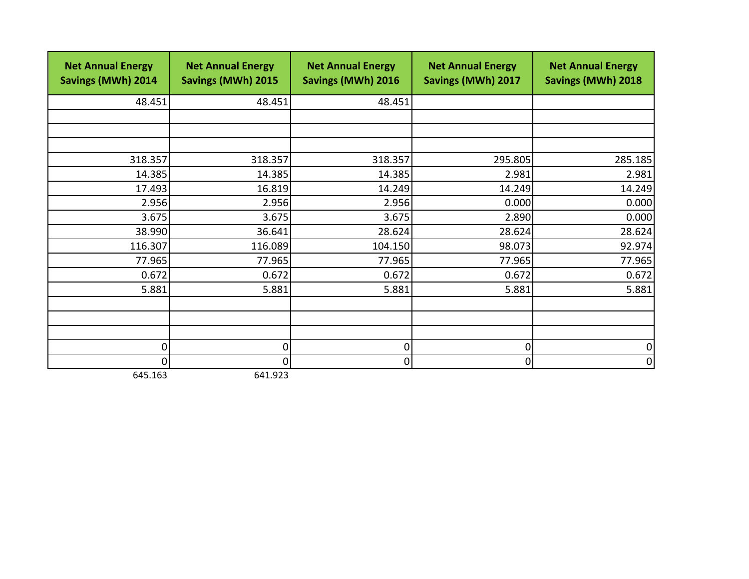| Net Annual Energy Savings (MWh) 2014 | Net Annual Energy Savings (MWh) 2015 | Net Annual Energy Savings (MWh) 2016 | Net Annual Energy Savings (MWh) 2017 | Net Annual Energy Savings (MWh) 2018 |
|---|---|---|---|---|
| 48.451 | 48.451 | 48.451 | | |
| | | | | |
| | | | | |
| | | | | |
| 318.357 | 318.357 | 318.357 | 295.805 | 285.185 |
| 14.385 | 14.385 | 14.385 | 2.981 | 2.981 |
| 17.493 | 16.819 | 14.249 | 14.249 | 14.249 |
| 2.956 | 2.956 | 2.956 | 0.000 | 0.000 |
| 3.675 | 3.675 | 3.675 | 2.890 | 0.000 |
| 38.990 | 36.641 | 28.624 | 28.624 | 28.624 |
| 116.307 | 116.089 | 104.150 | 98.073 | 92.974 |
| 77.965 | 77.965 | 77.965 | 77.965 | 77.965 |
| 0.672 | 0.672 | 0.672 | 0.672 | 0.672 |
| 5.881 | 5.881 | 5.881 | 5.881 | 5.881 |
| | | | | |
| | | | | |
| | | | | |
| 0 | 0 | 0 | 0 | 0 |
| 0 | 0 | 0 | 0 | 0 |
| 645.163 | 641.923 | | | |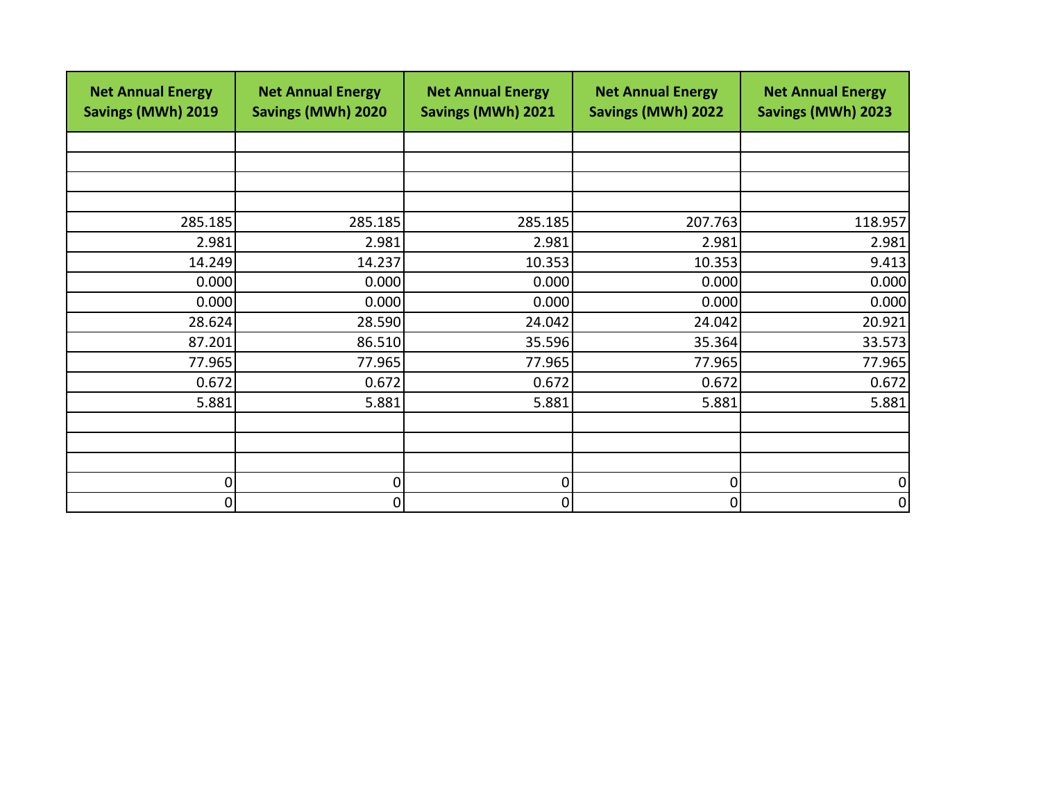| Net Annual Energy Savings (MWh) 2019 | Net Annual Energy Savings (MWh) 2020 | Net Annual Energy Savings (MWh) 2021 | Net Annual Energy Savings (MWh) 2022 | Net Annual Energy Savings (MWh) 2023 |
|---|---|---|---|---|
| | | | | |
| | | | | |
| | | | | |
| | | | | |
| 285.185 | 285.185 | 285.185 | 207.763 | 118.957 |
| 2.981 | 2.981 | 2.981 | 2.981 | 2.981 |
| 14.249 | 14.237 | 10.353 | 10.353 | 9.413 |
| 0.000 | 0.000 | 0.000 | 0.000 | 0.000 |
| 0.000 | 0.000 | 0.000 | 0.000 | 0.000 |
| 28.624 | 28.590 | 24.042 | 24.042 | 20.921 |
| 87.201 | 86.510 | 35.596 | 35.364 | 33.573 |
| 77.965 | 77.965 | 77.965 | 77.965 | 77.965 |
| 0.672 | 0.672 | 0.672 | 0.672 | 0.672 |
| 5.881 | 5.881 | 5.881 | 5.881 | 5.881 |
| | | | | |
| | | | | |
| | | | | |
| 0 | 0 | 0 | 0 | 0 |
| 0 | 0 | 0 | 0 | 0 |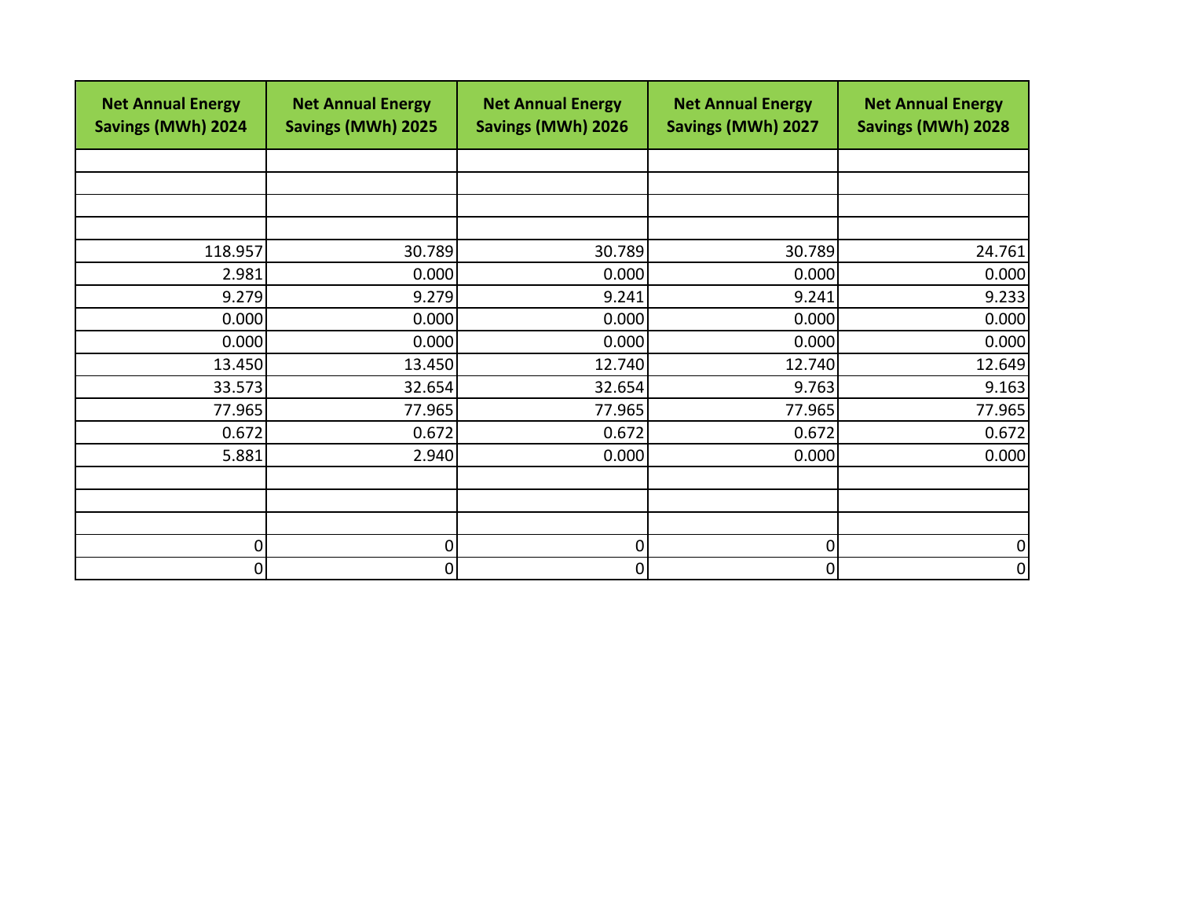| Net Annual Energy Savings (MWh) 2024 | Net Annual Energy Savings (MWh) 2025 | Net Annual Energy Savings (MWh) 2026 | Net Annual Energy Savings (MWh) 2027 | Net Annual Energy Savings (MWh) 2028 |
|---|---|---|---|---|
| | | | | |
| | | | | |
| | | | | |
| | | | | |
| 118.957 | 30.789 | 30.789 | 30.789 | 24.761 |
| 2.981 | 0.000 | 0.000 | 0.000 | 0.000 |
| 9.279 | 9.279 | 9.241 | 9.241 | 9.233 |
| 0.000 | 0.000 | 0.000 | 0.000 | 0.000 |
| 0.000 | 0.000 | 0.000 | 0.000 | 0.000 |
| 13.450 | 13.450 | 12.740 | 12.740 | 12.649 |
| 33.573 | 32.654 | 32.654 | 9.763 | 9.163 |
| 77.965 | 77.965 | 77.965 | 77.965 | 77.965 |
| 0.672 | 0.672 | 0.672 | 0.672 | 0.672 |
| 5.881 | 2.940 | 0.000 | 0.000 | 0.000 |
| | | | | |
| | | | | |
| | | | | |
| 0 | 0 | 0 | 0 | 0 |
| 0 | 0 | 0 | 0 | 0 |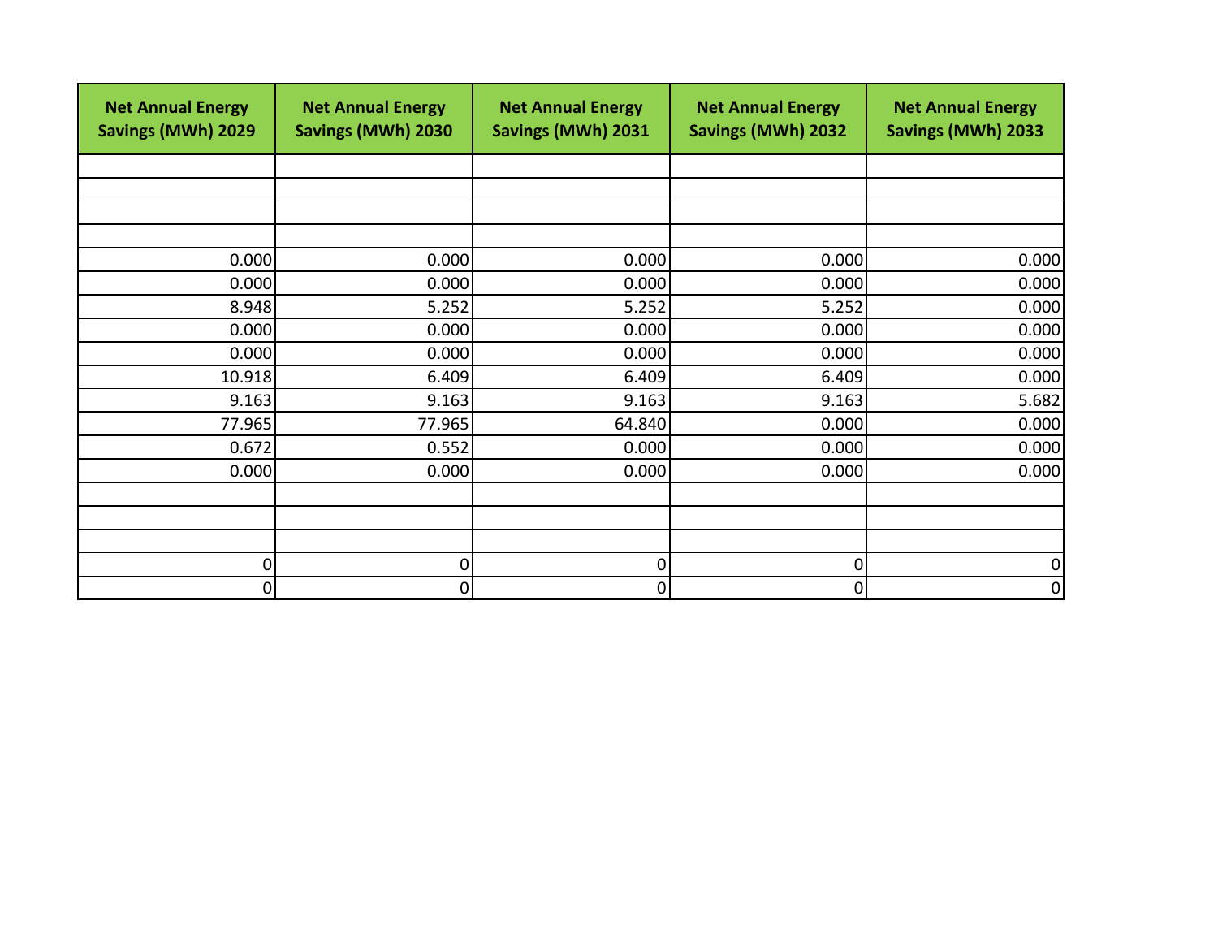| Net Annual Energy Savings (MWh) 2029 | Net Annual Energy Savings (MWh) 2030 | Net Annual Energy Savings (MWh) 2031 | Net Annual Energy Savings (MWh) 2032 | Net Annual Energy Savings (MWh) 2033 |
|---|---|---|---|---|
| | | | | |
| | | | | |
| | | | | |
| | | | | |
| 0.000 | 0.000 | 0.000 | 0.000 | 0.000 |
| 0.000 | 0.000 | 0.000 | 0.000 | 0.000 |
| 8.948 | 5.252 | 5.252 | 5.252 | 0.000 |
| 0.000 | 0.000 | 0.000 | 0.000 | 0.000 |
| 0.000 | 0.000 | 0.000 | 0.000 | 0.000 |
| 10.918 | 6.409 | 6.409 | 6.409 | 0.000 |
| 9.163 | 9.163 | 9.163 | 9.163 | 5.682 |
| 77.965 | 77.965 | 64.840 | 0.000 | 0.000 |
| 0.672 | 0.552 | 0.000 | 0.000 | 0.000 |
| 0.000 | 0.000 | 0.000 | 0.000 | 0.000 |
| | | | | |
| | | | | |
| | | | | |
| 0 | 0 | 0 | 0 | 0 |
| 0 | 0 | 0 | 0 | 0 |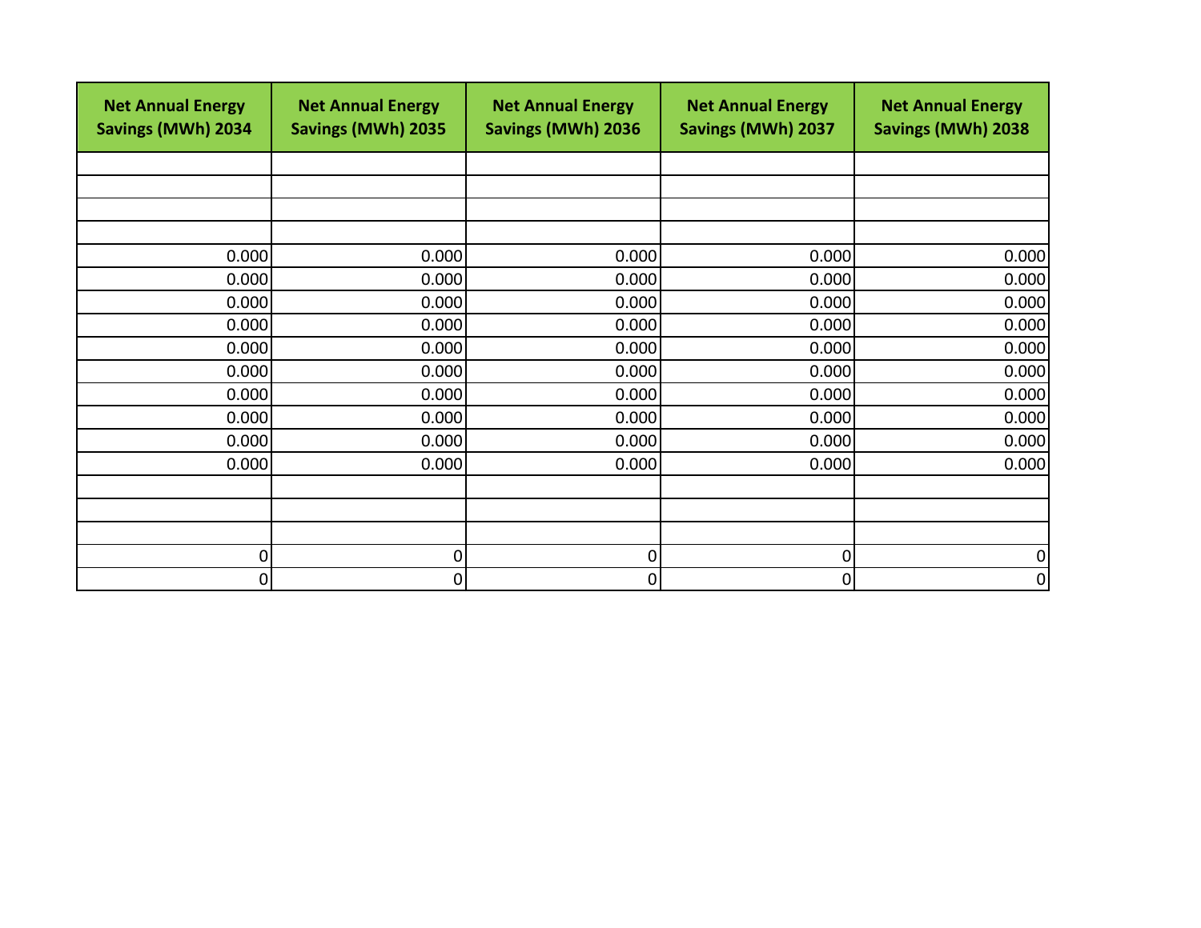| Net Annual Energy Savings (MWh) 2034 | Net Annual Energy Savings (MWh) 2035 | Net Annual Energy Savings (MWh) 2036 | Net Annual Energy Savings (MWh) 2037 | Net Annual Energy Savings (MWh) 2038 |
|---|---|---|---|---|
| | | | | |
| | | | | |
| | | | | |
| | | | | |
| 0.000 | 0.000 | 0.000 | 0.000 | 0.000 |
| 0.000 | 0.000 | 0.000 | 0.000 | 0.000 |
| 0.000 | 0.000 | 0.000 | 0.000 | 0.000 |
| 0.000 | 0.000 | 0.000 | 0.000 | 0.000 |
| 0.000 | 0.000 | 0.000 | 0.000 | 0.000 |
| 0.000 | 0.000 | 0.000 | 0.000 | 0.000 |
| 0.000 | 0.000 | 0.000 | 0.000 | 0.000 |
| 0.000 | 0.000 | 0.000 | 0.000 | 0.000 |
| 0.000 | 0.000 | 0.000 | 0.000 | 0.000 |
| 0.000 | 0.000 | 0.000 | 0.000 | 0.000 |
| | | | | |
| | | | | |
| | | | | |
| 0 | 0 | 0 | 0 | 0 |
| 0 | 0 | 0 | 0 | 0 |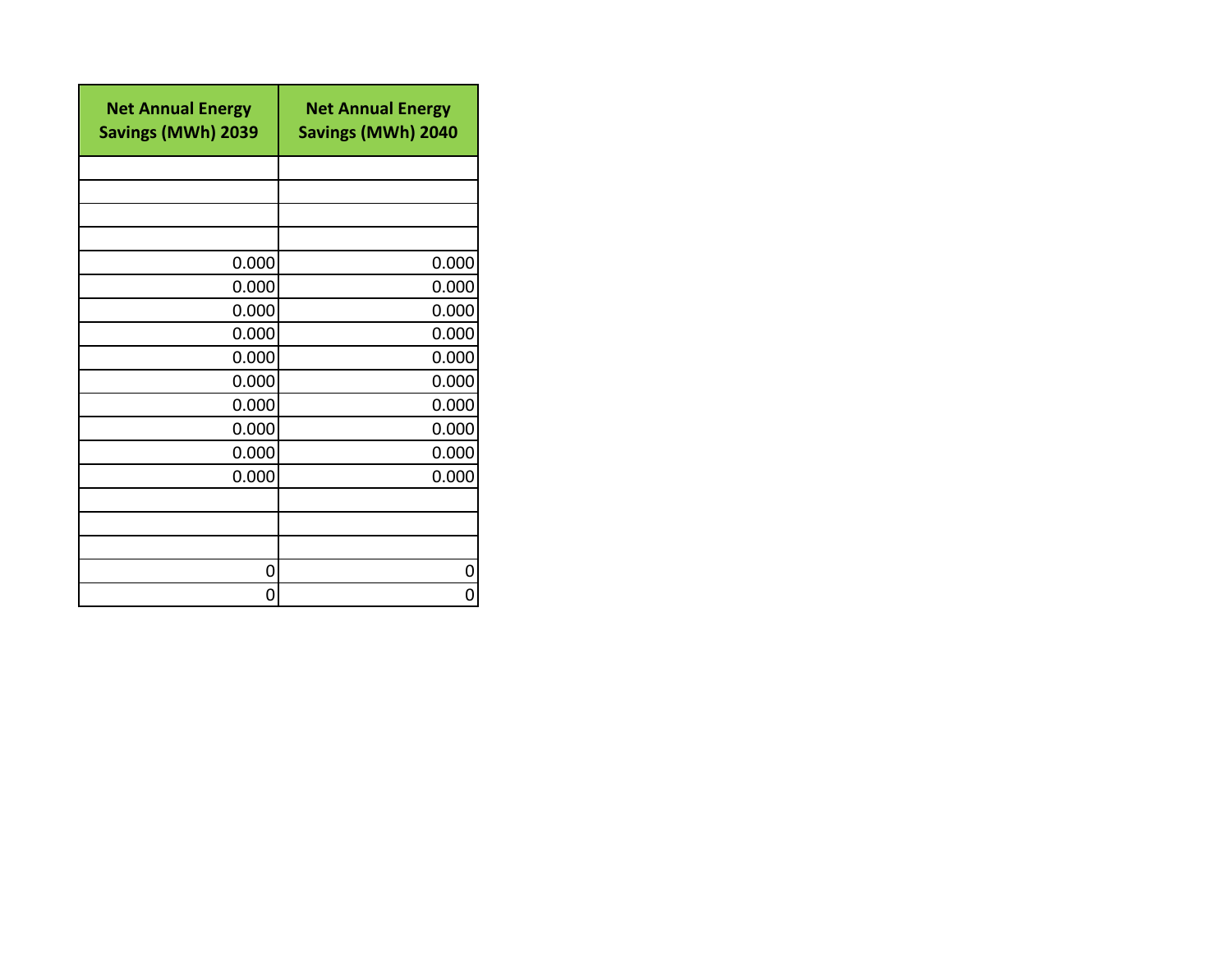| Net Annual Energy Savings (MWh) 2039 | Net Annual Energy Savings (MWh) 2040 |
|---|---|
| | |
| | |
| | |
| | |
| 0.000 | 0.000 |
| 0.000 | 0.000 |
| 0.000 | 0.000 |
| 0.000 | 0.000 |
| 0.000 | 0.000 |
| 0.000 | 0.000 |
| 0.000 | 0.000 |
| 0.000 | 0.000 |
| 0.000 | 0.000 |
| 0.000 | 0.000 |
| | |
| | |
| | |
| 0 | 0 |
| 0 | 0 |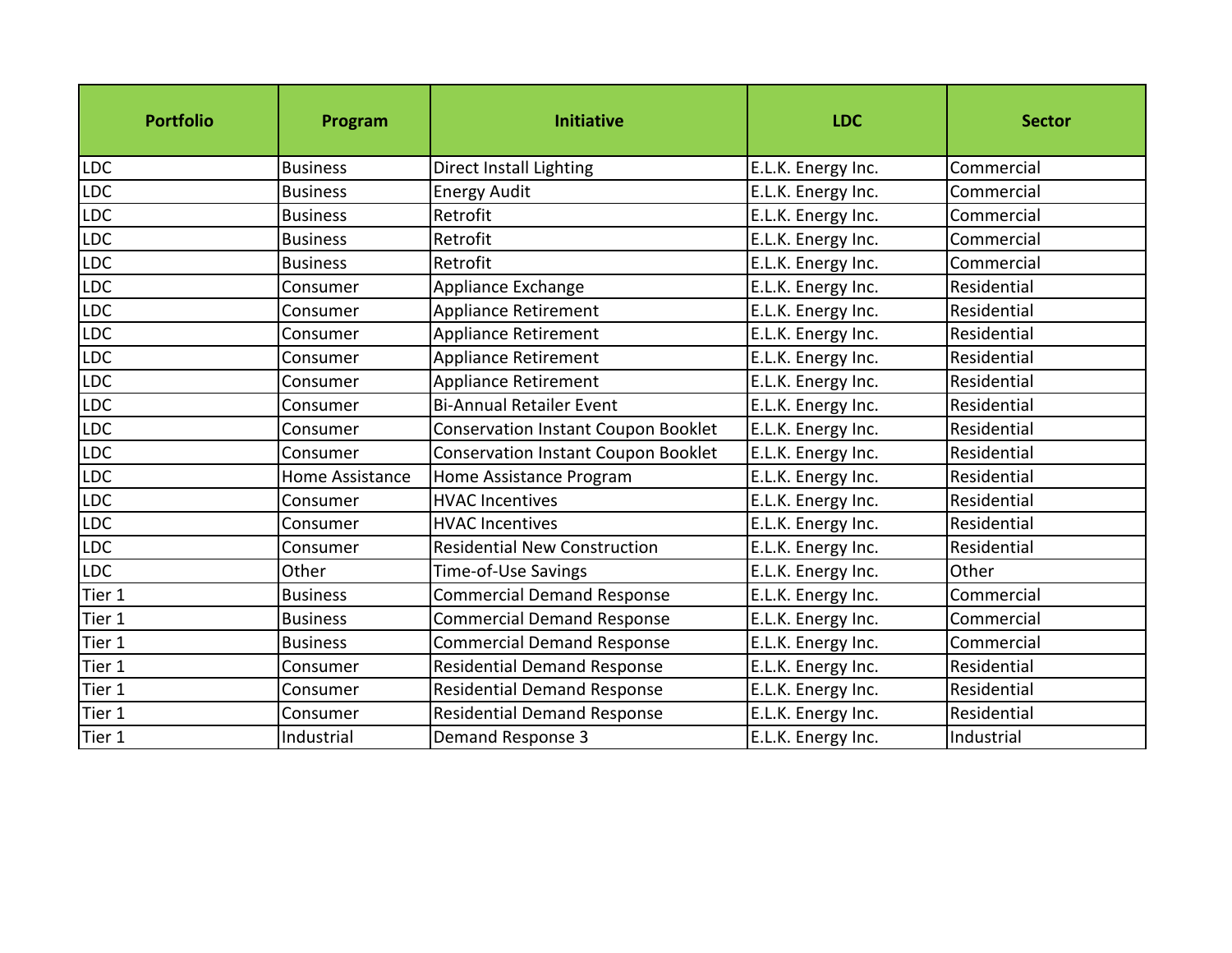| Portfolio | Program | Initiative | LDC | Sector |
|---|---|---|---|---|
| LDC | Business | Direct Install Lighting | E.L.K. Energy Inc. | Commercial |
| LDC | Business | Energy Audit | E.L.K. Energy Inc. | Commercial |
| LDC | Business | Retrofit | E.L.K. Energy Inc. | Commercial |
| LDC | Business | Retrofit | E.L.K. Energy Inc. | Commercial |
| LDC | Business | Retrofit | E.L.K. Energy Inc. | Commercial |
| LDC | Consumer | Appliance Exchange | E.L.K. Energy Inc. | Residential |
| LDC | Consumer | Appliance Retirement | E.L.K. Energy Inc. | Residential |
| LDC | Consumer | Appliance Retirement | E.L.K. Energy Inc. | Residential |
| LDC | Consumer | Appliance Retirement | E.L.K. Energy Inc. | Residential |
| LDC | Consumer | Appliance Retirement | E.L.K. Energy Inc. | Residential |
| LDC | Consumer | Bi-Annual Retailer Event | E.L.K. Energy Inc. | Residential |
| LDC | Consumer | Conservation Instant Coupon Booklet | E.L.K. Energy Inc. | Residential |
| LDC | Consumer | Conservation Instant Coupon Booklet | E.L.K. Energy Inc. | Residential |
| LDC | Home Assistance | Home Assistance Program | E.L.K. Energy Inc. | Residential |
| LDC | Consumer | HVAC Incentives | E.L.K. Energy Inc. | Residential |
| LDC | Consumer | HVAC Incentives | E.L.K. Energy Inc. | Residential |
| LDC | Consumer | Residential New Construction | E.L.K. Energy Inc. | Residential |
| LDC | Other | Time-of-Use Savings | E.L.K. Energy Inc. | Other |
| Tier 1 | Business | Commercial Demand Response | E.L.K. Energy Inc. | Commercial |
| Tier 1 | Business | Commercial Demand Response | E.L.K. Energy Inc. | Commercial |
| Tier 1 | Business | Commercial Demand Response | E.L.K. Energy Inc. | Commercial |
| Tier 1 | Consumer | Residential Demand Response | E.L.K. Energy Inc. | Residential |
| Tier 1 | Consumer | Residential Demand Response | E.L.K. Energy Inc. | Residential |
| Tier 1 | Consumer | Residential Demand Response | E.L.K. Energy Inc. | Residential |
| Tier 1 | Industrial | Demand Response 3 | E.L.K. Energy Inc. | Industrial |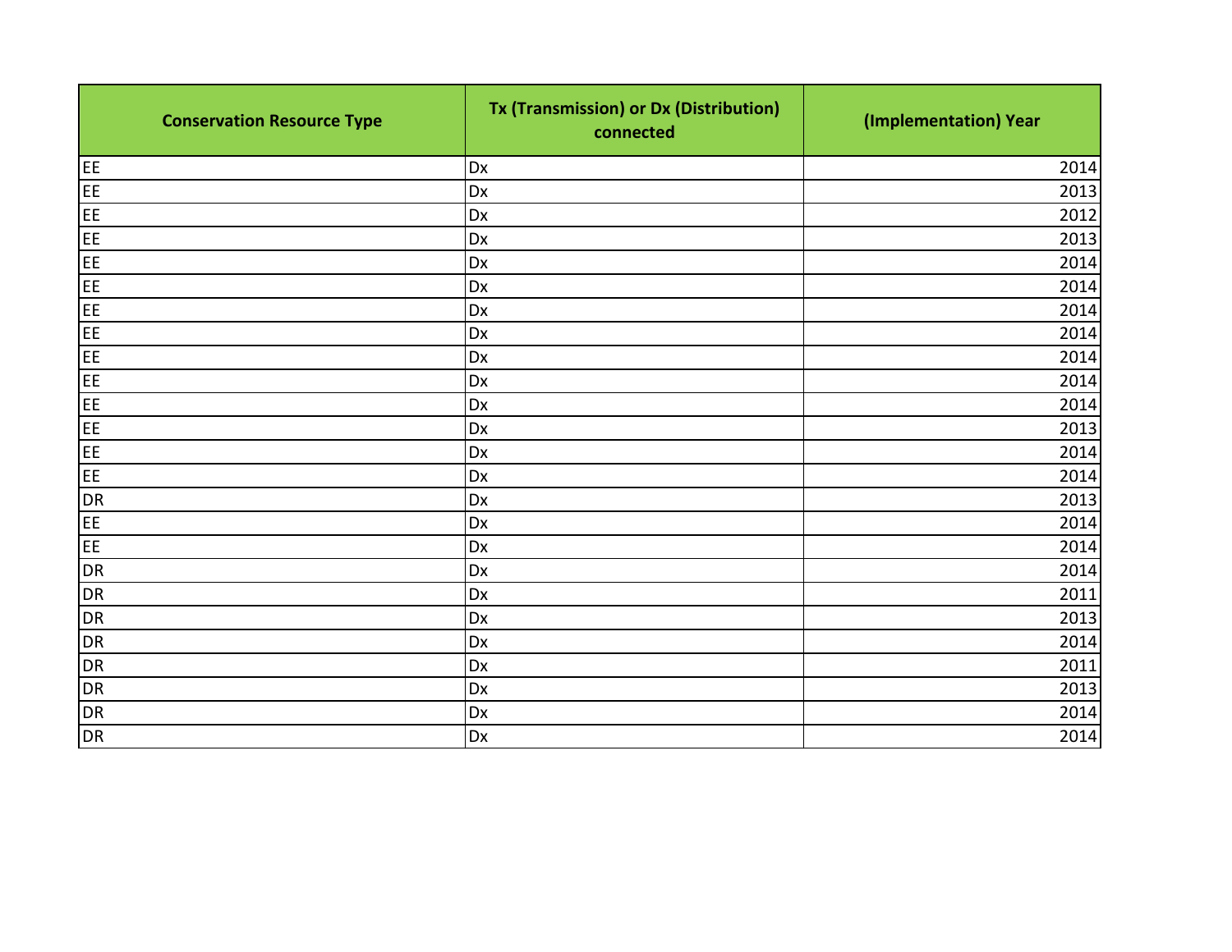| Conservation Resource Type | Tx (Transmission) or Dx (Distribution) connected | (Implementation) Year |
|---|---|---|
| EE | Dx | 2014 |
| EE | Dx | 2013 |
| EE | Dx | 2012 |
| EE | Dx | 2013 |
| EE | Dx | 2014 |
| EE | Dx | 2014 |
| EE | Dx | 2014 |
| EE | Dx | 2014 |
| EE | Dx | 2014 |
| EE | Dx | 2014 |
| EE | Dx | 2014 |
| EE | Dx | 2013 |
| EE | Dx | 2014 |
| EE | Dx | 2014 |
| DR | Dx | 2013 |
| EE | Dx | 2014 |
| EE | Dx | 2014 |
| DR | Dx | 2014 |
| DR | Dx | 2011 |
| DR | Dx | 2013 |
| DR | Dx | 2014 |
| DR | Dx | 2011 |
| DR | Dx | 2013 |
| DR | Dx | 2014 |
| DR | Dx | 2014 |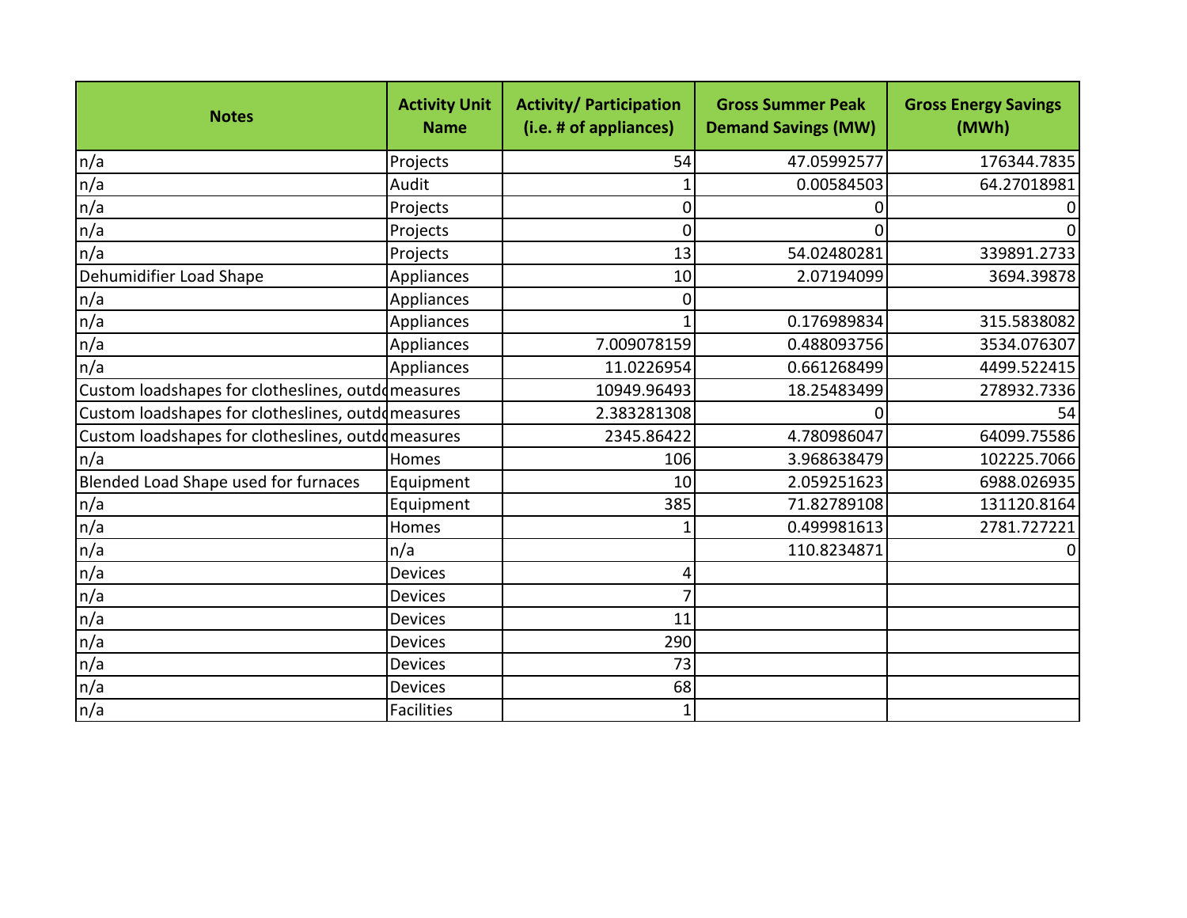| Notes | Activity Unit Name | Activity/ Participation (i.e. # of appliances) | Gross Summer Peak Demand Savings (MW) | Gross Energy Savings (MWh) |
|---|---|---|---|---|
| n/a | Projects | 54 | 47.05992577 | 176344.7835 |
| n/a | Audit | 1 | 0.00584503 | 64.27018981 |
| n/a | Projects | 0 | 0 | 0 |
| n/a | Projects | 0 | 0 | 0 |
| n/a | Projects | 13 | 54.02480281 | 339891.2733 |
| Dehumidifier Load Shape | Appliances | 10 | 2.07194099 | 3694.39878 |
| n/a | Appliances | 0 | | |
| n/a | Appliances | 1 | 0.176989834 | 315.5838082 |
| n/a | Appliances | 7.009078159 | 0.488093756 | 3534.076307 |
| n/a | Appliances | 11.0226954 | 0.661268499 | 4499.522415 |
| Custom loadshapes for clotheslines, outdo | measures | 10949.96493 | 18.25483499 | 278932.7336 |
| Custom loadshapes for clotheslines, outdo | measures | 2.383281308 | 0 | 54 |
| Custom loadshapes for clotheslines, outdo | measures | 2345.86422 | 4.780986047 | 64099.75586 |
| n/a | Homes | 106 | 3.968638479 | 102225.7066 |
| Blended Load Shape used for furnaces | Equipment | 10 | 2.059251623 | 6988.026935 |
| n/a | Equipment | 385 | 71.82789108 | 131120.8164 |
| n/a | Homes | 1 | 0.499981613 | 2781.727221 |
| n/a | n/a | | 110.8234871 | 0 |
| n/a | Devices | 4 | | |
| n/a | Devices | 7 | | |
| n/a | Devices | 11 | | |
| n/a | Devices | 290 | | |
| n/a | Devices | 73 | | |
| n/a | Devices | 68 | | |
| n/a | Facilities | 1 | | |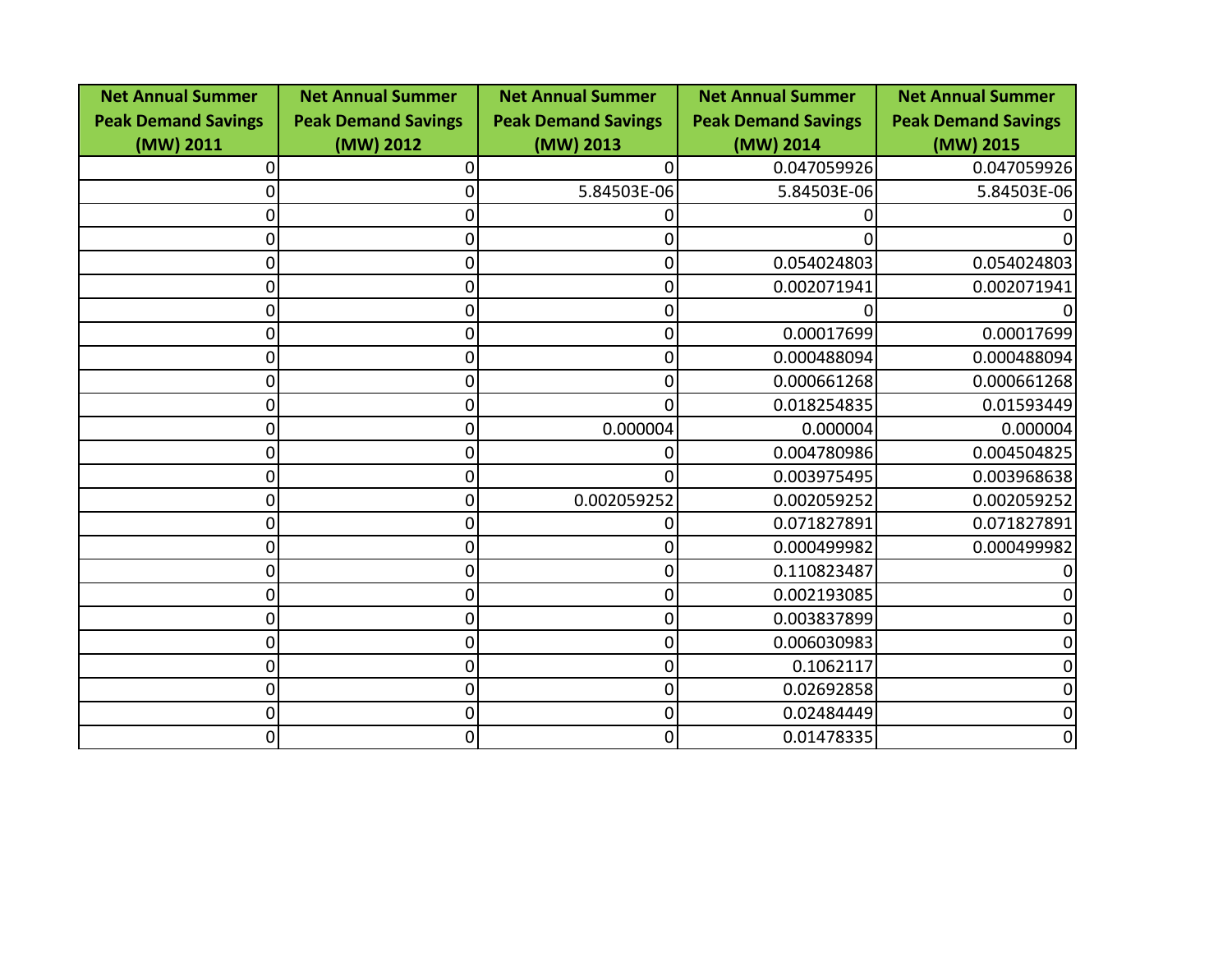| Net Annual Summer Peak Demand Savings (MW) 2011 | Net Annual Summer Peak Demand Savings (MW) 2012 | Net Annual Summer Peak Demand Savings (MW) 2013 | Net Annual Summer Peak Demand Savings (MW) 2014 | Net Annual Summer Peak Demand Savings (MW) 2015 |
|---|---|---|---|---|
| 0 | 0 | 0 | 0.047059926 | 0.047059926 |
| 0 | 0 | 5.84503E-06 | 5.84503E-06 | 5.84503E-06 |
| 0 | 0 | 0 | 0 | 0 |
| 0 | 0 | 0 | 0 | 0 |
| 0 | 0 | 0 | 0.054024803 | 0.054024803 |
| 0 | 0 | 0 | 0.002071941 | 0.002071941 |
| 0 | 0 | 0 | 0 | 0 |
| 0 | 0 | 0 | 0.00017699 | 0.00017699 |
| 0 | 0 | 0 | 0.000488094 | 0.000488094 |
| 0 | 0 | 0 | 0.000661268 | 0.000661268 |
| 0 | 0 | 0 | 0.018254835 | 0.01593449 |
| 0 | 0 | 0.000004 | 0.000004 | 0.000004 |
| 0 | 0 | 0 | 0.004780986 | 0.004504825 |
| 0 | 0 | 0 | 0.003975495 | 0.003968638 |
| 0 | 0 | 0.002059252 | 0.002059252 | 0.002059252 |
| 0 | 0 | 0 | 0.071827891 | 0.071827891 |
| 0 | 0 | 0 | 0.000499982 | 0.000499982 |
| 0 | 0 | 0 | 0.110823487 | 0 |
| 0 | 0 | 0 | 0.002193085 | 0 |
| 0 | 0 | 0 | 0.003837899 | 0 |
| 0 | 0 | 0 | 0.006030983 | 0 |
| 0 | 0 | 0 | 0.1062117 | 0 |
| 0 | 0 | 0 | 0.02692858 | 0 |
| 0 | 0 | 0 | 0.02484449 | 0 |
| 0 | 0 | 0 | 0.01478335 | 0 |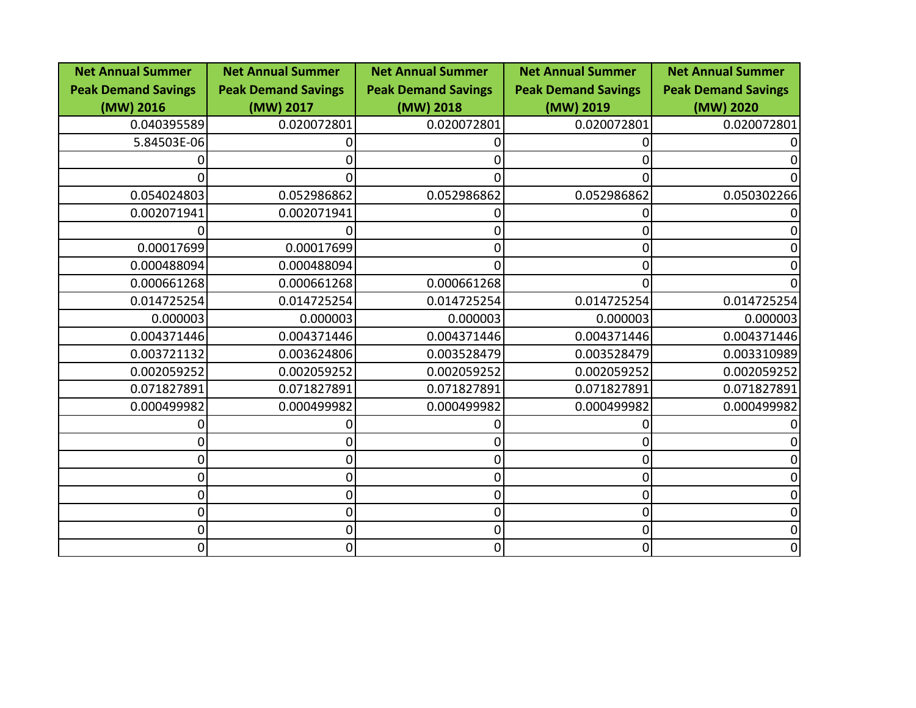| Net Annual Summer Peak Demand Savings (MW) 2016 | Net Annual Summer Peak Demand Savings (MW) 2017 | Net Annual Summer Peak Demand Savings (MW) 2018 | Net Annual Summer Peak Demand Savings (MW) 2019 | Net Annual Summer Peak Demand Savings (MW) 2020 |
|---:|---:|---:|---:|---:|
| 0.040395589 | 0.020072801 | 0.020072801 | 0.020072801 | 0.020072801 |
| 5.84503E-06 | 0 | 0 | 0 | 0 |
| 0 | 0 | 0 | 0 | 0 |
| 0 | 0 | 0 | 0 | 0 |
| 0.054024803 | 0.052986862 | 0.052986862 | 0.052986862 | 0.050302266 |
| 0.002071941 | 0.002071941 | 0 | 0 | 0 |
| 0 | 0 | 0 | 0 | 0 |
| 0.00017699 | 0.00017699 | 0 | 0 | 0 |
| 0.000488094 | 0.000488094 | 0 | 0 | 0 |
| 0.000661268 | 0.000661268 | 0.000661268 | 0 | 0 |
| 0.014725254 | 0.014725254 | 0.014725254 | 0.014725254 | 0.014725254 |
| 0.000003 | 0.000003 | 0.000003 | 0.000003 | 0.000003 |
| 0.004371446 | 0.004371446 | 0.004371446 | 0.004371446 | 0.004371446 |
| 0.003721132 | 0.003624806 | 0.003528479 | 0.003528479 | 0.003310989 |
| 0.002059252 | 0.002059252 | 0.002059252 | 0.002059252 | 0.002059252 |
| 0.071827891 | 0.071827891 | 0.071827891 | 0.071827891 | 0.071827891 |
| 0.000499982 | 0.000499982 | 0.000499982 | 0.000499982 | 0.000499982 |
| 0 | 0 | 0 | 0 | 0 |
| 0 | 0 | 0 | 0 | 0 |
| 0 | 0 | 0 | 0 | 0 |
| 0 | 0 | 0 | 0 | 0 |
| 0 | 0 | 0 | 0 | 0 |
| 0 | 0 | 0 | 0 | 0 |
| 0 | 0 | 0 | 0 | 0 |
| 0 | 0 | 0 | 0 | 0 |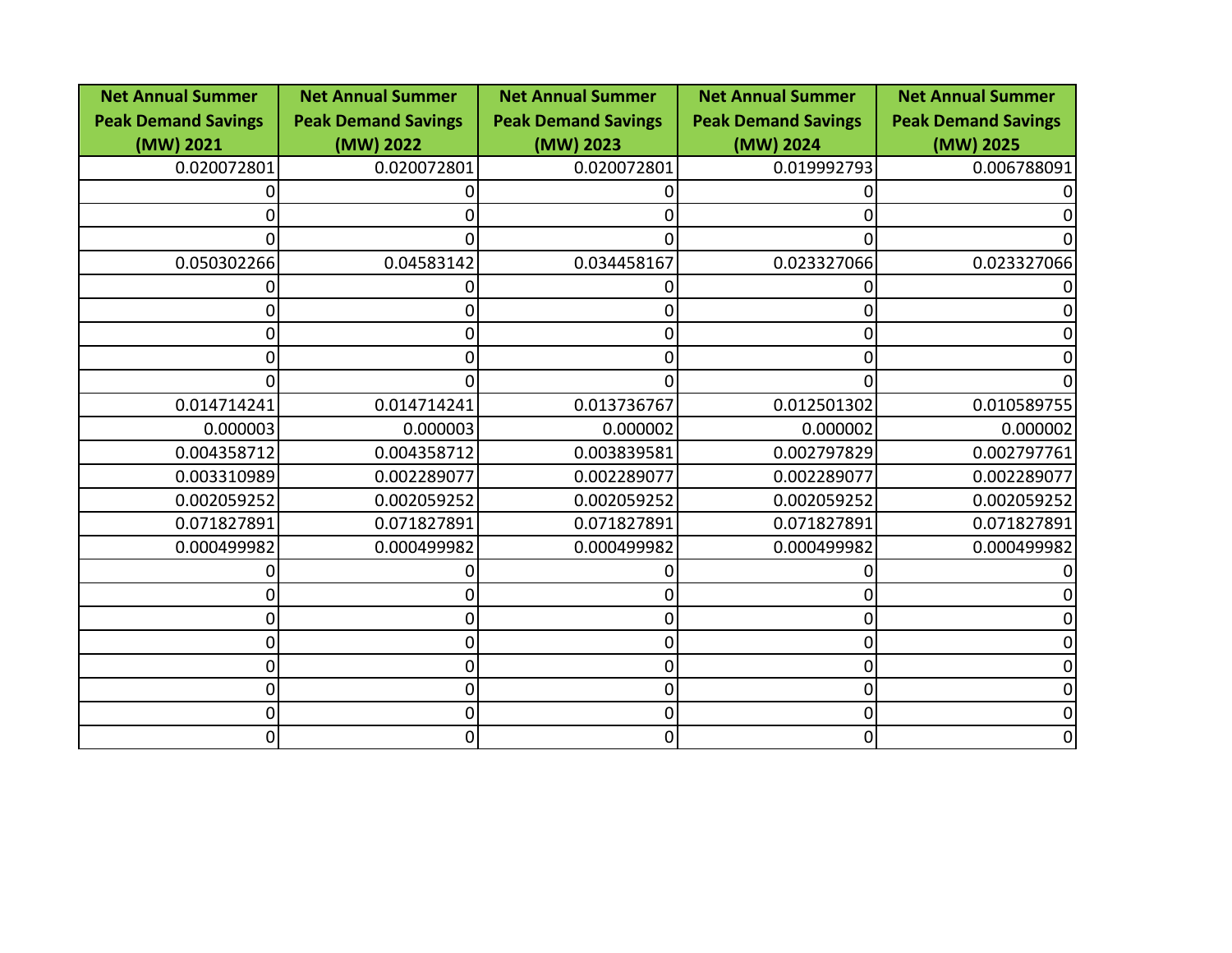| Net Annual Summer Peak Demand Savings (MW) 2021 | Net Annual Summer Peak Demand Savings (MW) 2022 | Net Annual Summer Peak Demand Savings (MW) 2023 | Net Annual Summer Peak Demand Savings (MW) 2024 | Net Annual Summer Peak Demand Savings (MW) 2025 |
|---:|---:|---:|---:|---:|
| 0.020072801 | 0.020072801 | 0.020072801 | 0.019992793 | 0.006788091 |
| 0 | 0 | 0 | 0 | 0 |
| 0 | 0 | 0 | 0 | 0 |
| 0 | 0 | 0 | 0 | 0 |
| 0.050302266 | 0.04583142 | 0.034458167 | 0.023327066 | 0.023327066 |
| 0 | 0 | 0 | 0 | 0 |
| 0 | 0 | 0 | 0 | 0 |
| 0 | 0 | 0 | 0 | 0 |
| 0 | 0 | 0 | 0 | 0 |
| 0 | 0 | 0 | 0 | 0 |
| 0.014714241 | 0.014714241 | 0.013736767 | 0.012501302 | 0.010589755 |
| 0.000003 | 0.000003 | 0.000002 | 0.000002 | 0.000002 |
| 0.004358712 | 0.004358712 | 0.003839581 | 0.002797829 | 0.002797761 |
| 0.003310989 | 0.002289077 | 0.002289077 | 0.002289077 | 0.002289077 |
| 0.002059252 | 0.002059252 | 0.002059252 | 0.002059252 | 0.002059252 |
| 0.071827891 | 0.071827891 | 0.071827891 | 0.071827891 | 0.071827891 |
| 0.000499982 | 0.000499982 | 0.000499982 | 0.000499982 | 0.000499982 |
| 0 | 0 | 0 | 0 | 0 |
| 0 | 0 | 0 | 0 | 0 |
| 0 | 0 | 0 | 0 | 0 |
| 0 | 0 | 0 | 0 | 0 |
| 0 | 0 | 0 | 0 | 0 |
| 0 | 0 | 0 | 0 | 0 |
| 0 | 0 | 0 | 0 | 0 |
| 0 | 0 | 0 | 0 | 0 |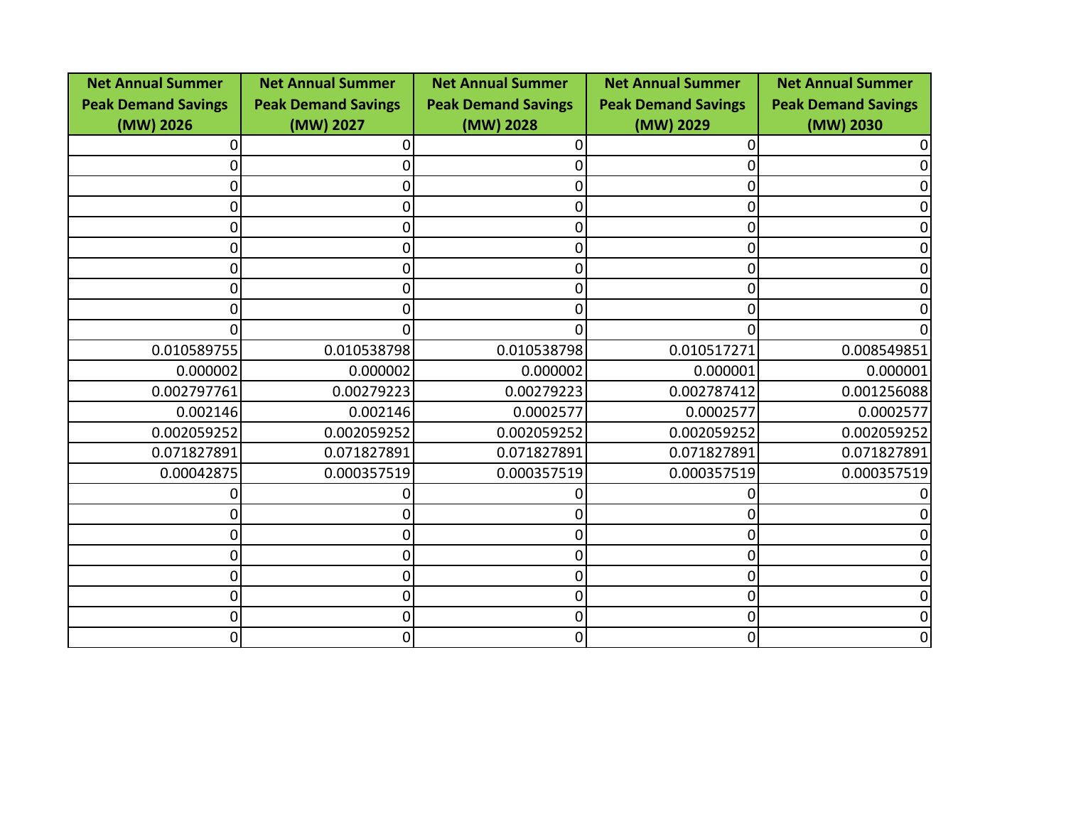| Net Annual Summer Peak Demand Savings (MW) 2026 | Net Annual Summer Peak Demand Savings (MW) 2027 | Net Annual Summer Peak Demand Savings (MW) 2028 | Net Annual Summer Peak Demand Savings (MW) 2029 | Net Annual Summer Peak Demand Savings (MW) 2030 |
|---|---|---|---|---|
| 0 | 0 | 0 | 0 | 0 |
| 0 | 0 | 0 | 0 | 0 |
| 0 | 0 | 0 | 0 | 0 |
| 0 | 0 | 0 | 0 | 0 |
| 0 | 0 | 0 | 0 | 0 |
| 0 | 0 | 0 | 0 | 0 |
| 0 | 0 | 0 | 0 | 0 |
| 0 | 0 | 0 | 0 | 0 |
| 0 | 0 | 0 | 0 | 0 |
| 0 | 0 | 0 | 0 | 0 |
| 0.010589755 | 0.010538798 | 0.010538798 | 0.010517271 | 0.008549851 |
| 0.000002 | 0.000002 | 0.000002 | 0.000001 | 0.000001 |
| 0.002797761 | 0.00279223 | 0.00279223 | 0.002787412 | 0.001256088 |
| 0.002146 | 0.002146 | 0.0002577 | 0.0002577 | 0.0002577 |
| 0.002059252 | 0.002059252 | 0.002059252 | 0.002059252 | 0.002059252 |
| 0.071827891 | 0.071827891 | 0.071827891 | 0.071827891 | 0.071827891 |
| 0.00042875 | 0.000357519 | 0.000357519 | 0.000357519 | 0.000357519 |
| 0 | 0 | 0 | 0 | 0 |
| 0 | 0 | 0 | 0 | 0 |
| 0 | 0 | 0 | 0 | 0 |
| 0 | 0 | 0 | 0 | 0 |
| 0 | 0 | 0 | 0 | 0 |
| 0 | 0 | 0 | 0 | 0 |
| 0 | 0 | 0 | 0 | 0 |
| 0 | 0 | 0 | 0 | 0 |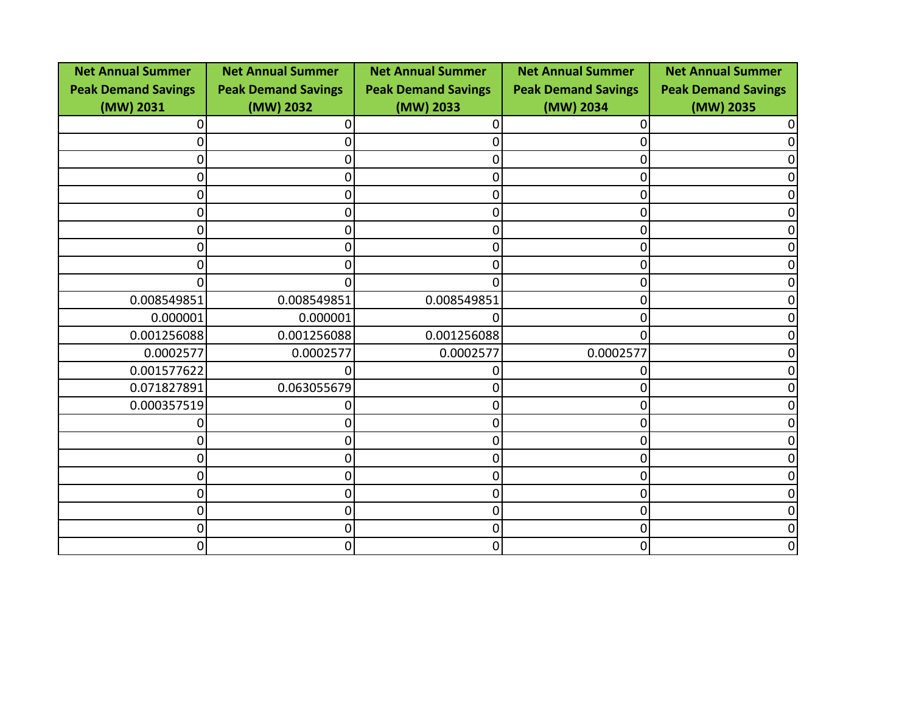| Net Annual Summer Peak Demand Savings (MW) 2031 | Net Annual Summer Peak Demand Savings (MW) 2032 | Net Annual Summer Peak Demand Savings (MW) 2033 | Net Annual Summer Peak Demand Savings (MW) 2034 | Net Annual Summer Peak Demand Savings (MW) 2035 |
|---|---|---|---|---|
| 0 | 0 | 0 | 0 | 0 |
| 0 | 0 | 0 | 0 | 0 |
| 0 | 0 | 0 | 0 | 0 |
| 0 | 0 | 0 | 0 | 0 |
| 0 | 0 | 0 | 0 | 0 |
| 0 | 0 | 0 | 0 | 0 |
| 0 | 0 | 0 | 0 | 0 |
| 0 | 0 | 0 | 0 | 0 |
| 0 | 0 | 0 | 0 | 0 |
| 0 | 0 | 0 | 0 | 0 |
| 0.008549851 | 0.008549851 | 0.008549851 | 0 | 0 |
| 0.000001 | 0.000001 | 0 | 0 | 0 |
| 0.001256088 | 0.001256088 | 0.001256088 | 0 | 0 |
| 0.0002577 | 0.0002577 | 0.0002577 | 0.0002577 | 0 |
| 0.001577622 | 0 | 0 | 0 | 0 |
| 0.071827891 | 0.063055679 | 0 | 0 | 0 |
| 0.000357519 | 0 | 0 | 0 | 0 |
| 0 | 0 | 0 | 0 | 0 |
| 0 | 0 | 0 | 0 | 0 |
| 0 | 0 | 0 | 0 | 0 |
| 0 | 0 | 0 | 0 | 0 |
| 0 | 0 | 0 | 0 | 0 |
| 0 | 0 | 0 | 0 | 0 |
| 0 | 0 | 0 | 0 | 0 |
| 0 | 0 | 0 | 0 | 0 |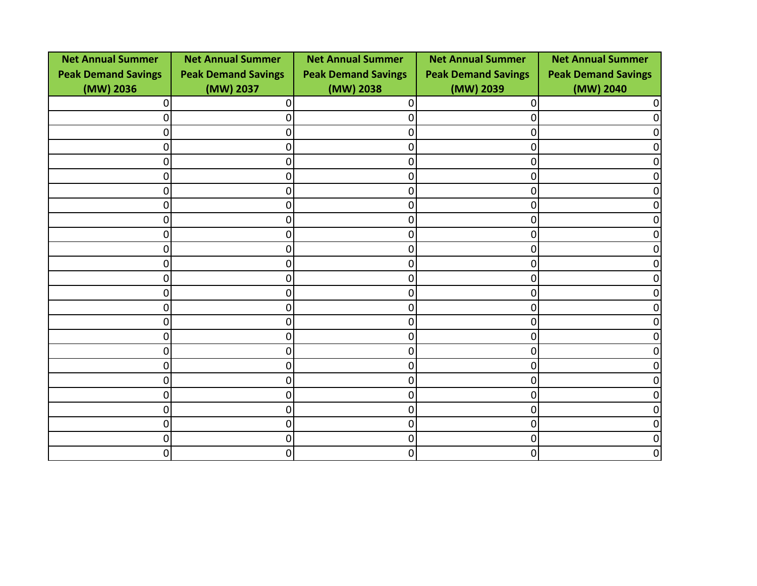| Net Annual Summer Peak Demand Savings (MW) 2036 | Net Annual Summer Peak Demand Savings (MW) 2037 | Net Annual Summer Peak Demand Savings (MW) 2038 | Net Annual Summer Peak Demand Savings (MW) 2039 | Net Annual Summer Peak Demand Savings (MW) 2040 |
|---|---|---|---|---|
| 0 | 0 | 0 | 0 | 0 |
| 0 | 0 | 0 | 0 | 0 |
| 0 | 0 | 0 | 0 | 0 |
| 0 | 0 | 0 | 0 | 0 |
| 0 | 0 | 0 | 0 | 0 |
| 0 | 0 | 0 | 0 | 0 |
| 0 | 0 | 0 | 0 | 0 |
| 0 | 0 | 0 | 0 | 0 |
| 0 | 0 | 0 | 0 | 0 |
| 0 | 0 | 0 | 0 | 0 |
| 0 | 0 | 0 | 0 | 0 |
| 0 | 0 | 0 | 0 | 0 |
| 0 | 0 | 0 | 0 | 0 |
| 0 | 0 | 0 | 0 | 0 |
| 0 | 0 | 0 | 0 | 0 |
| 0 | 0 | 0 | 0 | 0 |
| 0 | 0 | 0 | 0 | 0 |
| 0 | 0 | 0 | 0 | 0 |
| 0 | 0 | 0 | 0 | 0 |
| 0 | 0 | 0 | 0 | 0 |
| 0 | 0 | 0 | 0 | 0 |
| 0 | 0 | 0 | 0 | 0 |
| 0 | 0 | 0 | 0 | 0 |
| 0 | 0 | 0 | 0 | 0 |
| 0 | 0 | 0 | 0 | 0 |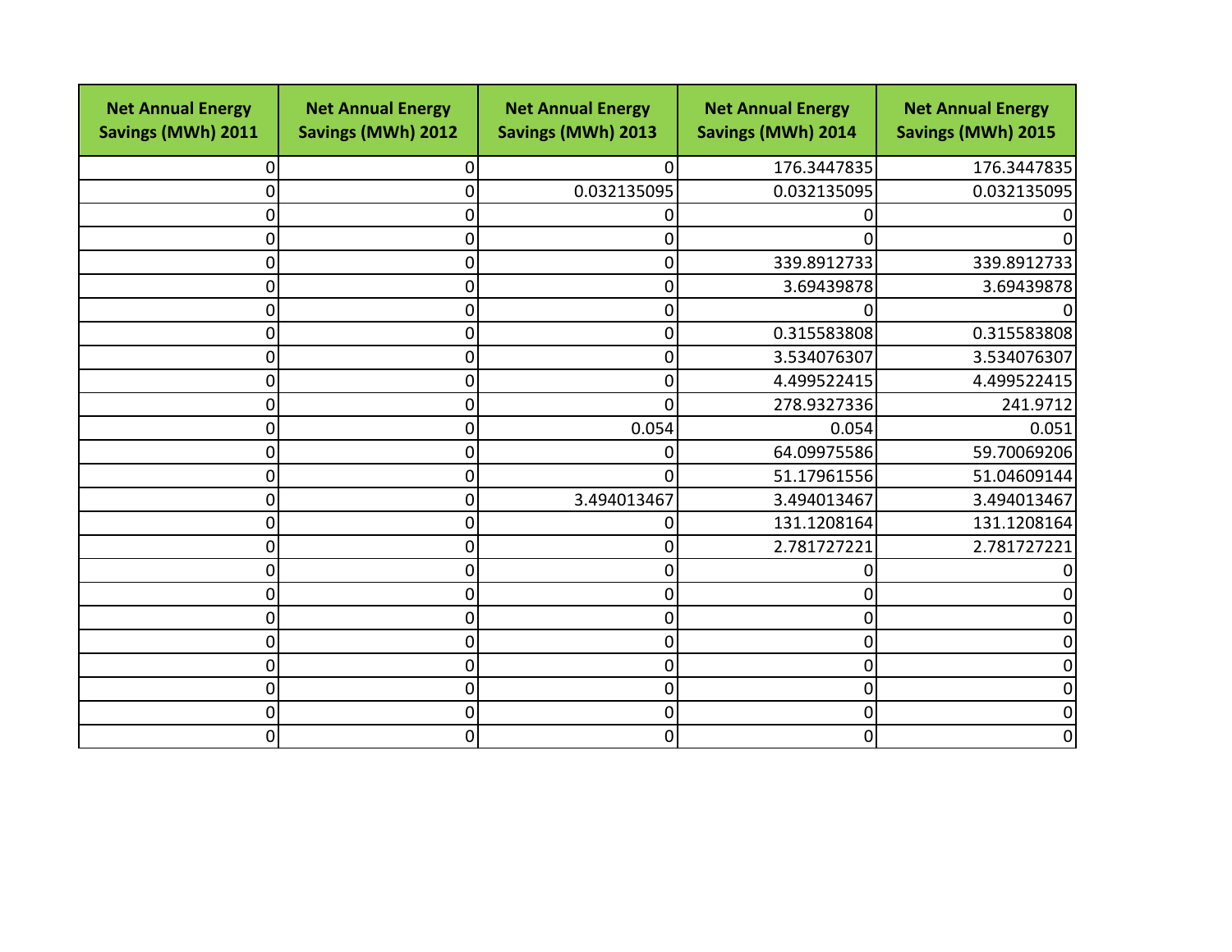| Net Annual Energy Savings (MWh) 2011 | Net Annual Energy Savings (MWh) 2012 | Net Annual Energy Savings (MWh) 2013 | Net Annual Energy Savings (MWh) 2014 | Net Annual Energy Savings (MWh) 2015 |
|---|---|---|---|---|
| 0 | 0 | 0 | 176.3447835 | 176.3447835 |
| 0 | 0 | 0.032135095 | 0.032135095 | 0.032135095 |
| 0 | 0 | 0 | 0 | 0 |
| 0 | 0 | 0 | 0 | 0 |
| 0 | 0 | 0 | 339.8912733 | 339.8912733 |
| 0 | 0 | 0 | 3.69439878 | 3.69439878 |
| 0 | 0 | 0 | 0 | 0 |
| 0 | 0 | 0 | 0.315583808 | 0.315583808 |
| 0 | 0 | 0 | 3.534076307 | 3.534076307 |
| 0 | 0 | 0 | 4.499522415 | 4.499522415 |
| 0 | 0 | 0 | 278.9327336 | 241.9712 |
| 0 | 0 | 0.054 | 0.054 | 0.051 |
| 0 | 0 | 0 | 64.09975586 | 59.70069206 |
| 0 | 0 | 0 | 51.17961556 | 51.04609144 |
| 0 | 0 | 3.494013467 | 3.494013467 | 3.494013467 |
| 0 | 0 | 0 | 131.1208164 | 131.1208164 |
| 0 | 0 | 0 | 2.781727221 | 2.781727221 |
| 0 | 0 | 0 | 0 | 0 |
| 0 | 0 | 0 | 0 | 0 |
| 0 | 0 | 0 | 0 | 0 |
| 0 | 0 | 0 | 0 | 0 |
| 0 | 0 | 0 | 0 | 0 |
| 0 | 0 | 0 | 0 | 0 |
| 0 | 0 | 0 | 0 | 0 |
| 0 | 0 | 0 | 0 | 0 |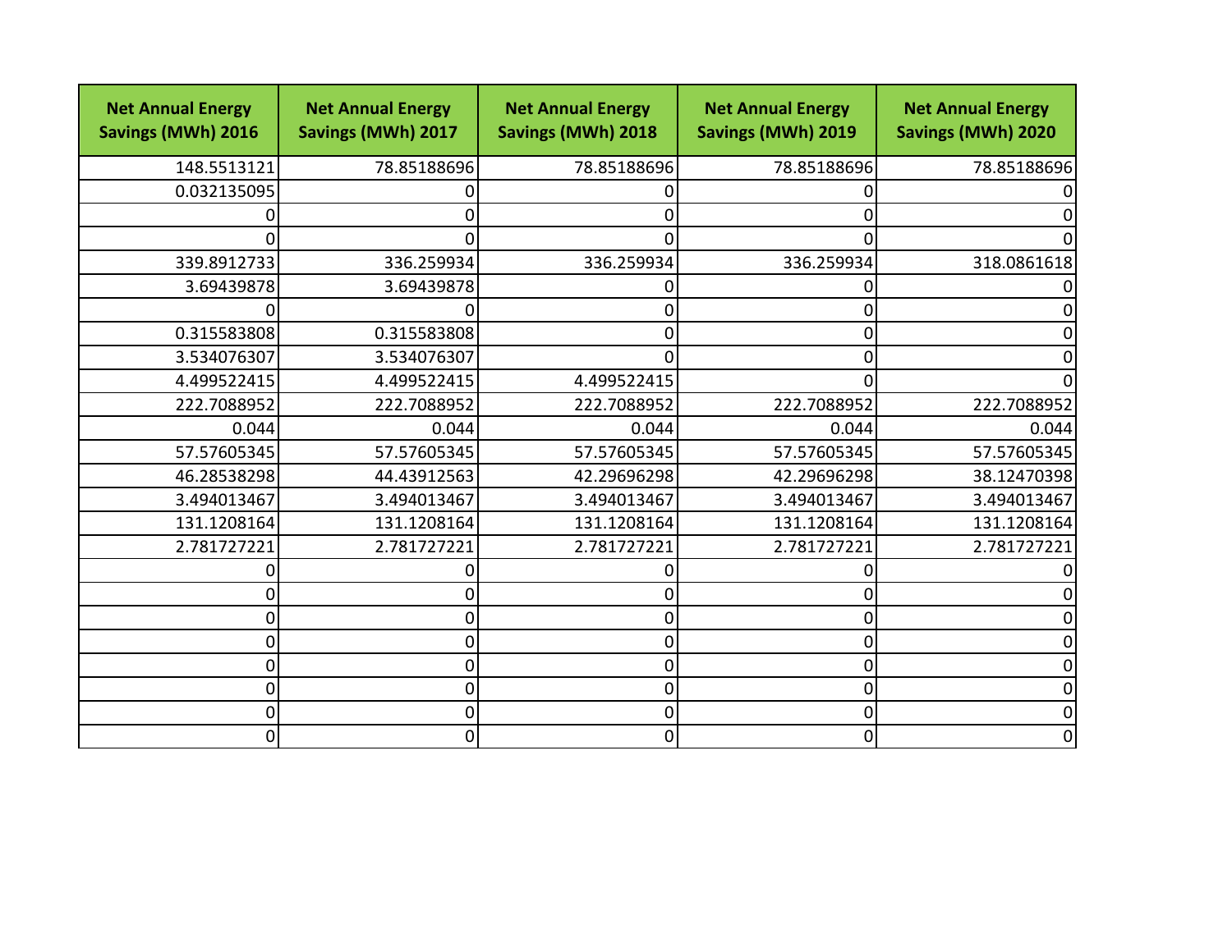| Net Annual Energy Savings (MWh) 2016 | Net Annual Energy Savings (MWh) 2017 | Net Annual Energy Savings (MWh) 2018 | Net Annual Energy Savings (MWh) 2019 | Net Annual Energy Savings (MWh) 2020 |
|---|---|---|---|---|
| 148.5513121 | 78.85188696 | 78.85188696 | 78.85188696 | 78.85188696 |
| 0.032135095 | 0 | 0 | 0 | 0 |
| 0 | 0 | 0 | 0 | 0 |
| 0 | 0 | 0 | 0 | 0 |
| 339.8912733 | 336.259934 | 336.259934 | 336.259934 | 318.0861618 |
| 3.69439878 | 3.69439878 | 0 | 0 | 0 |
| 0 | 0 | 0 | 0 | 0 |
| 0.315583808 | 0.315583808 | 0 | 0 | 0 |
| 3.534076307 | 3.534076307 | 0 | 0 | 0 |
| 4.499522415 | 4.499522415 | 4.499522415 | 0 | 0 |
| 222.7088952 | 222.7088952 | 222.7088952 | 222.7088952 | 222.7088952 |
| 0.044 | 0.044 | 0.044 | 0.044 | 0.044 |
| 57.57605345 | 57.57605345 | 57.57605345 | 57.57605345 | 57.57605345 |
| 46.28538298 | 44.43912563 | 42.29696298 | 42.29696298 | 38.12470398 |
| 3.494013467 | 3.494013467 | 3.494013467 | 3.494013467 | 3.494013467 |
| 131.1208164 | 131.1208164 | 131.1208164 | 131.1208164 | 131.1208164 |
| 2.781727221 | 2.781727221 | 2.781727221 | 2.781727221 | 2.781727221 |
| 0 | 0 | 0 | 0 | 0 |
| 0 | 0 | 0 | 0 | 0 |
| 0 | 0 | 0 | 0 | 0 |
| 0 | 0 | 0 | 0 | 0 |
| 0 | 0 | 0 | 0 | 0 |
| 0 | 0 | 0 | 0 | 0 |
| 0 | 0 | 0 | 0 | 0 |
| 0 | 0 | 0 | 0 | 0 |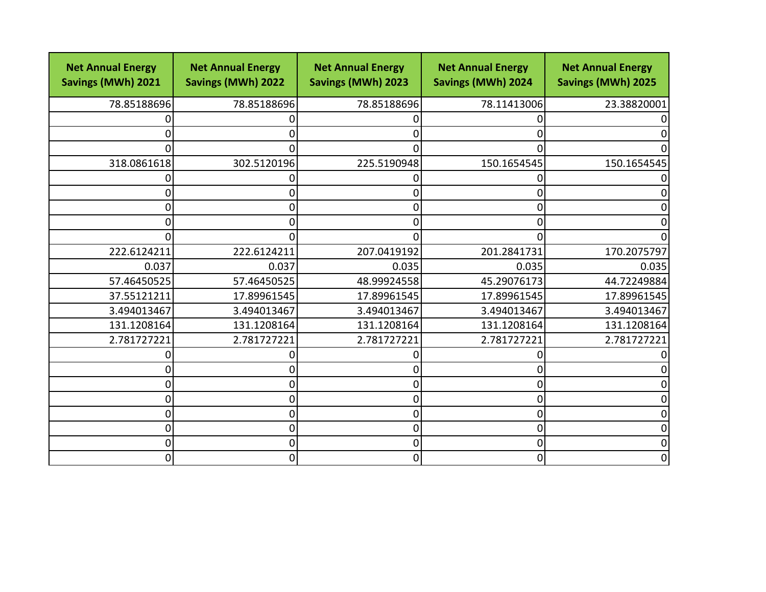| Net Annual Energy Savings (MWh) 2021 | Net Annual Energy Savings (MWh) 2022 | Net Annual Energy Savings (MWh) 2023 | Net Annual Energy Savings (MWh) 2024 | Net Annual Energy Savings (MWh) 2025 |
|---|---|---|---|---|
| 78.85188696 | 78.85188696 | 78.85188696 | 78.11413006 | 23.38820001 |
| 0 | 0 | 0 | 0 | 0 |
| 0 | 0 | 0 | 0 | 0 |
| 0 | 0 | 0 | 0 | 0 |
| 318.0861618 | 302.5120196 | 225.5190948 | 150.1654545 | 150.1654545 |
| 0 | 0 | 0 | 0 | 0 |
| 0 | 0 | 0 | 0 | 0 |
| 0 | 0 | 0 | 0 | 0 |
| 0 | 0 | 0 | 0 | 0 |
| 0 | 0 | 0 | 0 | 0 |
| 222.6124211 | 222.6124211 | 207.0419192 | 201.2841731 | 170.2075797 |
| 0.037 | 0.037 | 0.035 | 0.035 | 0.035 |
| 57.46450525 | 57.46450525 | 48.99924558 | 45.29076173 | 44.72249884 |
| 37.55121211 | 17.89961545 | 17.89961545 | 17.89961545 | 17.89961545 |
| 3.494013467 | 3.494013467 | 3.494013467 | 3.494013467 | 3.494013467 |
| 131.1208164 | 131.1208164 | 131.1208164 | 131.1208164 | 131.1208164 |
| 2.781727221 | 2.781727221 | 2.781727221 | 2.781727221 | 2.781727221 |
| 0 | 0 | 0 | 0 | 0 |
| 0 | 0 | 0 | 0 | 0 |
| 0 | 0 | 0 | 0 | 0 |
| 0 | 0 | 0 | 0 | 0 |
| 0 | 0 | 0 | 0 | 0 |
| 0 | 0 | 0 | 0 | 0 |
| 0 | 0 | 0 | 0 | 0 |
| 0 | 0 | 0 | 0 | 0 |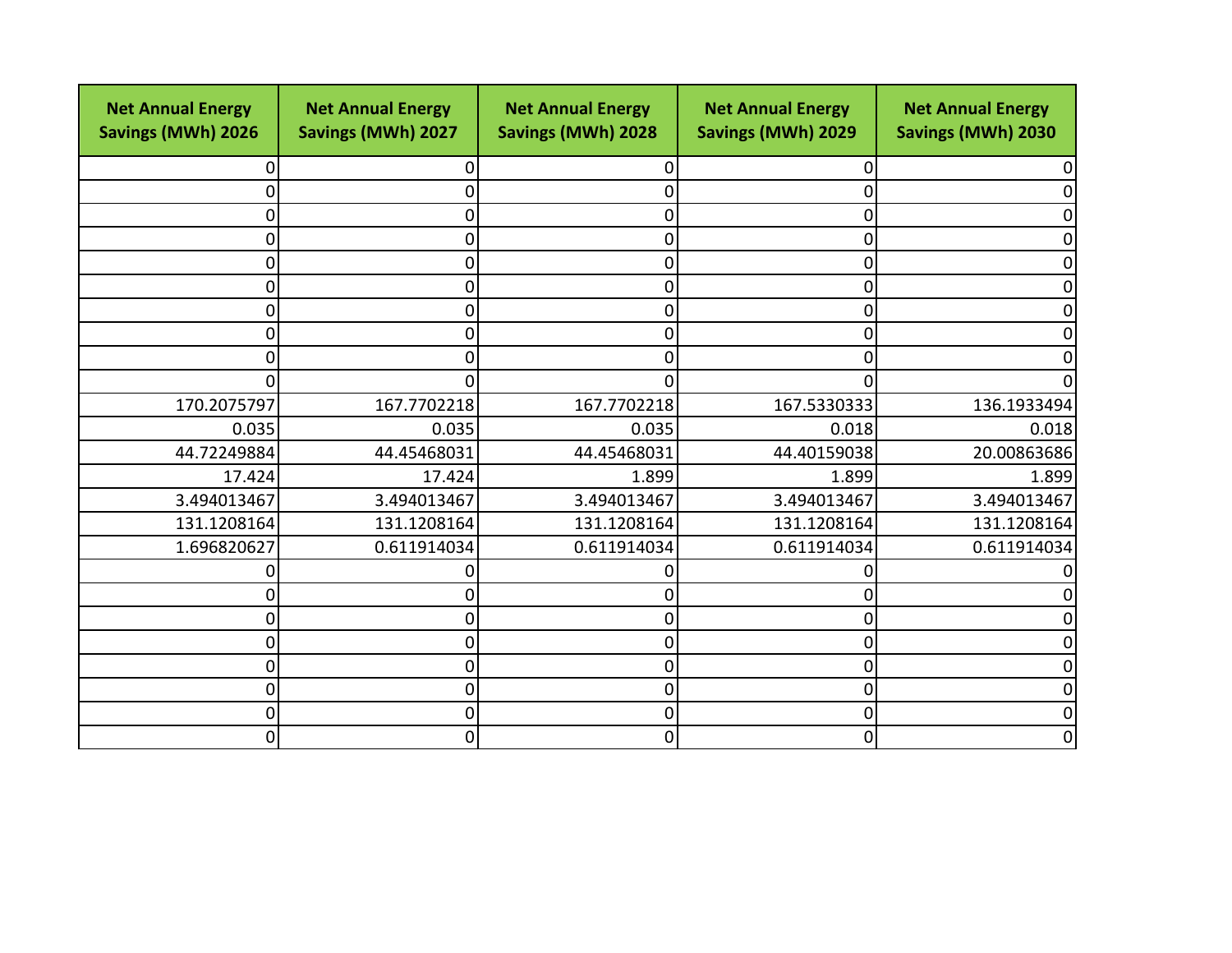| Net Annual Energy Savings (MWh) 2026 | Net Annual Energy Savings (MWh) 2027 | Net Annual Energy Savings (MWh) 2028 | Net Annual Energy Savings (MWh) 2029 | Net Annual Energy Savings (MWh) 2030 |
|---:|---:|---:|---:|---:|
| 0 | 0 | 0 | 0 | 0 |
| 0 | 0 | 0 | 0 | 0 |
| 0 | 0 | 0 | 0 | 0 |
| 0 | 0 | 0 | 0 | 0 |
| 0 | 0 | 0 | 0 | 0 |
| 0 | 0 | 0 | 0 | 0 |
| 0 | 0 | 0 | 0 | 0 |
| 0 | 0 | 0 | 0 | 0 |
| 0 | 0 | 0 | 0 | 0 |
| 0 | 0 | 0 | 0 | 0 |
| 170.2075797 | 167.7702218 | 167.7702218 | 167.5330333 | 136.1933494 |
| 0.035 | 0.035 | 0.035 | 0.018 | 0.018 |
| 44.72249884 | 44.45468031 | 44.45468031 | 44.40159038 | 20.00863686 |
| 17.424 | 17.424 | 1.899 | 1.899 | 1.899 |
| 3.494013467 | 3.494013467 | 3.494013467 | 3.494013467 | 3.494013467 |
| 131.1208164 | 131.1208164 | 131.1208164 | 131.1208164 | 131.1208164 |
| 1.696820627 | 0.611914034 | 0.611914034 | 0.611914034 | 0.611914034 |
| 0 | 0 | 0 | 0 | 0 |
| 0 | 0 | 0 | 0 | 0 |
| 0 | 0 | 0 | 0 | 0 |
| 0 | 0 | 0 | 0 | 0 |
| 0 | 0 | 0 | 0 | 0 |
| 0 | 0 | 0 | 0 | 0 |
| 0 | 0 | 0 | 0 | 0 |
| 0 | 0 | 0 | 0 | 0 |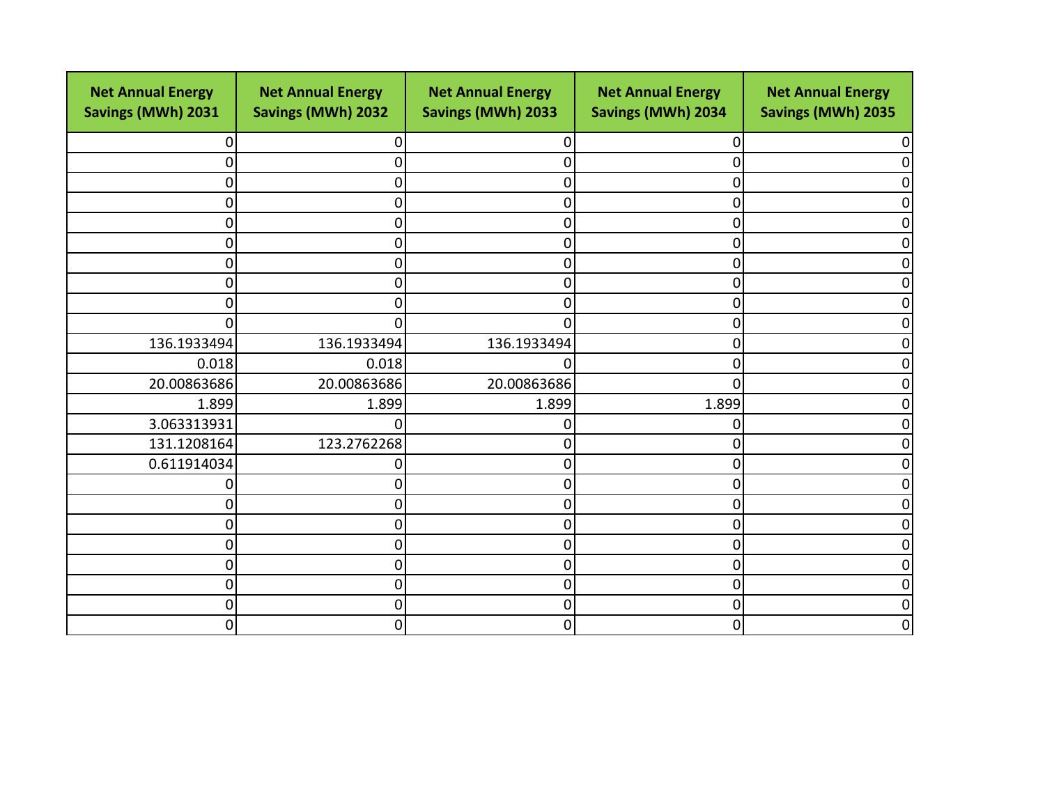| Net Annual Energy Savings (MWh) 2031 | Net Annual Energy Savings (MWh) 2032 | Net Annual Energy Savings (MWh) 2033 | Net Annual Energy Savings (MWh) 2034 | Net Annual Energy Savings (MWh) 2035 |
|---|---|---|---|---|
| 0 | 0 | 0 | 0 | 0 |
| 0 | 0 | 0 | 0 | 0 |
| 0 | 0 | 0 | 0 | 0 |
| 0 | 0 | 0 | 0 | 0 |
| 0 | 0 | 0 | 0 | 0 |
| 0 | 0 | 0 | 0 | 0 |
| 0 | 0 | 0 | 0 | 0 |
| 0 | 0 | 0 | 0 | 0 |
| 0 | 0 | 0 | 0 | 0 |
| 0 | 0 | 0 | 0 | 0 |
| 136.1933494 | 136.1933494 | 136.1933494 | 0 | 0 |
| 0.018 | 0.018 | 0 | 0 | 0 |
| 20.00863686 | 20.00863686 | 20.00863686 | 0 | 0 |
| 1.899 | 1.899 | 1.899 | 1.899 | 0 |
| 3.063313931 | 0 | 0 | 0 | 0 |
| 131.1208164 | 123.2762268 | 0 | 0 | 0 |
| 0.611914034 | 0 | 0 | 0 | 0 |
| 0 | 0 | 0 | 0 | 0 |
| 0 | 0 | 0 | 0 | 0 |
| 0 | 0 | 0 | 0 | 0 |
| 0 | 0 | 0 | 0 | 0 |
| 0 | 0 | 0 | 0 | 0 |
| 0 | 0 | 0 | 0 | 0 |
| 0 | 0 | 0 | 0 | 0 |
| 0 | 0 | 0 | 0 | 0 |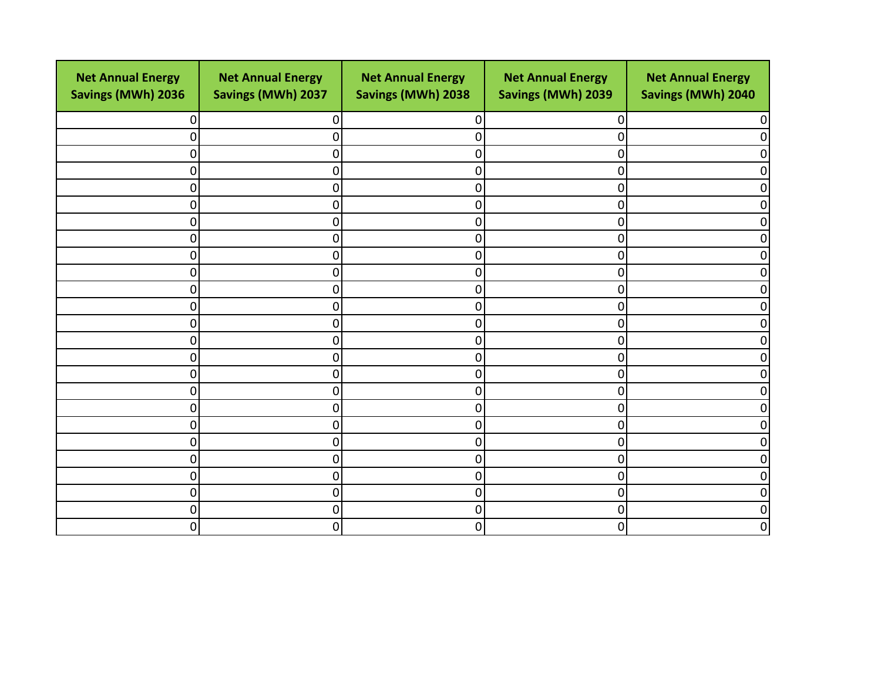| Net Annual Energy Savings (MWh) 2036 | Net Annual Energy Savings (MWh) 2037 | Net Annual Energy Savings (MWh) 2038 | Net Annual Energy Savings (MWh) 2039 | Net Annual Energy Savings (MWh) 2040 |
|---|---|---|---|---|
| 0 | 0 | 0 | 0 | 0 |
| 0 | 0 | 0 | 0 | 0 |
| 0 | 0 | 0 | 0 | 0 |
| 0 | 0 | 0 | 0 | 0 |
| 0 | 0 | 0 | 0 | 0 |
| 0 | 0 | 0 | 0 | 0 |
| 0 | 0 | 0 | 0 | 0 |
| 0 | 0 | 0 | 0 | 0 |
| 0 | 0 | 0 | 0 | 0 |
| 0 | 0 | 0 | 0 | 0 |
| 0 | 0 | 0 | 0 | 0 |
| 0 | 0 | 0 | 0 | 0 |
| 0 | 0 | 0 | 0 | 0 |
| 0 | 0 | 0 | 0 | 0 |
| 0 | 0 | 0 | 0 | 0 |
| 0 | 0 | 0 | 0 | 0 |
| 0 | 0 | 0 | 0 | 0 |
| 0 | 0 | 0 | 0 | 0 |
| 0 | 0 | 0 | 0 | 0 |
| 0 | 0 | 0 | 0 | 0 |
| 0 | 0 | 0 | 0 | 0 |
| 0 | 0 | 0 | 0 | 0 |
| 0 | 0 | 0 | 0 | 0 |
| 0 | 0 | 0 | 0 | 0 |
| 0 | 0 | 0 | 0 | 0 |